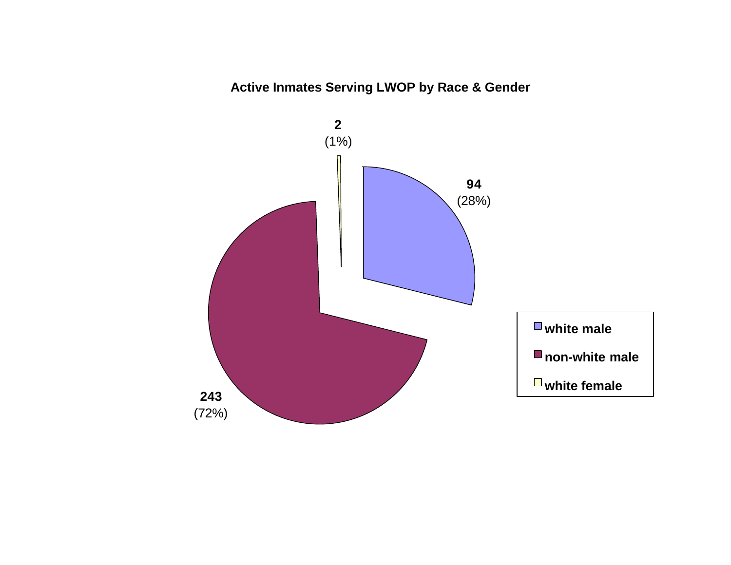**Active Inmates Serving LWOP by Race & Gender**

| Category | Count | Percent |
|---|---|---|
| white male | 94 | (28%) |
| non-white male | 243 | (72%) |
| white female | 2 | (1%) |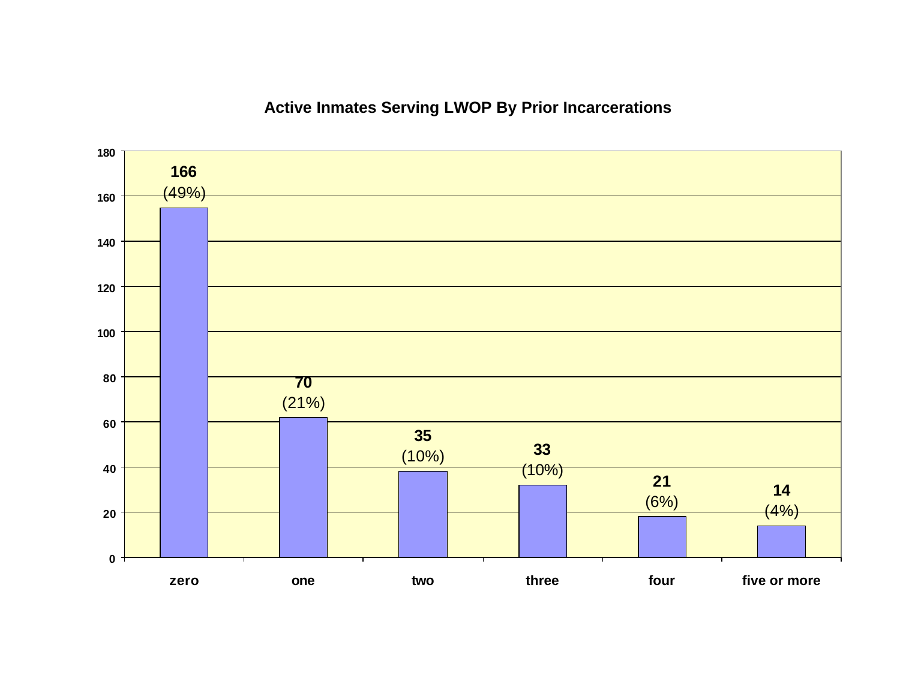## Active Inmates Serving LWOP By Prior Incarcerations

| Prior Incarcerations | Count | Percent |
|---|---|---|
| zero | 166 | (49%) |
| one | 70 | (21%) |
| two | 35 | (10%) |
| three | 33 | (10%) |
| four | 21 | (6%) |
| five or more | 14 | (4%) |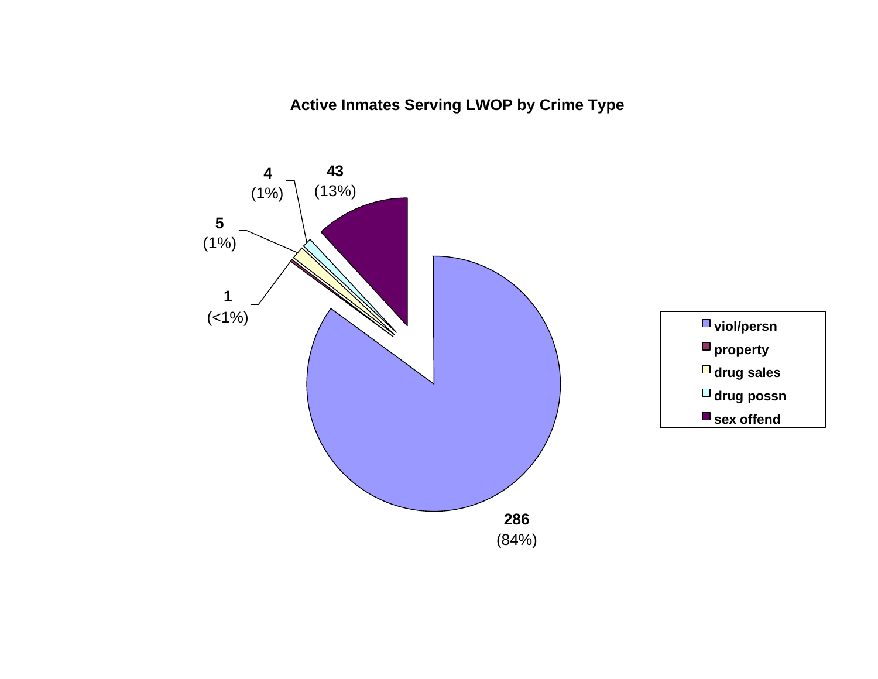**Active Inmates Serving LWOP by Crime Type**

| Crime Type | Count | Percent |
|---|---|---|
| viol/persn | 286 | (84%) |
| property | 1 | (<1%) |
| drug sales | 5 | (1%) |
| drug possn | 4 | (1%) |
| sex offend | 43 | (13%) |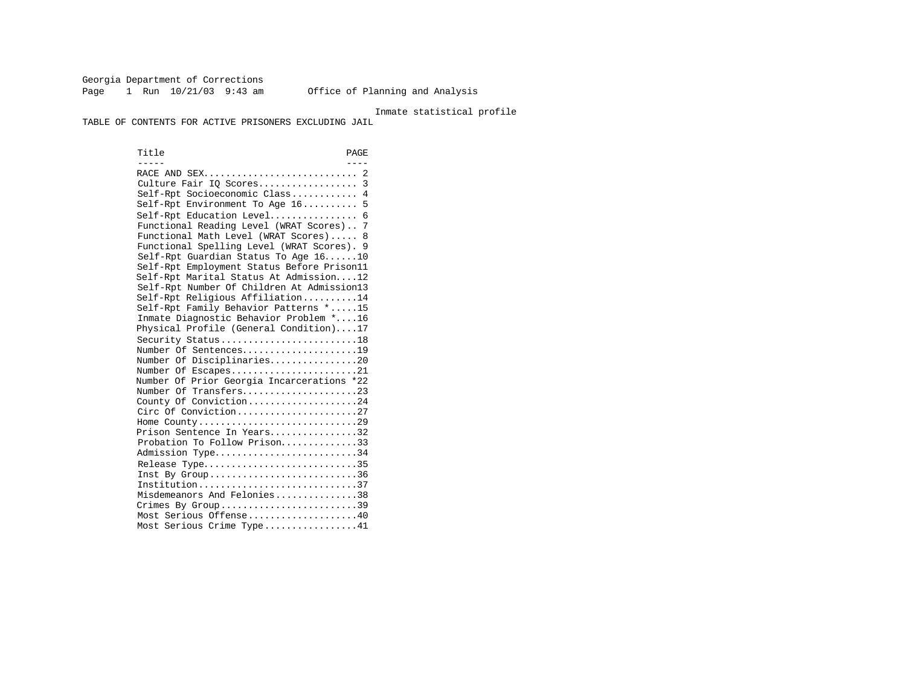Georgia Department of Corrections

Page 1 Run 10/21/03 9:43 am Office of Planning and Analysis

Inmate statistical profile

TABLE OF CONTENTS FOR ACTIVE PRISONERS EXCLUDING JAIL

| Title | PAGE |
|---|---|
| RACE AND SEX | 2 |
| Culture Fair IQ Scores | 3 |
| Self-Rpt Socioeconomic Class | 4 |
| Self-Rpt Environment To Age 16 | 5 |
| Self-Rpt Education Level | 6 |
| Functional Reading Level (WRAT Scores) | 7 |
| Functional Math Level (WRAT Scores) | 8 |
| Functional Spelling Level (WRAT Scores) | 9 |
| Self-Rpt Guardian Status To Age 16 | 10 |
| Self-Rpt Employment Status Before Prison | 11 |
| Self-Rpt Marital Status At Admission | 12 |
| Self-Rpt Number Of Children At Admission | 13 |
| Self-Rpt Religious Affiliation | 14 |
| Self-Rpt Family Behavior Patterns * | 15 |
| Inmate Diagnostic Behavior Problem * | 16 |
| Physical Profile (General Condition) | 17 |
| Security Status | 18 |
| Number Of Sentences | 19 |
| Number Of Disciplinaries | 20 |
| Number Of Escapes | 21 |
| Number Of Prior Georgia Incarcerations * | 22 |
| Number Of Transfers | 23 |
| County Of Conviction | 24 |
| Circ Of Conviction | 27 |
| Home County | 29 |
| Prison Sentence In Years | 32 |
| Probation To Follow Prison | 33 |
| Admission Type | 34 |
| Release Type | 35 |
| Inst By Group | 36 |
| Institution | 37 |
| Misdemeanors And Felonies | 38 |
| Crimes By Group | 39 |
| Most Serious Offense | 40 |
| Most Serious Crime Type | 41 |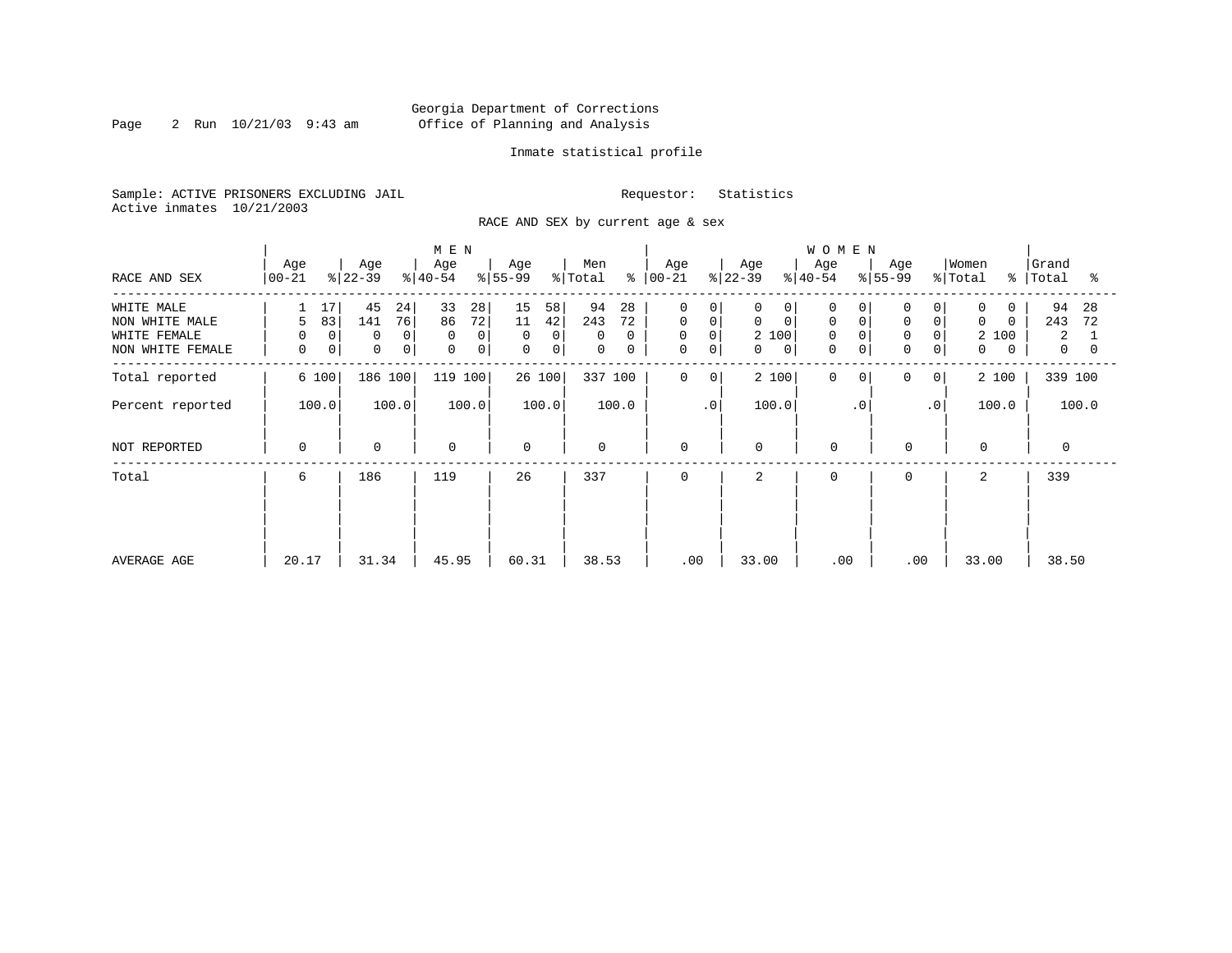Georgia Department of Corrections
Office of Planning and Analysis

Inmate statistical profile

Sample: ACTIVE PRISONERS EXCLUDING JAIL
Active inmates 10/21/2003

Requestor: Statistics

RACE AND SEX by current age & sex

| RACE AND SEX | MEN Age 00-21 | % | Age 22-39 | % | Age 40-54 | % | Age 55-99 | % | Men Total | % | WOMEN Age 00-21 | % | Age 22-39 | % | Age 40-54 | % | Age 55-99 | % | Women Total | % | Grand Total | % |
|---|---|---|---|---|---|---|---|---|---|---|---|---|---|---|---|---|---|---|---|---|---|---|
| WHITE MALE | 1 | 17 | 45 | 24 | 33 | 28 | 15 | 58 | 94 | 28 | 0 | 0 | 0 | 0 | 0 | 0 | 0 | 0 | 0 | 0 | 94 | 28 |
| NON WHITE MALE | 5 | 83 | 141 | 76 | 86 | 72 | 11 | 42 | 243 | 72 | 0 | 0 | 0 | 0 | 0 | 0 | 0 | 0 | 0 | 0 | 243 | 72 |
| WHITE FEMALE | 0 | 0 | 0 | 0 | 0 | 0 | 0 | 0 | 0 | 0 | 0 | 0 | 2 | 100 | 0 | 0 | 0 | 0 | 2 | 100 | 2 | 1 |
| NON WHITE FEMALE | 0 | 0 | 0 | 0 | 0 | 0 | 0 | 0 | 0 | 0 | 0 | 0 | 0 | 0 | 0 | 0 | 0 | 0 | 0 | 0 | 0 | 0 |
| Total reported | 6 | 100 | 186 | 100 | 119 | 100 | 26 | 100 | 337 | 100 | 0 | 0 | 2 | 100 | 0 | 0 | 0 | 0 | 2 | 100 | 339 | 100 |
| Percent reported | | 100.0 | | 100.0 | | 100.0 | | 100.0 | | 100.0 | | .0 | | 100.0 | | .0 | | .0 | | 100.0 | | 100.0 |
| NOT REPORTED | 0 | | 0 | | 0 | | 0 | | 0 | | 0 | | 0 | | 0 | | 0 | | 0 | | 0 | |
| Total | 6 | | 186 | | 119 | | 26 | | 337 | | 0 | | 2 | | 0 | | 0 | | 2 | | 339 | |
| AVERAGE AGE | 20.17 | | 31.34 | | 45.95 | | 60.31 | | 38.53 | | .00 | | 33.00 | | .00 | | .00 | | 33.00 | | 38.50 | |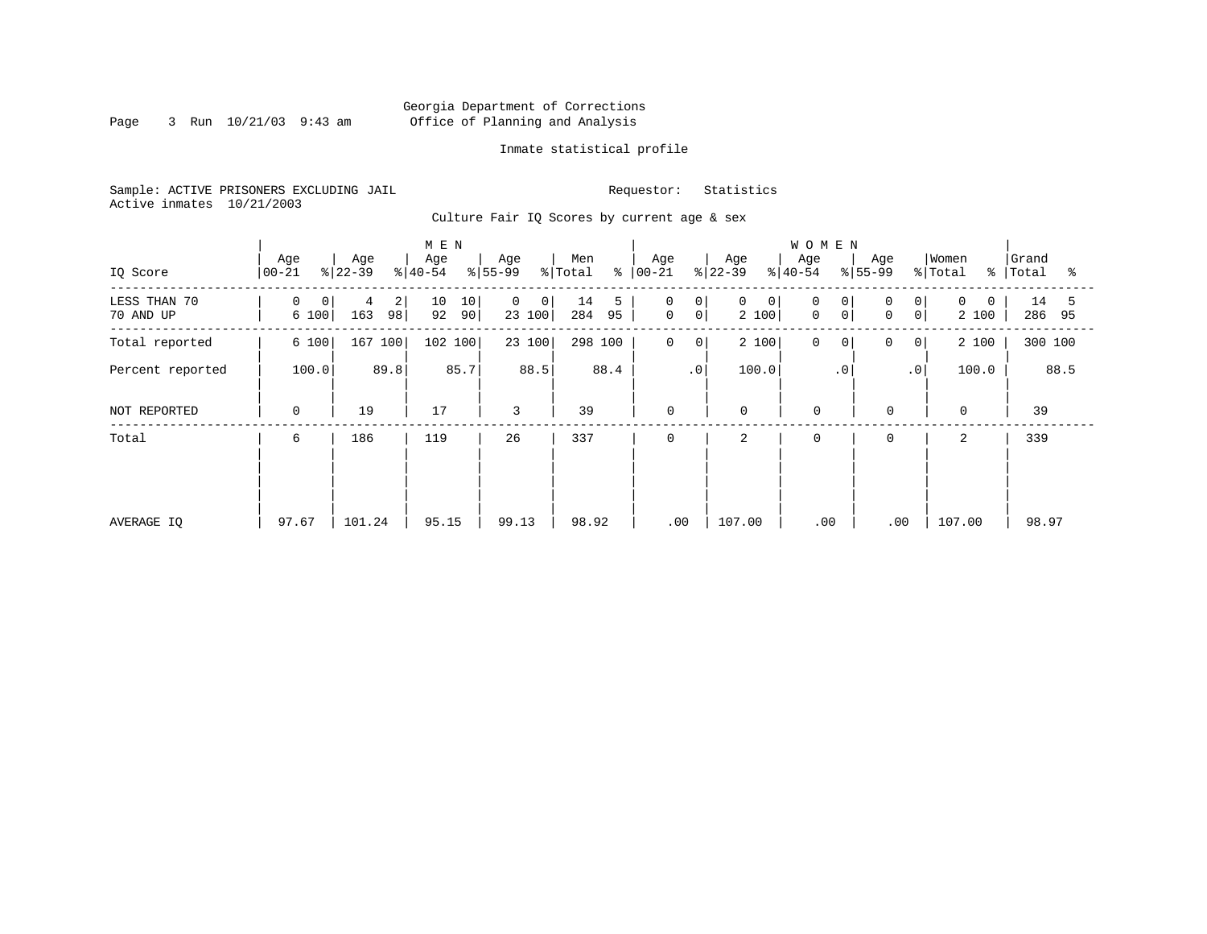Georgia Department of Corrections
Office of Planning and Analysis

Inmate statistical profile

Sample: ACTIVE PRISONERS EXCLUDING JAIL
Active inmates 10/21/2003

Requestor: Statistics

Culture Fair IQ Scores by current age & sex

| IQ Score | MEN Age 00-21 | % | Age 22-39 | % | Age 40-54 | % | Age 55-99 | % | Men Total | % | WOMEN Age 00-21 | % | Age 22-39 | % | Age 40-54 | % | Age 55-99 | % | Women Total | % | Grand Total | % |
|---|---|---|---|---|---|---|---|---|---|---|---|---|---|---|---|---|---|---|---|---|---|---|
| LESS THAN 70 | 0 | 0 | 4 | 2 | 10 | 10 | 0 | 0 | 14 | 5 | 0 | 0 | 0 | 0 | 0 | 0 | 0 | 0 | 0 | 0 | 14 | 5 |
| 70 AND UP | 6 | 100 | 163 | 98 | 92 | 90 | 23 | 100 | 284 | 95 | 0 | 0 | 2 | 100 | 0 | 0 | 0 | 0 | 2 | 100 | 286 | 95 |
| Total reported | 6 | 100 | 167 | 100 | 102 | 100 | 23 | 100 | 298 | 100 | 0 | 0 | 2 | 100 | 0 | 0 | 0 | 0 | 2 | 100 | 300 | 100 |
| Percent reported | | 100.0 | | 89.8 | | 85.7 | | 88.5 | | 88.4 | | .0 | | 100.0 | | .0 | | .0 | | 100.0 | | 88.5 |
| NOT REPORTED | 0 | | 19 | | 17 | | 3 | | 39 | | 0 | | 0 | | 0 | | 0 | | 0 | | 39 | |
| Total | 6 | | 186 | | 119 | | 26 | | 337 | | 0 | | 2 | | 0 | | 0 | | 2 | | 339 | |
| AVERAGE IQ | 97.67 | | 101.24 | | 95.15 | | 99.13 | | 98.92 | | .00 | | 107.00 | | .00 | | .00 | | 107.00 | | 98.97 | |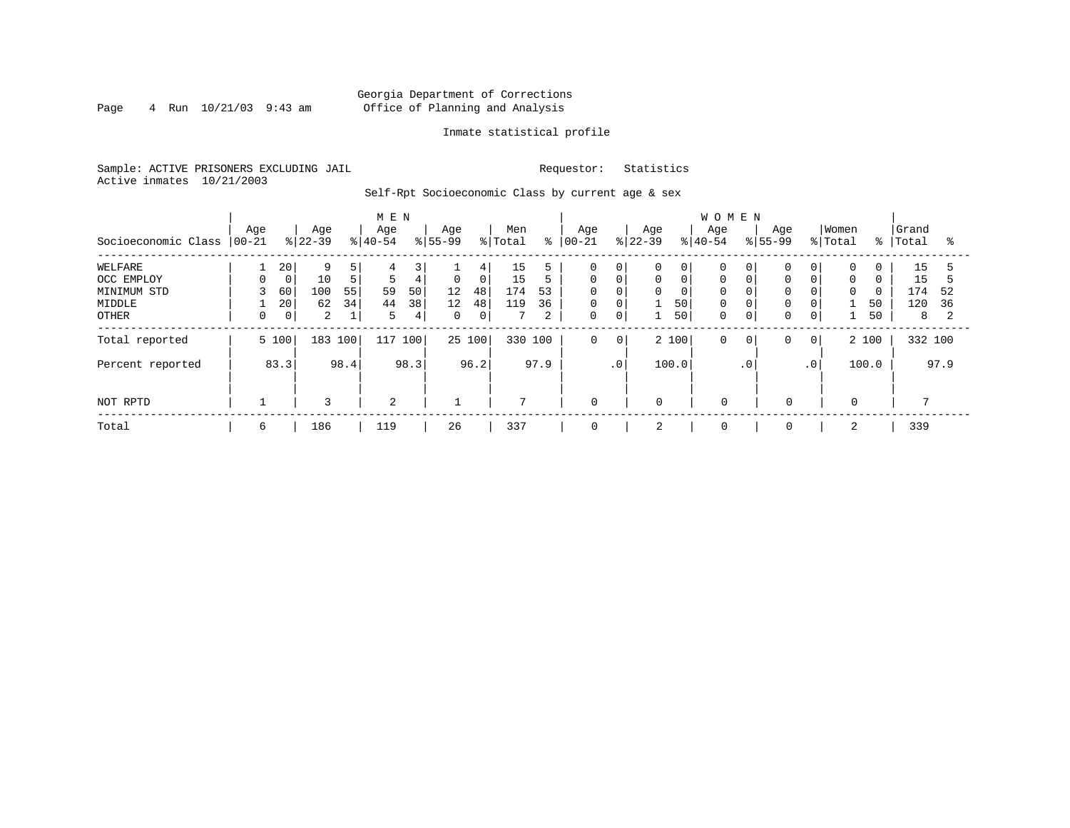Georgia Department of Corrections
Office of Planning and Analysis

Inmate statistical profile

Sample: ACTIVE PRISONERS EXCLUDING JAIL

Requestor: Statistics

Active inmates 10/21/2003

Self-Rpt Socioeconomic Class by current age & sex

| Socioeconomic Class | MEN Age 00-21 | % | Age 22-39 | % | Age 40-54 | % | Age 55-99 | % | Men Total | % | WOMEN Age 00-21 | % | Age 22-39 | % | Age 40-54 | % | Age 55-99 | % | Women Total | % | Grand Total | % |
|---|---|---|---|---|---|---|---|---|---|---|---|---|---|---|---|---|---|---|---|---|---|---|
| WELFARE | 1 | 20 | 9 | 5 | 4 | 3 | 1 | 4 | 15 | 5 | 0 | 0 | 0 | 0 | 0 | 0 | 0 | 0 | 0 | 0 | 15 | 5 |
| OCC EMPLOY | 0 | 0 | 10 | 5 | 5 | 4 | 0 | 0 | 15 | 5 | 0 | 0 | 0 | 0 | 0 | 0 | 0 | 0 | 0 | 0 | 15 | 5 |
| MINIMUM STD | 3 | 60 | 100 | 55 | 59 | 50 | 12 | 48 | 174 | 53 | 0 | 0 | 0 | 0 | 0 | 0 | 0 | 0 | 0 | 0 | 174 | 52 |
| MIDDLE | 1 | 20 | 62 | 34 | 44 | 38 | 12 | 48 | 119 | 36 | 0 | 0 | 1 | 50 | 0 | 0 | 0 | 0 | 1 | 50 | 120 | 36 |
| OTHER | 0 | 0 | 2 | 1 | 5 | 4 | 0 | 0 | 7 | 2 | 0 | 0 | 1 | 50 | 0 | 0 | 0 | 0 | 1 | 50 | 8 | 2 |
| Total reported | 5 | 100 | 183 | 100 | 117 | 100 | 25 | 100 | 330 | 100 | 0 | 0 | 2 | 100 | 0 | 0 | 0 | 0 | 2 | 100 | 332 | 100 |
| Percent reported | | 83.3 | | 98.4 | | 98.3 | | 96.2 | | 97.9 | | .0 | | 100.0 | | .0 | | .0 | | 100.0 | | 97.9 |
| NOT RPTD | 1 | | 3 | | 2 | | 1 | | 7 | | 0 | | 0 | | 0 | | 0 | | 0 | | 7 | |
| Total | 6 | | 186 | | 119 | | 26 | | 337 | | 0 | | 2 | | 0 | | 0 | | 2 | | 339 | |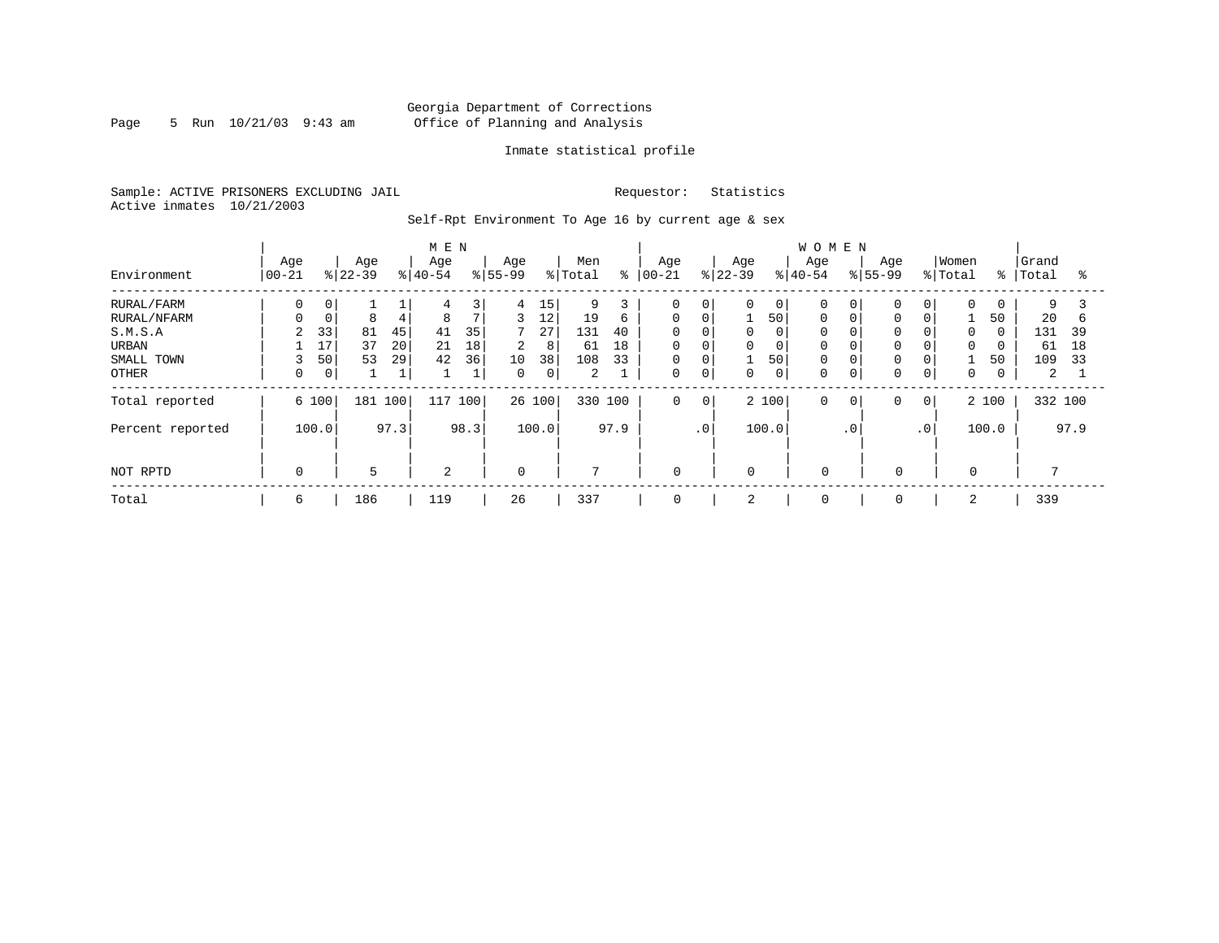Georgia Department of Corrections
Office of Planning and Analysis

Inmate statistical profile

Sample: ACTIVE PRISONERS EXCLUDING JAIL    Requestor: Statistics
Active inmates 10/21/2003

Self-Rpt Environment To Age 16 by current age & sex

| Environment | MEN Age 00-21 | % | Age 22-39 | % | Age 40-54 | % | Age 55-99 | % | Men Total | % | WOMEN Age 00-21 | % | Age 22-39 | % | Age 40-54 | % | Age 55-99 | % | Women Total | % | Grand Total | % |
|---|---|---|---|---|---|---|---|---|---|---|---|---|---|---|---|---|---|---|---|---|---|---|
| RURAL/FARM | 0 | 0 | 1 | 1 | 4 | 3 | 4 | 15 | 9 | 3 | 0 | 0 | 0 | 0 | 0 | 0 | 0 | 0 | 0 | 0 | 9 | 3 |
| RURAL/NFARM | 0 | 0 | 8 | 4 | 8 | 7 | 3 | 12 | 19 | 6 | 0 | 0 | 1 | 50 | 0 | 0 | 0 | 0 | 1 | 50 | 20 | 6 |
| S.M.S.A | 2 | 33 | 81 | 45 | 41 | 35 | 7 | 27 | 131 | 40 | 0 | 0 | 0 | 0 | 0 | 0 | 0 | 0 | 0 | 0 | 131 | 39 |
| URBAN | 1 | 17 | 37 | 20 | 21 | 18 | 2 | 8 | 61 | 18 | 0 | 0 | 0 | 0 | 0 | 0 | 0 | 0 | 0 | 0 | 61 | 18 |
| SMALL TOWN | 3 | 50 | 53 | 29 | 42 | 36 | 10 | 38 | 108 | 33 | 0 | 0 | 1 | 50 | 0 | 0 | 0 | 0 | 1 | 50 | 109 | 33 |
| OTHER | 0 | 0 | 1 | 1 | 1 | 1 | 0 | 0 | 2 | 1 | 0 | 0 | 0 | 0 | 0 | 0 | 0 | 0 | 0 | 0 | 2 | 1 |
| Total reported | 6 | 100 | 181 | 100 | 117 | 100 | 26 | 100 | 330 | 100 | 0 | 0 | 2 | 100 | 0 | 0 | 0 | 0 | 2 | 100 | 332 | 100 |
| Percent reported | | 100.0 | | 97.3 | | 98.3 | | 100.0 | | 97.9 | | .0 | | 100.0 | | .0 | | .0 | | 100.0 | | 97.9 |
| NOT RPTD | 0 | | 5 | | 2 | | 0 | | 7 | | 0 | | 0 | | 0 | | 0 | | 0 | | 7 | |
| Total | 6 | | 186 | | 119 | | 26 | | 337 | | 0 | | 2 | | 0 | | 0 | | 2 | | 339 | |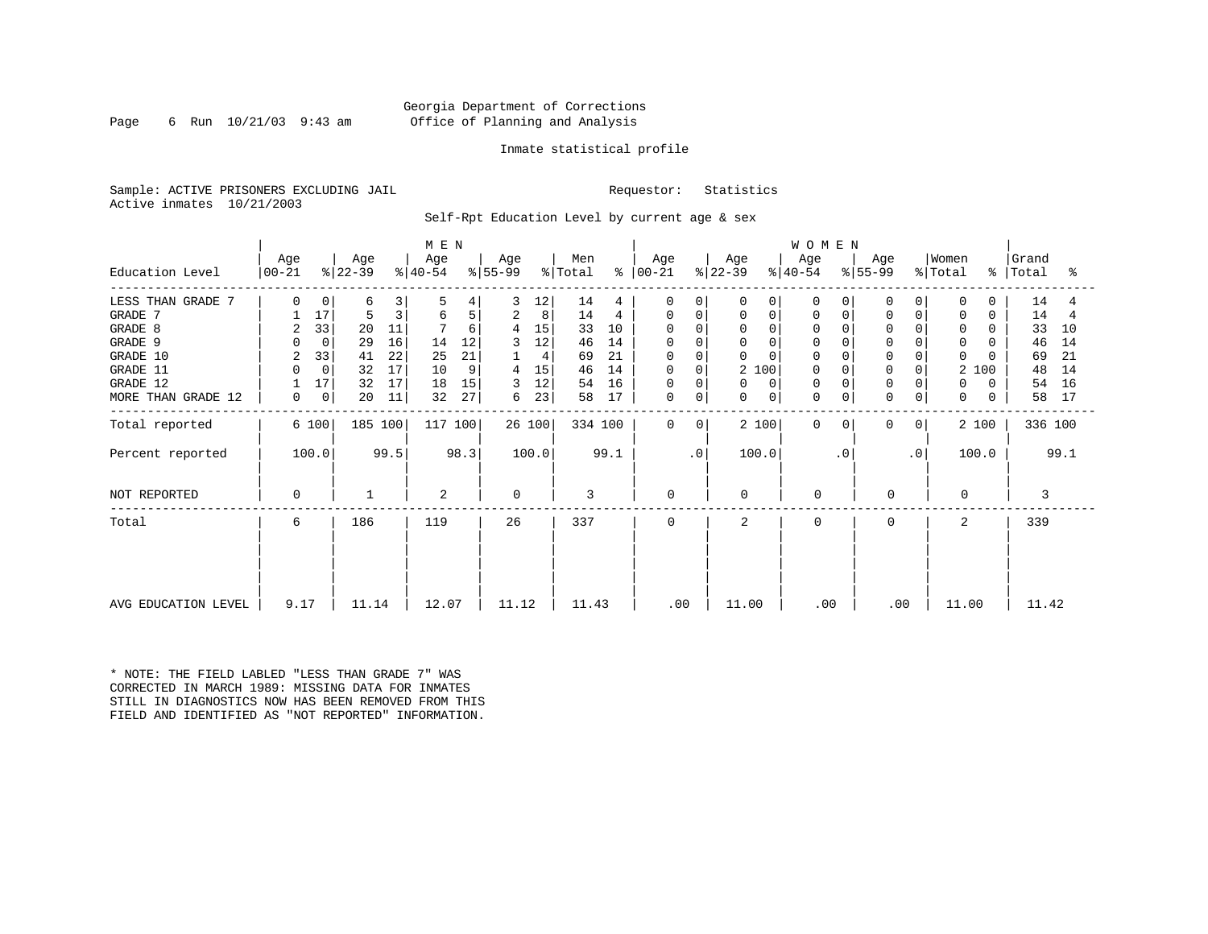Georgia Department of Corrections
Office of Planning and Analysis

Inmate statistical profile

Sample: ACTIVE PRISONERS EXCLUDING JAIL

Requestor: Statistics

Active inmates 10/21/2003

Self-Rpt Education Level by current age & sex

| Education Level | MEN Age 00-21 | % | Age 22-39 | % | Age 40-54 | % | Age 55-99 | % | Men Total | % | WOMEN Age 00-21 | % | Age 22-39 | % | Age 40-54 | % | Age 55-99 | % | Women Total | % | Grand Total | % |
|---|---|---|---|---|---|---|---|---|---|---|---|---|---|---|---|---|---|---|---|---|---|---|
| LESS THAN GRADE 7 | 0 | 0 | 6 | 3 | 5 | 4 | 3 | 12 | 14 | 4 | 0 | 0 | 0 | 0 | 0 | 0 | 0 | 0 | 0 | 0 | 14 | 4 |
| GRADE 7 | 1 | 17 | 5 | 3 | 6 | 5 | 2 | 8 | 14 | 4 | 0 | 0 | 0 | 0 | 0 | 0 | 0 | 0 | 0 | 0 | 14 | 4 |
| GRADE 8 | 2 | 33 | 20 | 11 | 7 | 6 | 4 | 15 | 33 | 10 | 0 | 0 | 0 | 0 | 0 | 0 | 0 | 0 | 0 | 0 | 33 | 10 |
| GRADE 9 | 0 | 0 | 29 | 16 | 14 | 12 | 3 | 12 | 46 | 14 | 0 | 0 | 0 | 0 | 0 | 0 | 0 | 0 | 0 | 0 | 46 | 14 |
| GRADE 10 | 2 | 33 | 41 | 22 | 25 | 21 | 1 | 4 | 69 | 21 | 0 | 0 | 0 | 0 | 0 | 0 | 0 | 0 | 0 | 0 | 69 | 21 |
| GRADE 11 | 0 | 0 | 32 | 17 | 10 | 9 | 4 | 15 | 46 | 14 | 0 | 0 | 2 | 100 | 0 | 0 | 0 | 0 | 2 | 100 | 48 | 14 |
| GRADE 12 | 1 | 17 | 32 | 17 | 18 | 15 | 3 | 12 | 54 | 16 | 0 | 0 | 0 | 0 | 0 | 0 | 0 | 0 | 0 | 0 | 54 | 16 |
| MORE THAN GRADE 12 | 0 | 0 | 20 | 11 | 32 | 27 | 6 | 23 | 58 | 17 | 0 | 0 | 0 | 0 | 0 | 0 | 0 | 0 | 0 | 0 | 58 | 17 |
| Total reported | 6 | 100 | 185 | 100 | 117 | 100 | 26 | 100 | 334 | 100 | 0 | 0 | 2 | 100 | 0 | 0 | 0 | 0 | 2 | 100 | 336 | 100 |
| Percent reported | 100.0 | | 99.5 | | 98.3 | | 100.0 | | 99.1 | | .0 | | 100.0 | | .0 | | .0 | | 100.0 | | 99.1 | |
| NOT REPORTED | 0 | | 1 | | 2 | | 0 | | 3 | | 0 | | 0 | | 0 | | 0 | | 0 | | 3 | |
| Total | 6 | | 186 | | 119 | | 26 | | 337 | | 0 | | 2 | | 0 | | 0 | | 2 | | 339 | |
| AVG EDUCATION LEVEL | 9.17 | | 11.14 | | 12.07 | | 11.12 | | 11.43 | | .00 | | 11.00 | | .00 | | .00 | | 11.00 | | 11.42 | |

* NOTE: THE FIELD LABLED "LESS THAN GRADE 7" WAS CORRECTED IN MARCH 1989: MISSING DATA FOR INMATES STILL IN DIAGNOSTICS NOW HAS BEEN REMOVED FROM THIS FIELD AND IDENTIFIED AS "NOT REPORTED" INFORMATION.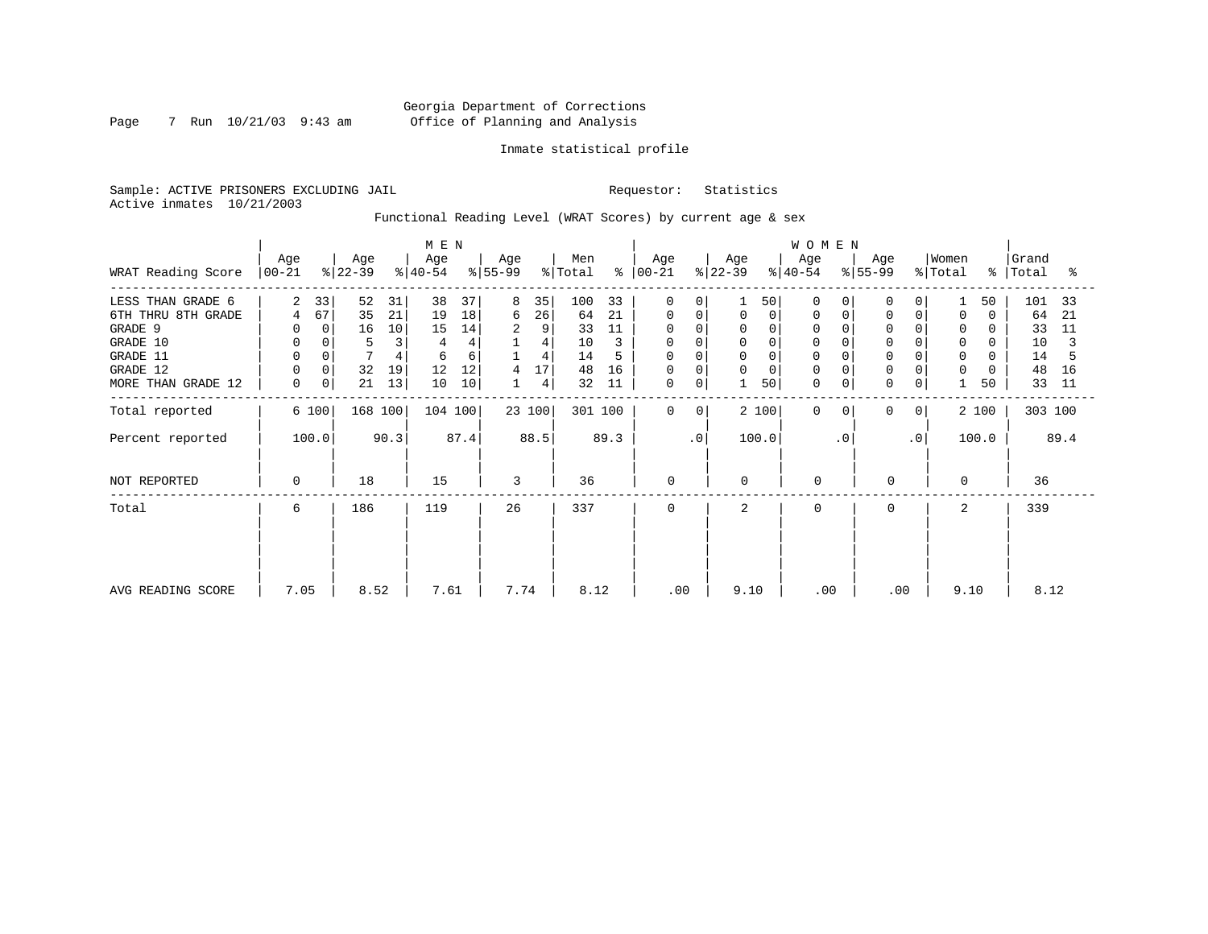Georgia Department of Corrections
Office of Planning and Analysis

Inmate statistical profile

Sample: ACTIVE PRISONERS EXCLUDING JAIL    Requestor: Statistics
Active inmates 10/21/2003

Functional Reading Level (WRAT Scores) by current age & sex

| WRAT Reading Score | MEN Age 00-21 | % | Age 22-39 | % | Age 40-54 | % | Age 55-99 | % | Men Total | % | WOMEN Age 00-21 | % | Age 22-39 | % | Age 40-54 | % | Age 55-99 | % | Women Total | % | Grand Total | % |
|---|---|---|---|---|---|---|---|---|---|---|---|---|---|---|---|---|---|---|---|---|---|---|
| LESS THAN GRADE 6 | 2 | 33 | 52 | 31 | 38 | 37 | 8 | 35 | 100 | 33 | 0 | 0 | 1 | 50 | 0 | 0 | 0 | 0 | 1 | 50 | 101 | 33 |
| 6TH THRU 8TH GRADE | 4 | 67 | 35 | 21 | 19 | 18 | 6 | 26 | 64 | 21 | 0 | 0 | 0 | 0 | 0 | 0 | 0 | 0 | 0 | 0 | 64 | 21 |
| GRADE 9 | 0 | 0 | 16 | 10 | 15 | 14 | 2 | 9 | 33 | 11 | 0 | 0 | 0 | 0 | 0 | 0 | 0 | 0 | 0 | 0 | 33 | 11 |
| GRADE 10 | 0 | 0 | 5 | 3 | 4 | 4 | 1 | 4 | 10 | 3 | 0 | 0 | 0 | 0 | 0 | 0 | 0 | 0 | 0 | 0 | 10 | 3 |
| GRADE 11 | 0 | 0 | 7 | 4 | 6 | 6 | 1 | 4 | 14 | 5 | 0 | 0 | 0 | 0 | 0 | 0 | 0 | 0 | 0 | 0 | 14 | 5 |
| GRADE 12 | 0 | 0 | 32 | 19 | 12 | 12 | 4 | 17 | 48 | 16 | 0 | 0 | 0 | 0 | 0 | 0 | 0 | 0 | 0 | 0 | 48 | 16 |
| MORE THAN GRADE 12 | 0 | 0 | 21 | 13 | 10 | 10 | 1 | 4 | 32 | 11 | 0 | 0 | 1 | 50 | 0 | 0 | 0 | 0 | 1 | 50 | 33 | 11 |
| Total reported | 6 | 100 | 168 | 100 | 104 | 100 | 23 | 100 | 301 | 100 | 0 | 0 | 2 | 100 | 0 | 0 | 0 | 0 | 2 | 100 | 303 | 100 |
| Percent reported | 100.0 | | 90.3 | | 87.4 | | 88.5 | | 89.3 | | .0 | | 100.0 | | .0 | | .0 | | 100.0 | | 89.4 | |
| NOT REPORTED | 0 | | 18 | | 15 | | 3 | | 36 | | 0 | | 0 | | 0 | | 0 | | 0 | | 36 | |
| Total | 6 | | 186 | | 119 | | 26 | | 337 | | 0 | | 2 | | 0 | | 0 | | 2 | | 339 | |
| AVG READING SCORE | 7.05 | | 8.52 | | 7.61 | | 7.74 | | 8.12 | | .00 | | 9.10 | | .00 | | .00 | | 9.10 | | 8.12 | |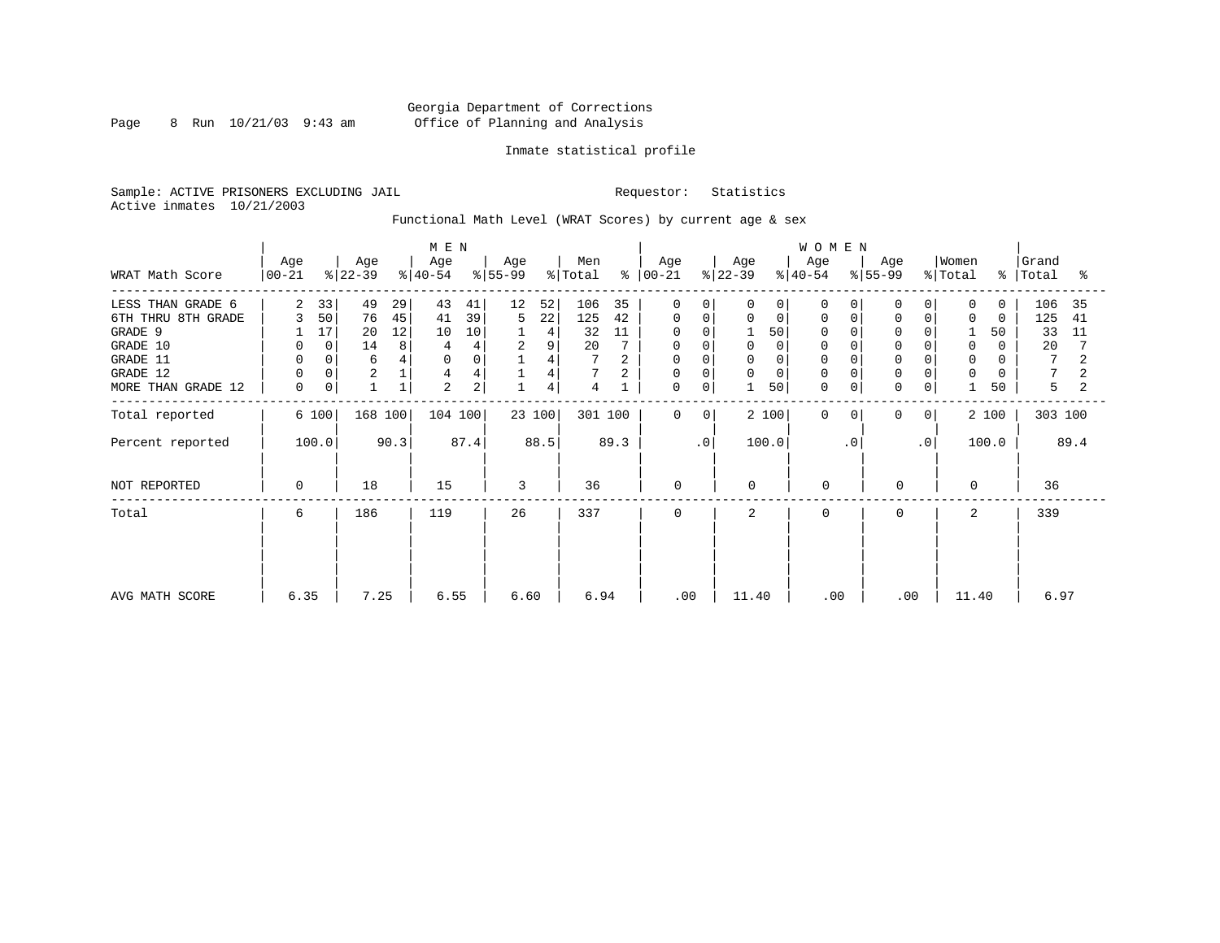Georgia Department of Corrections
Office of Planning and Analysis

Inmate statistical profile

Sample: ACTIVE PRISONERS EXCLUDING JAIL

Requestor: Statistics

Active inmates 10/21/2003

Functional Math Level (WRAT Scores) by current age & sex

| WRAT Math Score | MEN Age 00-21 | % | MEN Age 22-39 | % | MEN Age 40-54 | % | MEN Age 55-99 | % | Men Total | % | WOMEN Age 00-21 | % | WOMEN Age 22-39 | % | WOMEN Age 40-54 | % | WOMEN Age 55-99 | % | Women Total | % | Grand Total | % |
|---|---|---|---|---|---|---|---|---|---|---|---|---|---|---|---|---|---|---|---|---|---|---|
| LESS THAN GRADE 6 | 2 | 33 | 49 | 29 | 43 | 41 | 12 | 52 | 106 | 35 | 0 | 0 | 0 | 0 | 0 | 0 | 0 | 0 | 0 | 0 | 106 | 35 |
| 6TH THRU 8TH GRADE | 3 | 50 | 76 | 45 | 41 | 39 | 5 | 22 | 125 | 42 | 0 | 0 | 0 | 0 | 0 | 0 | 0 | 0 | 0 | 0 | 125 | 41 |
| GRADE 9 | 1 | 17 | 20 | 12 | 10 | 10 | 1 | 4 | 32 | 11 | 0 | 0 | 1 | 50 | 0 | 0 | 0 | 0 | 1 | 50 | 33 | 11 |
| GRADE 10 | 0 | 0 | 14 | 8 | 4 | 4 | 2 | 9 | 20 | 7 | 0 | 0 | 0 | 0 | 0 | 0 | 0 | 0 | 0 | 0 | 20 | 7 |
| GRADE 11 | 0 | 0 | 6 | 4 | 0 | 0 | 1 | 4 | 7 | 2 | 0 | 0 | 0 | 0 | 0 | 0 | 0 | 0 | 0 | 0 | 7 | 2 |
| GRADE 12 | 0 | 0 | 2 | 1 | 4 | 4 | 1 | 4 | 7 | 2 | 0 | 0 | 0 | 0 | 0 | 0 | 0 | 0 | 0 | 0 | 7 | 2 |
| MORE THAN GRADE 12 | 0 | 0 | 1 | 1 | 2 | 2 | 1 | 4 | 4 | 1 | 0 | 0 | 1 | 50 | 0 | 0 | 0 | 0 | 1 | 50 | 5 | 2 |
| Total reported | 6 | 100 | 168 | 100 | 104 | 100 | 23 | 100 | 301 | 100 | 0 | 0 | 2 | 100 | 0 | 0 | 0 | 0 | 2 | 100 | 303 | 100 |
| Percent reported | 100.0 | | 90.3 | | 87.4 | | 88.5 | | 89.3 | | .0 | | 100.0 | | .0 | | .0 | | 100.0 | | 89.4 | |
| NOT REPORTED | 0 | | 18 | | 15 | | 3 | | 36 | | 0 | | 0 | | 0 | | 0 | | 0 | | 36 | |
| Total | 6 | | 186 | | 119 | | 26 | | 337 | | 0 | | 2 | | 0 | | 0 | | 2 | | 339 | |
| AVG MATH SCORE | 6.35 | | 7.25 | | 6.55 | | 6.60 | | 6.94 | | .00 | | 11.40 | | .00 | | .00 | | 11.40 | | 6.97 | |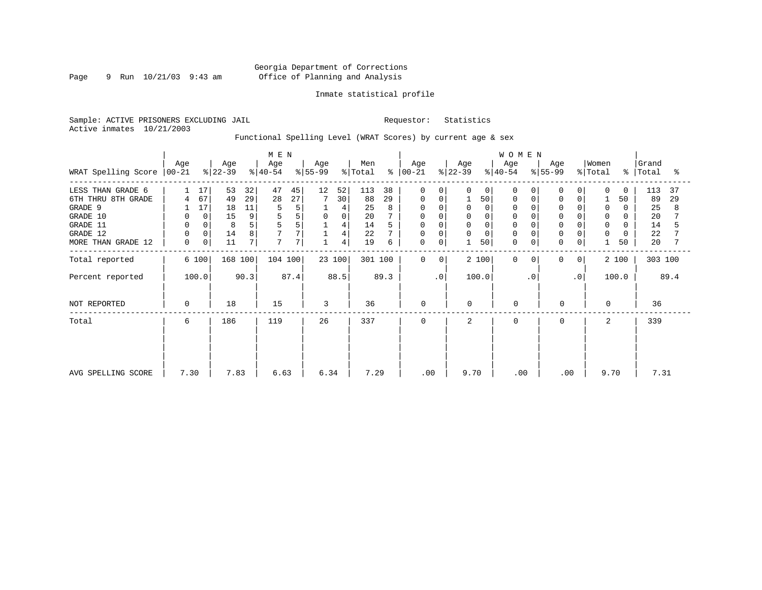Georgia Department of Corrections
Office of Planning and Analysis

Inmate statistical profile

Sample: ACTIVE PRISONERS EXCLUDING JAIL

Requestor: Statistics

Active inmates 10/21/2003

Functional Spelling Level (WRAT Scores) by current age & sex

| WRAT Spelling Score | MEN Age 00-21 | % | MEN Age 22-39 | % | MEN Age 40-54 | % | MEN Age 55-99 | % | Men Total | % | WOMEN Age 00-21 | % | WOMEN Age 22-39 | % | WOMEN Age 40-54 | % | WOMEN Age 55-99 | % | Women Total | % | Grand Total | % |
|---|---|---|---|---|---|---|---|---|---|---|---|---|---|---|---|---|---|---|---|---|---|---|
| LESS THAN GRADE 6 | 1 | 17 | 53 | 32 | 47 | 45 | 12 | 52 | 113 | 38 | 0 | 0 | 0 | 0 | 0 | 0 | 0 | 0 | 0 | 0 | 113 | 37 |
| 6TH THRU 8TH GRADE | 4 | 67 | 49 | 29 | 28 | 27 | 7 | 30 | 88 | 29 | 0 | 0 | 1 | 50 | 0 | 0 | 0 | 0 | 1 | 50 | 89 | 29 |
| GRADE 9 | 1 | 17 | 18 | 11 | 5 | 5 | 1 | 4 | 25 | 8 | 0 | 0 | 0 | 0 | 0 | 0 | 0 | 0 | 0 | 0 | 25 | 8 |
| GRADE 10 | 0 | 0 | 15 | 9 | 5 | 5 | 0 | 0 | 20 | 7 | 0 | 0 | 0 | 0 | 0 | 0 | 0 | 0 | 0 | 0 | 20 | 7 |
| GRADE 11 | 0 | 0 | 8 | 5 | 5 | 5 | 1 | 4 | 14 | 5 | 0 | 0 | 0 | 0 | 0 | 0 | 0 | 0 | 0 | 0 | 14 | 5 |
| GRADE 12 | 0 | 0 | 14 | 8 | 7 | 7 | 1 | 4 | 22 | 7 | 0 | 0 | 0 | 0 | 0 | 0 | 0 | 0 | 0 | 0 | 22 | 7 |
| MORE THAN GRADE 12 | 0 | 0 | 11 | 7 | 7 | 7 | 1 | 4 | 19 | 6 | 0 | 0 | 1 | 50 | 0 | 0 | 0 | 0 | 1 | 50 | 20 | 7 |
| Total reported | 6 | 100 | 168 | 100 | 104 | 100 | 23 | 100 | 301 | 100 | 0 | 0 | 2 | 100 | 0 | 0 | 0 | 0 | 2 | 100 | 303 | 100 |
| Percent reported | 100.0 | | 90.3 | | 87.4 | | 88.5 | | 89.3 | | .0 | | 100.0 | | .0 | | .0 | | 100.0 | | 89.4 | |
| NOT REPORTED | 0 | | 18 | | 15 | | 3 | | 36 | | 0 | | 0 | | 0 | | 0 | | 0 | | 36 | |
| Total | 6 | | 186 | | 119 | | 26 | | 337 | | 0 | | 2 | | 0 | | 0 | | 2 | | 339 | |
| AVG SPELLING SCORE | 7.30 | | 7.83 | | 6.63 | | 6.34 | | 7.29 | | .00 | | 9.70 | | .00 | | .00 | | 9.70 | | 7.31 | |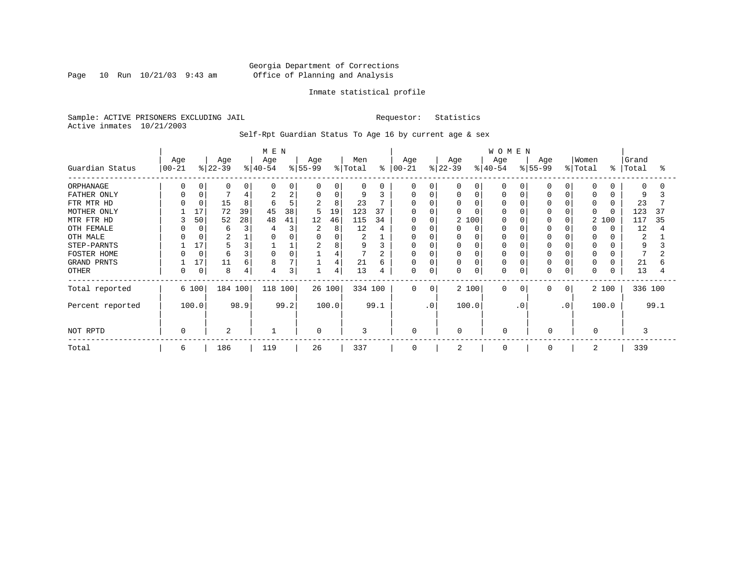Georgia Department of Corrections
Office of Planning and Analysis

Inmate statistical profile

Sample: ACTIVE PRISONERS EXCLUDING JAIL
Active inmates 10/21/2003

Requestor: Statistics

Self-Rpt Guardian Status To Age 16 by current age & sex

| Guardian Status | MEN Age 00-21 | % | Age 22-39 | % | Age 40-54 | % | Age 55-99 | % | Men Total | % | WOMEN Age 00-21 | % | Age 22-39 | % | Age 40-54 | % | Age 55-99 | % | Women Total | % | Grand Total | % |
|---|---|---|---|---|---|---|---|---|---|---|---|---|---|---|---|---|---|---|---|---|---|---|
| ORPHANAGE | 0 | 0 | 0 | 0 | 0 | 0 | 0 | 0 | 0 | 0 | 0 | 0 | 0 | 0 | 0 | 0 | 0 | 0 | 0 | 0 | 0 | 0 |
| FATHER ONLY | 0 | 0 | 7 | 4 | 2 | 2 | 0 | 0 | 9 | 3 | 0 | 0 | 0 | 0 | 0 | 0 | 0 | 0 | 0 | 0 | 9 | 3 |
| FTR MTR HD | 0 | 0 | 15 | 8 | 6 | 5 | 2 | 8 | 23 | 7 | 0 | 0 | 0 | 0 | 0 | 0 | 0 | 0 | 0 | 0 | 23 | 7 |
| MOTHER ONLY | 1 | 17 | 72 | 39 | 45 | 38 | 5 | 19 | 123 | 37 | 0 | 0 | 0 | 0 | 0 | 0 | 0 | 0 | 0 | 0 | 123 | 37 |
| MTR FTR HD | 3 | 50 | 52 | 28 | 48 | 41 | 12 | 46 | 115 | 34 | 0 | 0 | 2 | 100 | 0 | 0 | 0 | 0 | 2 | 100 | 117 | 35 |
| OTH FEMALE | 0 | 0 | 6 | 3 | 4 | 3 | 2 | 8 | 12 | 4 | 0 | 0 | 0 | 0 | 0 | 0 | 0 | 0 | 0 | 0 | 12 | 4 |
| OTH MALE | 0 | 0 | 2 | 1 | 0 | 0 | 0 | 0 | 2 | 1 | 0 | 0 | 0 | 0 | 0 | 0 | 0 | 0 | 0 | 0 | 2 | 1 |
| STEP-PARNTS | 1 | 17 | 5 | 3 | 1 | 1 | 2 | 8 | 9 | 3 | 0 | 0 | 0 | 0 | 0 | 0 | 0 | 0 | 0 | 0 | 9 | 3 |
| FOSTER HOME | 0 | 0 | 6 | 3 | 0 | 0 | 1 | 4 | 7 | 2 | 0 | 0 | 0 | 0 | 0 | 0 | 0 | 0 | 0 | 0 | 7 | 2 |
| GRAND PRNTS | 1 | 17 | 11 | 6 | 8 | 7 | 1 | 4 | 21 | 6 | 0 | 0 | 0 | 0 | 0 | 0 | 0 | 0 | 0 | 0 | 21 | 6 |
| OTHER | 0 | 0 | 8 | 4 | 4 | 3 | 1 | 4 | 13 | 4 | 0 | 0 | 0 | 0 | 0 | 0 | 0 | 0 | 0 | 0 | 13 | 4 |
| Total reported | 6 | 100 | 184 | 100 | 118 | 100 | 26 | 100 | 334 | 100 | 0 | 0 | 2 | 100 | 0 | 0 | 0 | 0 | 2 | 100 | 336 | 100 |
| Percent reported | | 100.0 | | 98.9 | | 99.2 | | 100.0 | | 99.1 | | .0 | | 100.0 | | .0 | | .0 | | 100.0 | | 99.1 |
| NOT RPTD | 0 | | 2 | | 1 | | 0 | | 3 | | 0 | | 0 | | 0 | | 0 | | 0 | | 3 | |
| Total | 6 | | 186 | | 119 | | 26 | | 337 | | 0 | | 2 | | 0 | | 0 | | 2 | | 339 | |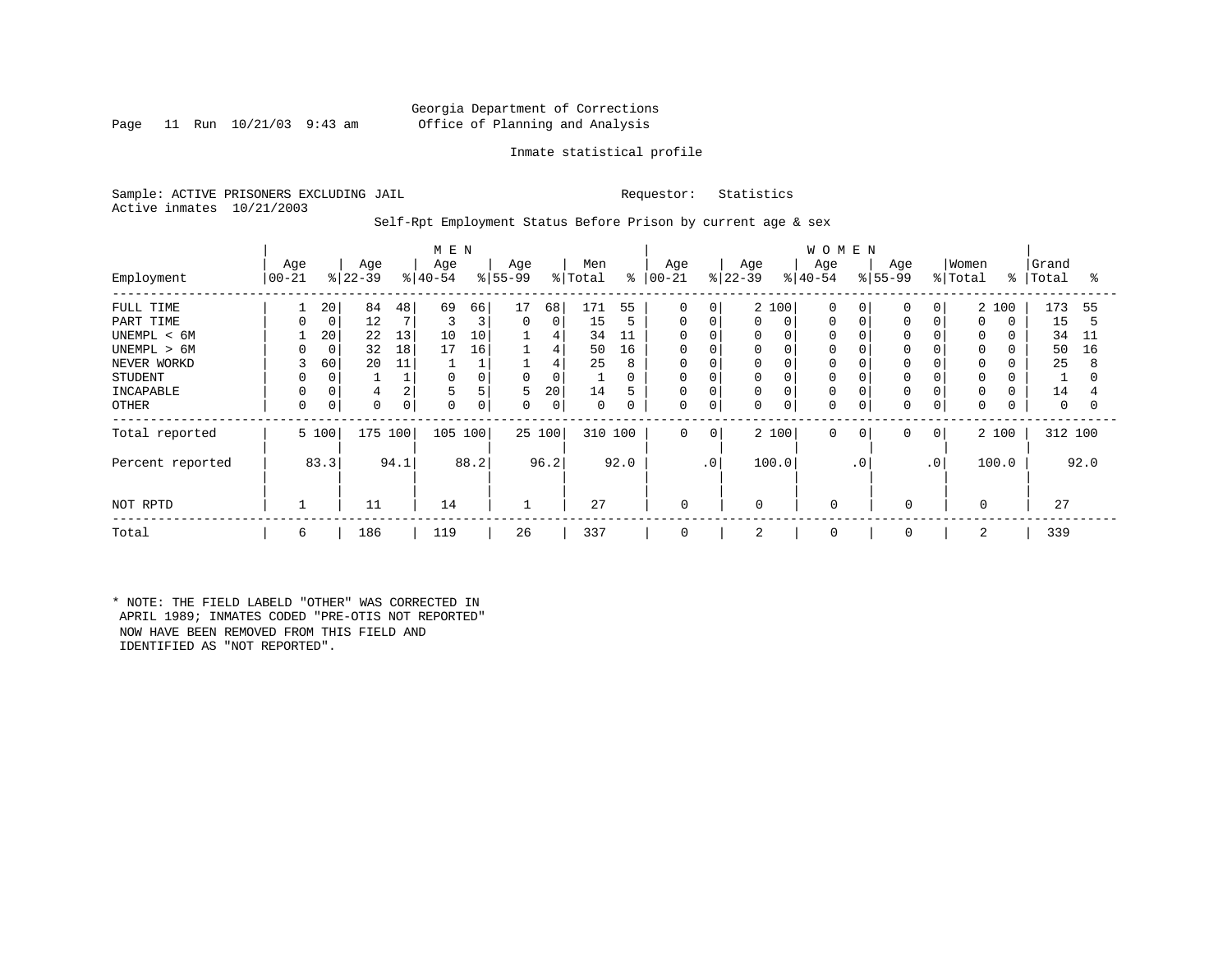Georgia Department of Corrections
Office of Planning and Analysis

Inmate statistical profile

Sample: ACTIVE PRISONERS EXCLUDING JAIL          Requestor: Statistics
Active inmates 10/21/2003

Self-Rpt Employment Status Before Prison by current age & sex

| Employment | MEN Age 00-21 | % | Age 22-39 | % | Age 40-54 | % | Age 55-99 | % | Men Total | % | WOMEN Age 00-21 | % | Age 22-39 | % | Age 40-54 | % | Age 55-99 | % | Women Total | % | Grand Total | % |
|---|---|---|---|---|---|---|---|---|---|---|---|---|---|---|---|---|---|---|---|---|---|---|
| FULL TIME | 1 | 20 | 84 | 48 | 69 | 66 | 17 | 68 | 171 | 55 | 0 | 0 | 2 | 100 | 0 | 0 | 0 | 0 | 2 | 100 | 173 | 55 |
| PART TIME | 0 | 0 | 12 | 7 | 3 | 3 | 0 | 0 | 15 | 5 | 0 | 0 | 0 | 0 | 0 | 0 | 0 | 0 | 0 | 0 | 15 | 5 |
| UNEMPL < 6M | 1 | 20 | 22 | 13 | 10 | 10 | 1 | 4 | 34 | 11 | 0 | 0 | 0 | 0 | 0 | 0 | 0 | 0 | 0 | 0 | 34 | 11 |
| UNEMPL > 6M | 0 | 0 | 32 | 18 | 17 | 16 | 1 | 4 | 50 | 16 | 0 | 0 | 0 | 0 | 0 | 0 | 0 | 0 | 0 | 0 | 50 | 16 |
| NEVER WORKD | 3 | 60 | 20 | 11 | 1 | 1 | 1 | 4 | 25 | 8 | 0 | 0 | 0 | 0 | 0 | 0 | 0 | 0 | 0 | 0 | 25 | 8 |
| STUDENT | 0 | 0 | 1 | 1 | 0 | 0 | 0 | 0 | 1 | 0 | 0 | 0 | 0 | 0 | 0 | 0 | 0 | 0 | 0 | 0 | 1 | 0 |
| INCAPABLE | 0 | 0 | 4 | 2 | 5 | 5 | 5 | 20 | 14 | 5 | 0 | 0 | 0 | 0 | 0 | 0 | 0 | 0 | 0 | 0 | 14 | 4 |
| OTHER | 0 | 0 | 0 | 0 | 0 | 0 | 0 | 0 | 0 | 0 | 0 | 0 | 0 | 0 | 0 | 0 | 0 | 0 | 0 | 0 | 0 | 0 |
| Total reported | 5 | 100 | 175 | 100 | 105 | 100 | 25 | 100 | 310 | 100 | 0 | 0 | 2 | 100 | 0 | 0 | 0 | 0 | 2 | 100 | 312 | 100 |
| Percent reported | | 83.3 | | 94.1 | | 88.2 | | 96.2 | | 92.0 | | .0 | | 100.0 | | .0 | | .0 | | 100.0 | | 92.0 |
| NOT RPTD | 1 | | 11 | | 14 | | 1 | | 27 | | 0 | | 0 | | 0 | | 0 | | 0 | | 27 | |
| Total | 6 | | 186 | | 119 | | 26 | | 337 | | 0 | | 2 | | 0 | | 0 | | 2 | | 339 | |

* NOTE: THE FIELD LABELD "OTHER" WAS CORRECTED IN APRIL 1989; INMATES CODED "PRE-OTIS NOT REPORTED" NOW HAVE BEEN REMOVED FROM THIS FIELD AND IDENTIFIED AS "NOT REPORTED".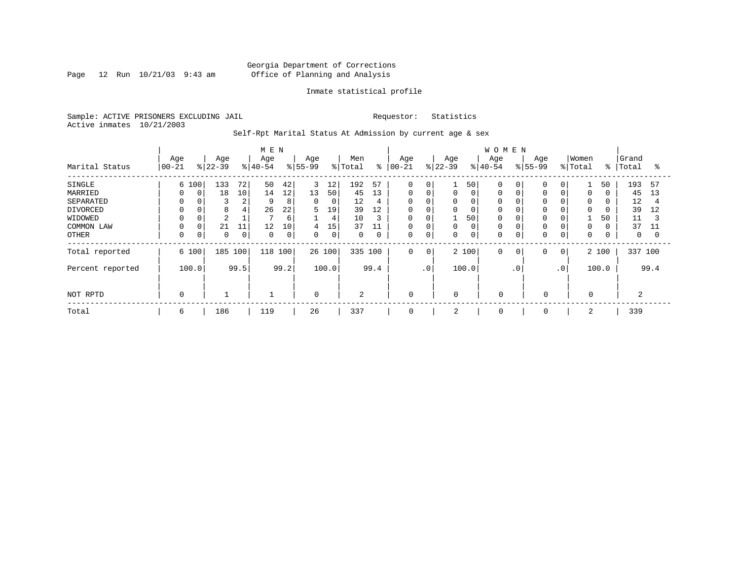Georgia Department of Corrections
Office of Planning and Analysis

Inmate statistical profile

Sample: ACTIVE PRISONERS EXCLUDING JAIL    Requestor: Statistics
Active inmates 10/21/2003

Self-Rpt Marital Status At Admission by current age & sex

| Marital Status | MEN Age 00-21 | % | Age 22-39 | % | Age 40-54 | % | Age 55-99 | % | Men Total | % | WOMEN Age 00-21 | % | Age 22-39 | % | Age 40-54 | % | Age 55-99 | % | Women Total | % | Grand Total | % |
|---|---|---|---|---|---|---|---|---|---|---|---|---|---|---|---|---|---|---|---|---|---|---|
| SINGLE | 6 | 100 | 133 | 72 | 50 | 42 | 3 | 12 | 192 | 57 | 0 | 0 | 1 | 50 | 0 | 0 | 0 | 0 | 1 | 50 | 193 | 57 |
| MARRIED | 0 | 0 | 18 | 10 | 14 | 12 | 13 | 50 | 45 | 13 | 0 | 0 | 0 | 0 | 0 | 0 | 0 | 0 | 0 | 0 | 45 | 13 |
| SEPARATED | 0 | 0 | 3 | 2 | 9 | 8 | 0 | 0 | 12 | 4 | 0 | 0 | 0 | 0 | 0 | 0 | 0 | 0 | 0 | 0 | 12 | 4 |
| DIVORCED | 0 | 0 | 8 | 4 | 26 | 22 | 5 | 19 | 39 | 12 | 0 | 0 | 0 | 0 | 0 | 0 | 0 | 0 | 0 | 0 | 39 | 12 |
| WIDOWED | 0 | 0 | 2 | 1 | 7 | 6 | 1 | 4 | 10 | 3 | 0 | 0 | 1 | 50 | 0 | 0 | 0 | 0 | 1 | 50 | 11 | 3 |
| COMMON LAW | 0 | 0 | 21 | 11 | 12 | 10 | 4 | 15 | 37 | 11 | 0 | 0 | 0 | 0 | 0 | 0 | 0 | 0 | 0 | 0 | 37 | 11 |
| OTHER | 0 | 0 | 0 | 0 | 0 | 0 | 0 | 0 | 0 | 0 | 0 | 0 | 0 | 0 | 0 | 0 | 0 | 0 | 0 | 0 | 0 | 0 |
| Total reported | 6 | 100 | 185 | 100 | 118 | 100 | 26 | 100 | 335 | 100 | 0 | 0 | 2 | 100 | 0 | 0 | 0 | 0 | 2 | 100 | 337 | 100 |
| Percent reported | | 100.0 | | 99.5 | | 99.2 | | 100.0 | | 99.4 | | .0 | | 100.0 | | .0 | | .0 | | 100.0 | | 99.4 |
| NOT RPTD | 0 | | 1 | | 1 | | 0 | | 2 | | 0 | | 0 | | 0 | | 0 | | 0 | | 2 | |
| Total | 6 | | 186 | | 119 | | 26 | | 337 | | 0 | | 2 | | 0 | | 0 | | 2 | | 339 | |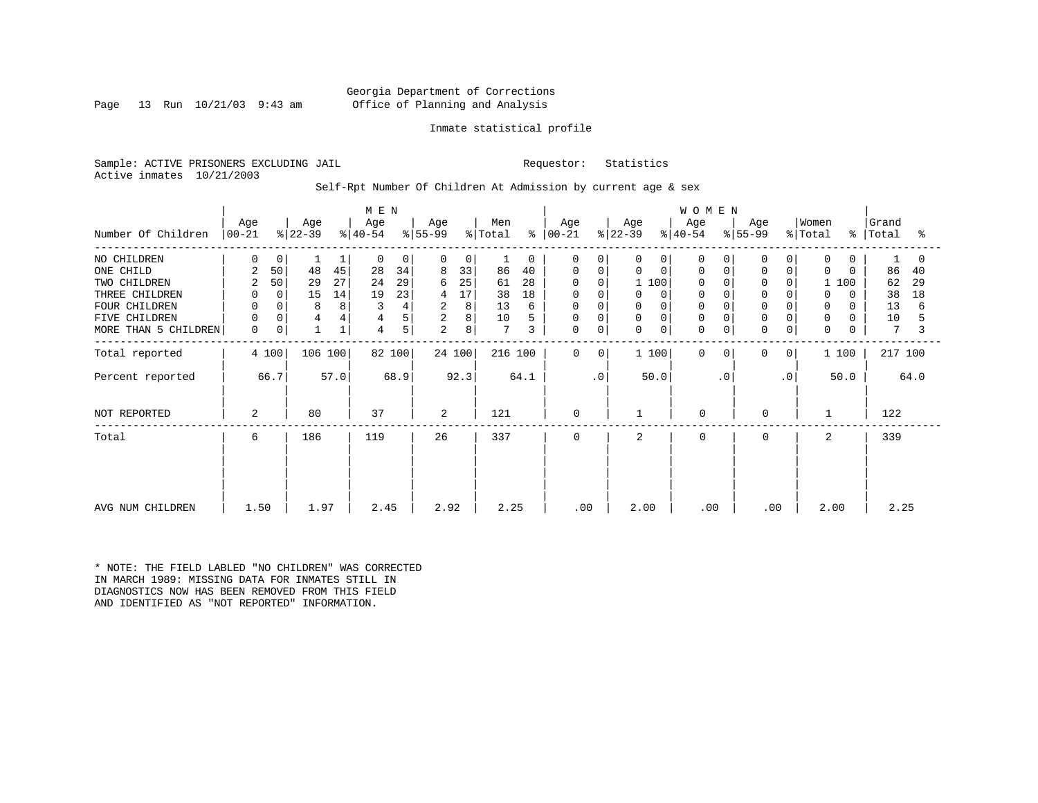Georgia Department of Corrections
Office of Planning and Analysis

Inmate statistical profile

Sample: ACTIVE PRISONERS EXCLUDING JAIL                Requestor: Statistics
Active inmates 10/21/2003

Self-Rpt Number Of Children At Admission by current age & sex

| Number Of Children | MEN Age 00-21 | % | Age 22-39 | % | Age 40-54 | % | Age 55-99 | % | Men Total | % | WOMEN Age 00-21 | % | Age 22-39 | % | Age 40-54 | % | Age 55-99 | % | Women Total | % | Grand Total | % |
|---|---|---|---|---|---|---|---|---|---|---|---|---|---|---|---|---|---|---|---|---|---|---|
| NO CHILDREN | 0 | 0 | 1 | 1 | 0 | 0 | 0 | 0 | 1 | 0 | 0 | 0 | 0 | 0 | 0 | 0 | 0 | 0 | 0 | 0 | 1 | 0 |
| ONE CHILD | 2 | 50 | 48 | 45 | 28 | 34 | 8 | 33 | 86 | 40 | 0 | 0 | 0 | 0 | 0 | 0 | 0 | 0 | 0 | 0 | 86 | 40 |
| TWO CHILDREN | 2 | 50 | 29 | 27 | 24 | 29 | 6 | 25 | 61 | 28 | 0 | 0 | 1 | 100 | 0 | 0 | 0 | 0 | 1 | 100 | 62 | 29 |
| THREE CHILDREN | 0 | 0 | 15 | 14 | 19 | 23 | 4 | 17 | 38 | 18 | 0 | 0 | 0 | 0 | 0 | 0 | 0 | 0 | 0 | 0 | 38 | 18 |
| FOUR CHILDREN | 0 | 0 | 8 | 8 | 3 | 4 | 2 | 8 | 13 | 6 | 0 | 0 | 0 | 0 | 0 | 0 | 0 | 0 | 0 | 0 | 13 | 6 |
| FIVE CHILDREN | 0 | 0 | 4 | 4 | 4 | 5 | 2 | 8 | 10 | 5 | 0 | 0 | 0 | 0 | 0 | 0 | 0 | 0 | 0 | 0 | 10 | 5 |
| MORE THAN 5 CHILDREN | 0 | 0 | 1 | 1 | 4 | 5 | 2 | 8 | 7 | 3 | 0 | 0 | 0 | 0 | 0 | 0 | 0 | 0 | 0 | 0 | 7 | 3 |
| Total reported | 4 | 100 | 106 | 100 | 82 | 100 | 24 | 100 | 216 | 100 | 0 | 0 | 1 | 100 | 0 | 0 | 0 | 0 | 1 | 100 | 217 | 100 |
| Percent reported | | 66.7 | | 57.0 | | 68.9 | | 92.3 | | 64.1 | | .0 | | 50.0 | | .0 | | .0 | | 50.0 | | 64.0 |
| NOT REPORTED | 2 | | 80 | | 37 | | 2 | | 121 | | 0 | | 1 | | 0 | | 0 | | 1 | | 122 | |
| Total | 6 | | 186 | | 119 | | 26 | | 337 | | 0 | | 2 | | 0 | | 0 | | 2 | | 339 | |
| AVG NUM CHILDREN | 1.50 | | 1.97 | | 2.45 | | 2.92 | | 2.25 | | .00 | | 2.00 | | .00 | | .00 | | 2.00 | | 2.25 | |

* NOTE: THE FIELD LABLED "NO CHILDREN" WAS CORRECTED IN MARCH 1989: MISSING DATA FOR INMATES STILL IN DIAGNOSTICS NOW HAS BEEN REMOVED FROM THIS FIELD AND IDENTIFIED AS "NOT REPORTED" INFORMATION.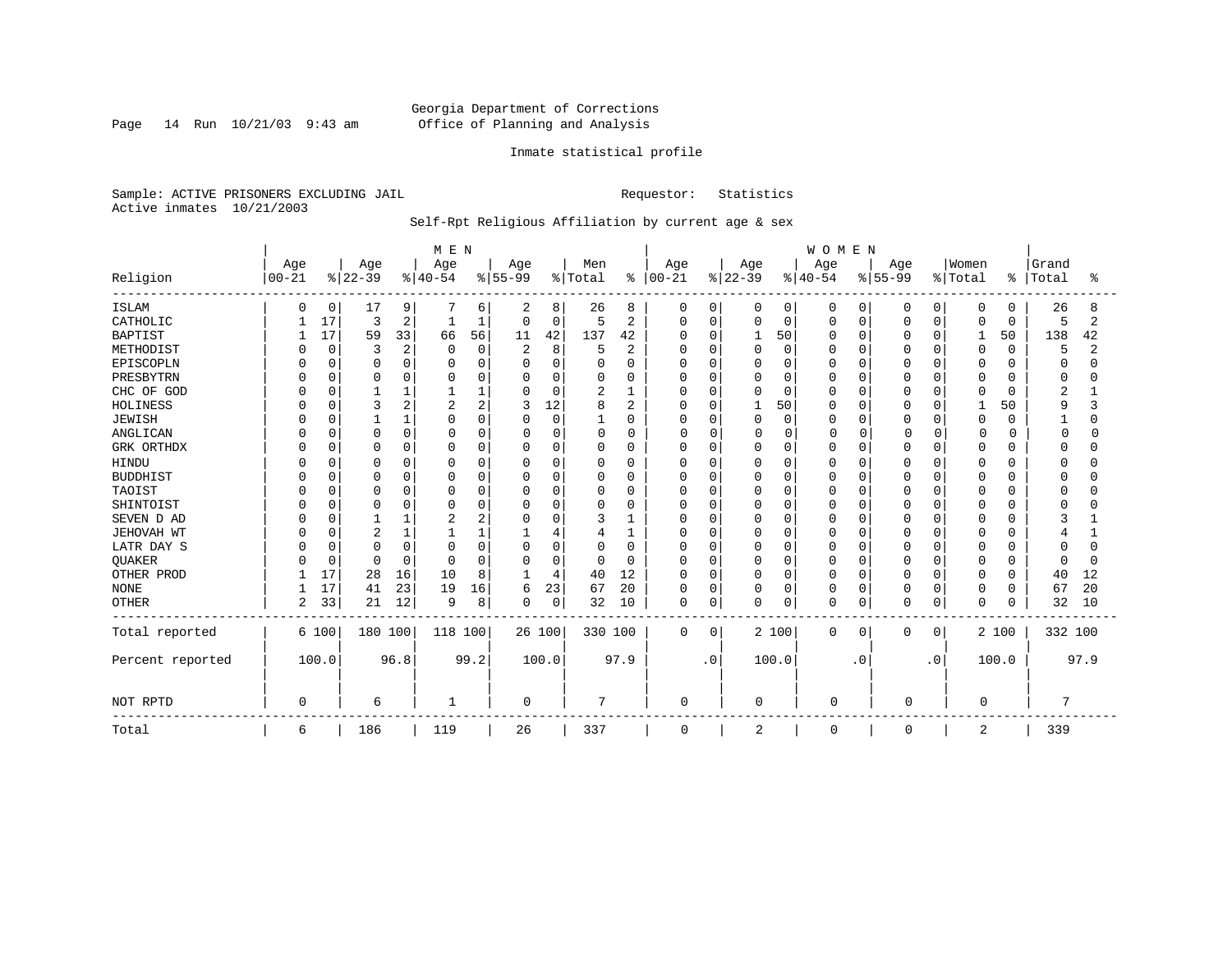Georgia Department of Corrections
Office of Planning and Analysis

Inmate statistical profile

Sample: ACTIVE PRISONERS EXCLUDING JAIL

Requestor: Statistics

Active inmates 10/21/2003

Self-Rpt Religious Affiliation by current age & sex

| Religion | MEN Age 00-21 | % | Age 22-39 | % | Age 40-54 | % | Age 55-99 | % | Men Total | % | WOMEN Age 00-21 | % | Age 22-39 | % | Age 40-54 | % | Age 55-99 | % | Women Total | % | Grand Total | % |
|---|---|---|---|---|---|---|---|---|---|---|---|---|---|---|---|---|---|---|---|---|---|---|
| ISLAM | 0 | 0 | 17 | 9 | 7 | 6 | 2 | 8 | 26 | 8 | 0 | 0 | 0 | 0 | 0 | 0 | 0 | 0 | 0 | 0 | 26 | 8 |
| CATHOLIC | 1 | 17 | 3 | 2 | 1 | 1 | 0 | 0 | 5 | 2 | 0 | 0 | 0 | 0 | 0 | 0 | 0 | 0 | 0 | 0 | 5 | 2 |
| BAPTIST | 1 | 17 | 59 | 33 | 66 | 56 | 11 | 42 | 137 | 42 | 0 | 0 | 1 | 50 | 0 | 0 | 0 | 0 | 1 | 50 | 138 | 42 |
| METHODIST | 0 | 0 | 3 | 2 | 0 | 0 | 2 | 8 | 5 | 2 | 0 | 0 | 0 | 0 | 0 | 0 | 0 | 0 | 0 | 0 | 5 | 2 |
| EPISCOPLN | 0 | 0 | 0 | 0 | 0 | 0 | 0 | 0 | 0 | 0 | 0 | 0 | 0 | 0 | 0 | 0 | 0 | 0 | 0 | 0 | 0 | 0 |
| PRESBYTRN | 0 | 0 | 0 | 0 | 0 | 0 | 0 | 0 | 0 | 0 | 0 | 0 | 0 | 0 | 0 | 0 | 0 | 0 | 0 | 0 | 0 | 0 |
| CHC OF GOD | 0 | 0 | 1 | 1 | 1 | 1 | 0 | 0 | 2 | 1 | 0 | 0 | 0 | 0 | 0 | 0 | 0 | 0 | 0 | 0 | 2 | 1 |
| HOLINESS | 0 | 0 | 3 | 2 | 2 | 2 | 3 | 12 | 8 | 2 | 0 | 0 | 1 | 50 | 0 | 0 | 0 | 0 | 1 | 50 | 9 | 3 |
| JEWISH | 0 | 0 | 1 | 1 | 0 | 0 | 0 | 0 | 1 | 0 | 0 | 0 | 0 | 0 | 0 | 0 | 0 | 0 | 0 | 0 | 1 | 0 |
| ANGLICAN | 0 | 0 | 0 | 0 | 0 | 0 | 0 | 0 | 0 | 0 | 0 | 0 | 0 | 0 | 0 | 0 | 0 | 0 | 0 | 0 | 0 | 0 |
| GRK ORTHDX | 0 | 0 | 0 | 0 | 0 | 0 | 0 | 0 | 0 | 0 | 0 | 0 | 0 | 0 | 0 | 0 | 0 | 0 | 0 | 0 | 0 | 0 |
| HINDU | 0 | 0 | 0 | 0 | 0 | 0 | 0 | 0 | 0 | 0 | 0 | 0 | 0 | 0 | 0 | 0 | 0 | 0 | 0 | 0 | 0 | 0 |
| BUDDHIST | 0 | 0 | 0 | 0 | 0 | 0 | 0 | 0 | 0 | 0 | 0 | 0 | 0 | 0 | 0 | 0 | 0 | 0 | 0 | 0 | 0 | 0 |
| TAOIST | 0 | 0 | 0 | 0 | 0 | 0 | 0 | 0 | 0 | 0 | 0 | 0 | 0 | 0 | 0 | 0 | 0 | 0 | 0 | 0 | 0 | 0 |
| SHINTOIST | 0 | 0 | 0 | 0 | 0 | 0 | 0 | 0 | 0 | 0 | 0 | 0 | 0 | 0 | 0 | 0 | 0 | 0 | 0 | 0 | 0 | 0 |
| SEVEN D AD | 0 | 0 | 1 | 1 | 2 | 2 | 0 | 0 | 3 | 1 | 0 | 0 | 0 | 0 | 0 | 0 | 0 | 0 | 0 | 0 | 3 | 1 |
| JEHOVAH WT | 0 | 0 | 2 | 1 | 1 | 1 | 1 | 4 | 4 | 1 | 0 | 0 | 0 | 0 | 0 | 0 | 0 | 0 | 0 | 0 | 4 | 1 |
| LATR DAY S | 0 | 0 | 0 | 0 | 0 | 0 | 0 | 0 | 0 | 0 | 0 | 0 | 0 | 0 | 0 | 0 | 0 | 0 | 0 | 0 | 0 | 0 |
| QUAKER | 0 | 0 | 0 | 0 | 0 | 0 | 0 | 0 | 0 | 0 | 0 | 0 | 0 | 0 | 0 | 0 | 0 | 0 | 0 | 0 | 0 | 0 |
| OTHER PROD | 1 | 17 | 28 | 16 | 10 | 8 | 1 | 4 | 40 | 12 | 0 | 0 | 0 | 0 | 0 | 0 | 0 | 0 | 0 | 0 | 40 | 12 |
| NONE | 1 | 17 | 41 | 23 | 19 | 16 | 6 | 23 | 67 | 20 | 0 | 0 | 0 | 0 | 0 | 0 | 0 | 0 | 0 | 0 | 67 | 20 |
| OTHER | 2 | 33 | 21 | 12 | 9 | 8 | 0 | 0 | 32 | 10 | 0 | 0 | 0 | 0 | 0 | 0 | 0 | 0 | 0 | 0 | 32 | 10 |
| Total reported | 6 | 100 | 180 | 100 | 118 | 100 | 26 | 100 | 330 | 100 | 0 | 0 | 2 | 100 | 0 | 0 | 0 | 0 | 2 | 100 | 332 | 100 |
| Percent reported | | 100.0 | | 96.8 | | 99.2 | | 100.0 | | 97.9 | | .0 | | 100.0 | | .0 | | .0 | | 100.0 | | 97.9 |
| NOT RPTD | 0 | | 6 | | 1 | | 0 | | 7 | | 0 | | 0 | | 0 | | 0 | | 0 | | 7 | |
| Total | 6 | | 186 | | 119 | | 26 | | 337 | | 0 | | 2 | | 0 | | 0 | | 2 | | 339 | |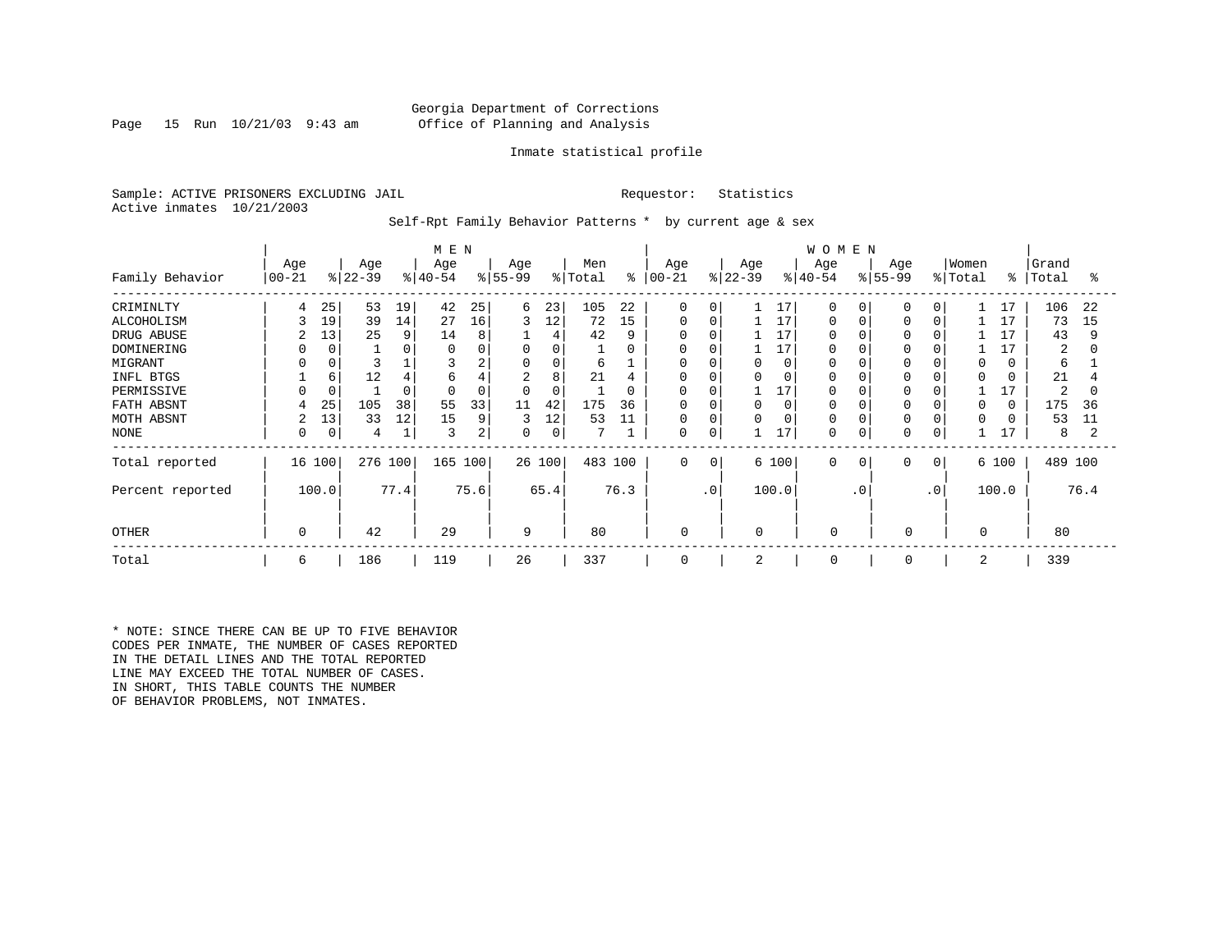Georgia Department of Corrections
Office of Planning and Analysis

Inmate statistical profile

Sample: ACTIVE PRISONERS EXCLUDING JAIL　　　　Requestor: Statistics
Active inmates 10/21/2003

Self-Rpt Family Behavior Patterns * by current age & sex

| | MEN | | | | | | | | | | WOMEN | | | | | | | | | | | |
|---|---|---|---|---|---|---|---|---|---|---|---|---|---|---|---|---|---|---|---|---|---|---|
| Family Behavior | Age 00-21 | % | Age 22-39 | % | Age 40-54 | % | Age 55-99 | % | Men Total | % | Age 00-21 | % | Age 22-39 | % | Age 40-54 | % | Age 55-99 | % | Women Total | % | Grand Total | % |
| CRIMINLTY | 4 | 25 | 53 | 19 | 42 | 25 | 6 | 23 | 105 | 22 | 0 | 0 | 1 | 17 | 0 | 0 | 0 | 0 | 1 | 17 | 106 | 22 |
| ALCOHOLISM | 3 | 19 | 39 | 14 | 27 | 16 | 3 | 12 | 72 | 15 | 0 | 0 | 1 | 17 | 0 | 0 | 0 | 0 | 1 | 17 | 73 | 15 |
| DRUG ABUSE | 2 | 13 | 25 | 9 | 14 | 8 | 1 | 4 | 42 | 9 | 0 | 0 | 1 | 17 | 0 | 0 | 0 | 0 | 1 | 17 | 43 | 9 |
| DOMINERING | 0 | 0 | 1 | 0 | 0 | 0 | 0 | 0 | 1 | 0 | 0 | 0 | 1 | 17 | 0 | 0 | 0 | 0 | 1 | 17 | 2 | 0 |
| MIGRANT | 0 | 0 | 3 | 1 | 3 | 2 | 0 | 0 | 6 | 1 | 0 | 0 | 0 | 0 | 0 | 0 | 0 | 0 | 0 | 0 | 6 | 1 |
| INFL BTGS | 1 | 6 | 12 | 4 | 6 | 4 | 2 | 8 | 21 | 4 | 0 | 0 | 0 | 0 | 0 | 0 | 0 | 0 | 0 | 0 | 21 | 4 |
| PERMISSIVE | 0 | 0 | 1 | 0 | 0 | 0 | 0 | 0 | 1 | 0 | 0 | 0 | 1 | 17 | 0 | 0 | 0 | 0 | 1 | 17 | 2 | 0 |
| FATH ABSNT | 4 | 25 | 105 | 38 | 55 | 33 | 11 | 42 | 175 | 36 | 0 | 0 | 0 | 0 | 0 | 0 | 0 | 0 | 0 | 0 | 175 | 36 |
| MOTH ABSNT | 2 | 13 | 33 | 12 | 15 | 9 | 3 | 12 | 53 | 11 | 0 | 0 | 0 | 0 | 0 | 0 | 0 | 0 | 0 | 0 | 53 | 11 |
| NONE | 0 | 0 | 4 | 1 | 3 | 2 | 0 | 0 | 7 | 1 | 0 | 0 | 1 | 17 | 0 | 0 | 0 | 0 | 1 | 17 | 8 | 2 |
| Total reported | 16 | 100 | 276 | 100 | 165 | 100 | 26 | 100 | 483 | 100 | 0 | 0 | 6 | 100 | 0 | 0 | 0 | 0 | 6 | 100 | 489 | 100 |
| Percent reported | 100.0 | | 77.4 | | 75.6 | | 65.4 | | 76.3 | | .0 | | 100.0 | | .0 | | .0 | | 100.0 | | 76.4 | |
| OTHER | 0 | | 42 | | 29 | | 9 | | 80 | | 0 | | 0 | | 0 | | 0 | | 0 | | 80 | |
| Total | 6 | | 186 | | 119 | | 26 | | 337 | | 0 | | 2 | | 0 | | 0 | | 2 | | 339 | |

* NOTE: SINCE THERE CAN BE UP TO FIVE BEHAVIOR CODES PER INMATE, THE NUMBER OF CASES REPORTED IN THE DETAIL LINES AND THE TOTAL REPORTED LINE MAY EXCEED THE TOTAL NUMBER OF CASES. IN SHORT, THIS TABLE COUNTS THE NUMBER OF BEHAVIOR PROBLEMS, NOT INMATES.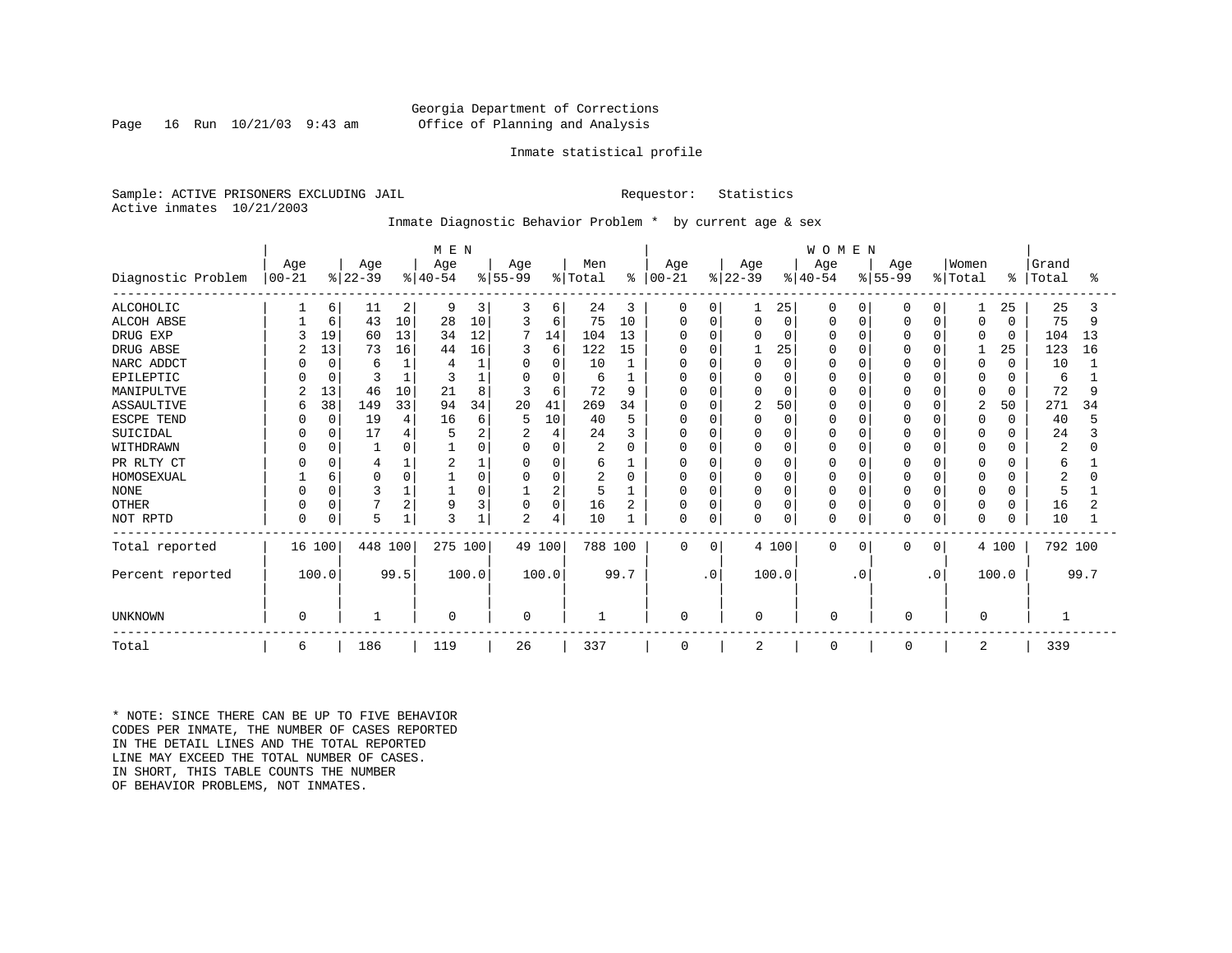Georgia Department of Corrections
Office of Planning and Analysis

Inmate statistical profile

Sample: ACTIVE PRISONERS EXCLUDING JAIL  Requestor: Statistics
Active inmates 10/21/2003

Inmate Diagnostic Behavior Problem * by current age & sex

| Diagnostic Problem | MEN Age 00-21 | % | Age 22-39 | % | Age 40-54 | % | Age 55-99 | % | Men Total | % | WOMEN Age 00-21 | % | Age 22-39 | % | Age 40-54 | % | Age 55-99 | % | Women Total | % | Grand Total | % |
|---|---|---|---|---|---|---|---|---|---|---|---|---|---|---|---|---|---|---|---|---|---|---|
| ALCOHOLIC | 1 | 6 | 11 | 2 | 9 | 3 | 3 | 6 | 24 | 3 | 0 | 0 | 1 | 25 | 0 | 0 | 0 | 0 | 1 | 25 | 25 | 3 |
| ALCOH ABSE | 1 | 6 | 43 | 10 | 28 | 10 | 3 | 6 | 75 | 10 | 0 | 0 | 0 | 0 | 0 | 0 | 0 | 0 | 0 | 0 | 75 | 9 |
| DRUG EXP | 3 | 19 | 60 | 13 | 34 | 12 | 7 | 14 | 104 | 13 | 0 | 0 | 0 | 0 | 0 | 0 | 0 | 0 | 0 | 0 | 104 | 13 |
| DRUG ABSE | 2 | 13 | 73 | 16 | 44 | 16 | 3 | 6 | 122 | 15 | 0 | 0 | 1 | 25 | 0 | 0 | 0 | 0 | 1 | 25 | 123 | 16 |
| NARC ADDCT | 0 | 0 | 6 | 1 | 4 | 1 | 0 | 0 | 10 | 1 | 0 | 0 | 0 | 0 | 0 | 0 | 0 | 0 | 0 | 0 | 10 | 1 |
| EPILEPTIC | 0 | 0 | 3 | 1 | 3 | 1 | 0 | 0 | 6 | 1 | 0 | 0 | 0 | 0 | 0 | 0 | 0 | 0 | 0 | 0 | 6 | 1 |
| MANIPULTVE | 2 | 13 | 46 | 10 | 21 | 8 | 3 | 6 | 72 | 9 | 0 | 0 | 0 | 0 | 0 | 0 | 0 | 0 | 0 | 0 | 72 | 9 |
| ASSAULTIVE | 6 | 38 | 149 | 33 | 94 | 34 | 20 | 41 | 269 | 34 | 0 | 0 | 2 | 50 | 0 | 0 | 0 | 0 | 2 | 50 | 271 | 34 |
| ESCPE TEND | 0 | 0 | 19 | 4 | 16 | 6 | 5 | 10 | 40 | 5 | 0 | 0 | 0 | 0 | 0 | 0 | 0 | 0 | 0 | 0 | 40 | 5 |
| SUICIDAL | 0 | 0 | 17 | 4 | 5 | 2 | 2 | 4 | 24 | 3 | 0 | 0 | 0 | 0 | 0 | 0 | 0 | 0 | 0 | 0 | 24 | 3 |
| WITHDRAWN | 0 | 0 | 1 | 0 | 1 | 0 | 0 | 0 | 2 | 0 | 0 | 0 | 0 | 0 | 0 | 0 | 0 | 0 | 0 | 0 | 2 | 0 |
| PR RLTY CT | 0 | 0 | 4 | 1 | 2 | 1 | 0 | 0 | 6 | 1 | 0 | 0 | 0 | 0 | 0 | 0 | 0 | 0 | 0 | 0 | 6 | 1 |
| HOMOSEXUAL | 1 | 6 | 0 | 0 | 1 | 0 | 0 | 0 | 2 | 0 | 0 | 0 | 0 | 0 | 0 | 0 | 0 | 0 | 0 | 0 | 2 | 0 |
| NONE | 0 | 0 | 3 | 1 | 1 | 0 | 1 | 2 | 5 | 1 | 0 | 0 | 0 | 0 | 0 | 0 | 0 | 0 | 0 | 0 | 5 | 1 |
| OTHER | 0 | 0 | 7 | 2 | 9 | 3 | 0 | 0 | 16 | 2 | 0 | 0 | 0 | 0 | 0 | 0 | 0 | 0 | 0 | 0 | 16 | 2 |
| NOT RPTD | 0 | 0 | 5 | 1 | 3 | 1 | 2 | 4 | 10 | 1 | 0 | 0 | 0 | 0 | 0 | 0 | 0 | 0 | 0 | 0 | 10 | 1 |
| Total reported | 16 | 100 | 448 | 100 | 275 | 100 | 49 | 100 | 788 | 100 | 0 | 0 | 4 | 100 | 0 | 0 | 0 | 0 | 4 | 100 | 792 | 100 |
| Percent reported | 100.0 | | 99.5 | | 100.0 | | 100.0 | | 99.7 | | .0 | | 100.0 | | .0 | | .0 | | 100.0 | | 99.7 | |
| UNKNOWN | 0 | | 1 | | 0 | | 0 | | 1 | | 0 | | 0 | | 0 | | 0 | | 0 | | 1 | |
| Total | 6 | | 186 | | 119 | | 26 | | 337 | | 0 | | 2 | | 0 | | 0 | | 2 | | 339 | |

* NOTE: SINCE THERE CAN BE UP TO FIVE BEHAVIOR CODES PER INMATE, THE NUMBER OF CASES REPORTED IN THE DETAIL LINES AND THE TOTAL REPORTED LINE MAY EXCEED THE TOTAL NUMBER OF CASES. IN SHORT, THIS TABLE COUNTS THE NUMBER OF BEHAVIOR PROBLEMS, NOT INMATES.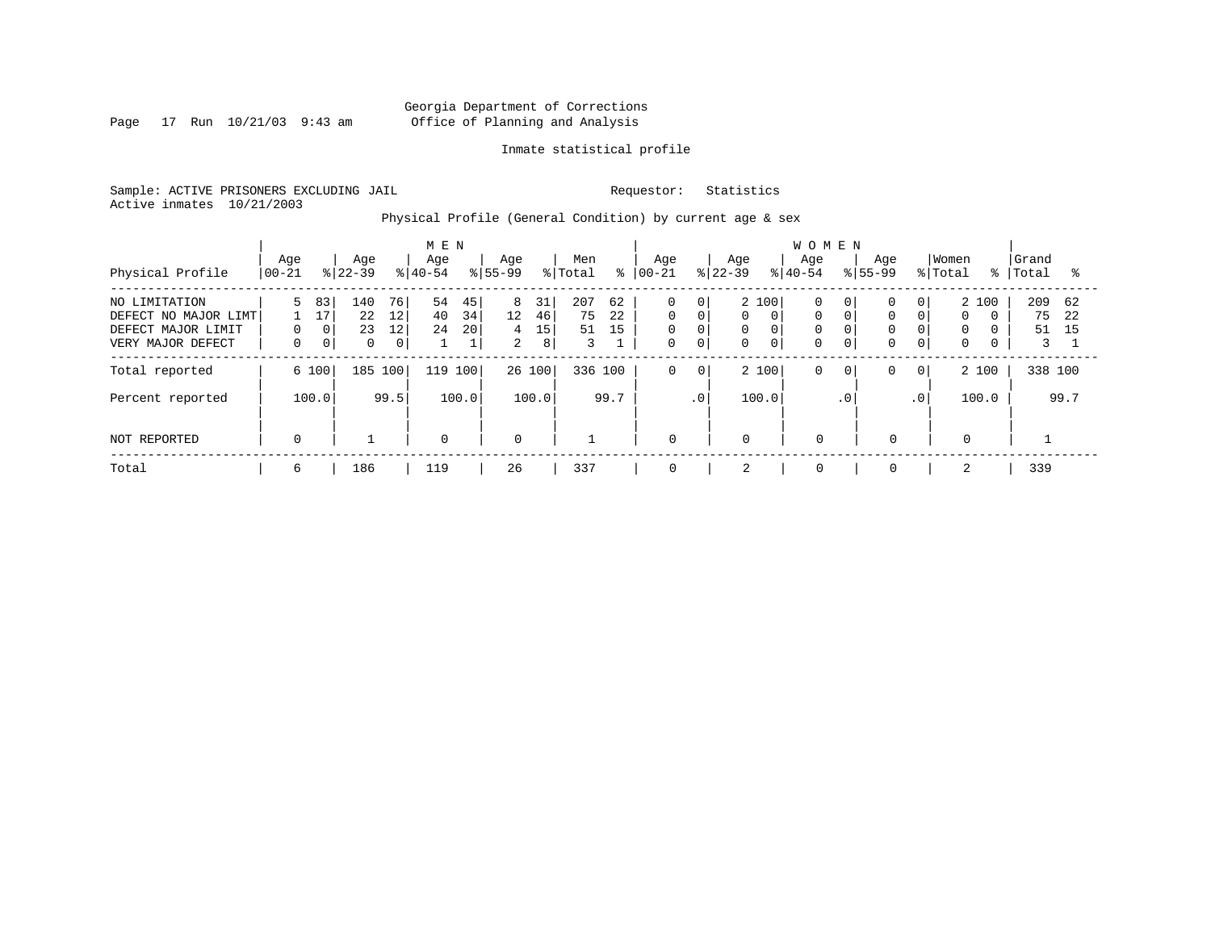Georgia Department of Corrections
Office of Planning and Analysis

Inmate statistical profile

Sample: ACTIVE PRISONERS EXCLUDING JAIL

Requestor: Statistics

Active inmates 10/21/2003

Physical Profile (General Condition) by current age & sex

| Physical Profile | MEN Age 00-21 | % | Age 22-39 | % | Age 40-54 | % | Age 55-99 | % | Men Total | % | WOMEN Age 00-21 | % | Age 22-39 | % | Age 40-54 | % | Age 55-99 | % | Women Total | % | Grand Total | % |
|---|---|---|---|---|---|---|---|---|---|---|---|---|---|---|---|---|---|---|---|---|---|---|
| NO LIMITATION | 5 | 83 | 140 | 76 | 54 | 45 | 8 | 31 | 207 | 62 | 0 | 0 | 2 | 100 | 0 | 0 | 0 | 0 | 2 | 100 | 209 | 62 |
| DEFECT NO MAJOR LIMT | 1 | 17 | 22 | 12 | 40 | 34 | 12 | 46 | 75 | 22 | 0 | 0 | 0 | 0 | 0 | 0 | 0 | 0 | 0 | 0 | 75 | 22 |
| DEFECT MAJOR LIMIT | 0 | 0 | 23 | 12 | 24 | 20 | 4 | 15 | 51 | 15 | 0 | 0 | 0 | 0 | 0 | 0 | 0 | 0 | 0 | 0 | 51 | 15 |
| VERY MAJOR DEFECT | 0 | 0 | 0 | 0 | 1 | 1 | 2 | 8 | 3 | 1 | 0 | 0 | 0 | 0 | 0 | 0 | 0 | 0 | 0 | 0 | 3 | 1 |
| Total reported | 6 | 100 | 185 | 100 | 119 | 100 | 26 | 100 | 336 | 100 | 0 | 0 | 2 | 100 | 0 | 0 | 0 | 0 | 2 | 100 | 338 | 100 |
| Percent reported | | 100.0 | | 99.5 | | 100.0 | | 100.0 | | 99.7 | | .0 | | 100.0 | | .0 | | .0 | | 100.0 | | 99.7 |
| NOT REPORTED | 0 | | 1 | | 0 | | 0 | | 1 | | 0 | | 0 | | 0 | | 0 | | 0 | | 1 | |
| Total | 6 | | 186 | | 119 | | 26 | | 337 | | 0 | | 2 | | 0 | | 0 | | 2 | | 339 | |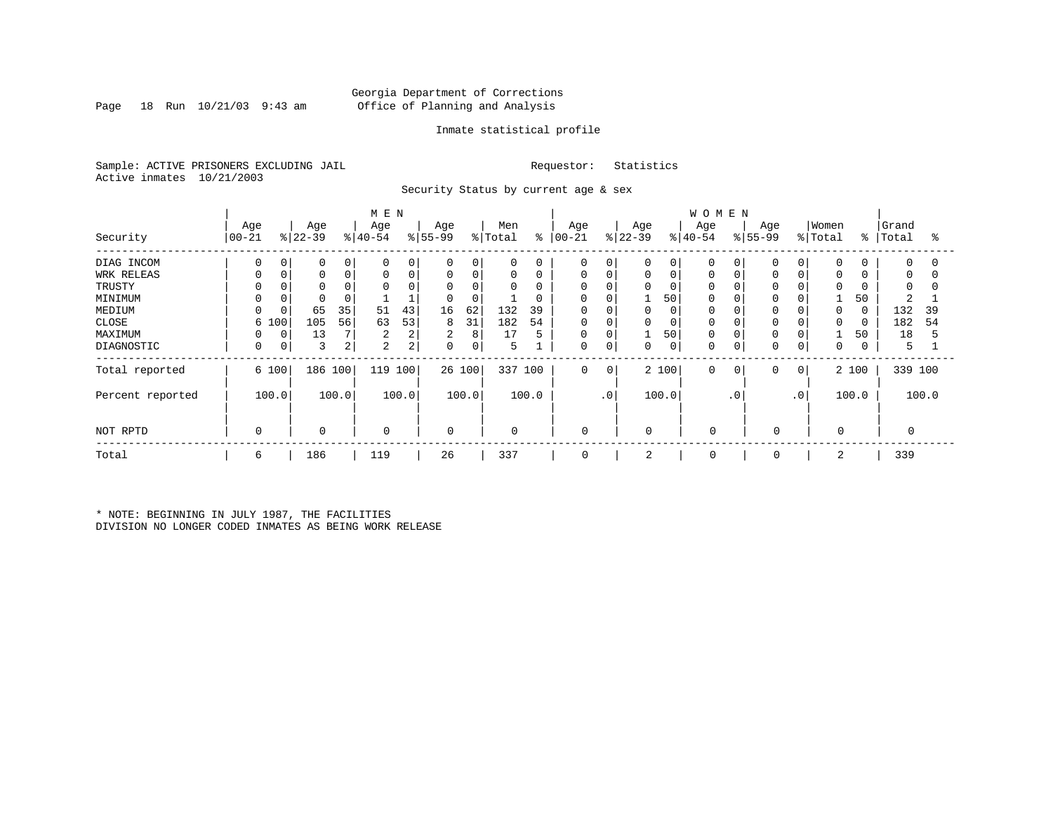Georgia Department of Corrections
Office of Planning and Analysis

Inmate statistical profile

Sample: ACTIVE PRISONERS EXCLUDING JAIL    Requestor: Statistics
Active inmates 10/21/2003

Security Status by current age & sex

| Security | MEN Age 00-21 | % | Age 22-39 | % | Age 40-54 | % | Age 55-99 | % | Men Total | % | WOMEN Age 00-21 | % | Age 22-39 | % | Age 40-54 | % | Age 55-99 | % | Women Total | % | Grand Total | % |
|---|---|---|---|---|---|---|---|---|---|---|---|---|---|---|---|---|---|---|---|---|---|---|
| DIAG INCOM | 0 | 0 | 0 | 0 | 0 | 0 | 0 | 0 | 0 | 0 | 0 | 0 | 0 | 0 | 0 | 0 | 0 | 0 | 0 | 0 | 0 | 0 |
| WRK RELEAS | 0 | 0 | 0 | 0 | 0 | 0 | 0 | 0 | 0 | 0 | 0 | 0 | 0 | 0 | 0 | 0 | 0 | 0 | 0 | 0 | 0 | 0 |
| TRUSTY | 0 | 0 | 0 | 0 | 0 | 0 | 0 | 0 | 0 | 0 | 0 | 0 | 0 | 0 | 0 | 0 | 0 | 0 | 0 | 0 | 0 | 0 |
| MINIMUM | 0 | 0 | 0 | 0 | 1 | 1 | 0 | 0 | 1 | 0 | 0 | 0 | 1 | 50 | 0 | 0 | 0 | 0 | 1 | 50 | 2 | 1 |
| MEDIUM | 0 | 0 | 65 | 35 | 51 | 43 | 16 | 62 | 132 | 39 | 0 | 0 | 0 | 0 | 0 | 0 | 0 | 0 | 0 | 0 | 132 | 39 |
| CLOSE | 6 | 100 | 105 | 56 | 63 | 53 | 8 | 31 | 182 | 54 | 0 | 0 | 0 | 0 | 0 | 0 | 0 | 0 | 0 | 0 | 182 | 54 |
| MAXIMUM | 0 | 0 | 13 | 7 | 2 | 2 | 2 | 8 | 17 | 5 | 0 | 0 | 1 | 50 | 0 | 0 | 0 | 0 | 1 | 50 | 18 | 5 |
| DIAGNOSTIC | 0 | 0 | 3 | 2 | 2 | 2 | 0 | 0 | 5 | 1 | 0 | 0 | 0 | 0 | 0 | 0 | 0 | 0 | 0 | 0 | 5 | 1 |
| Total reported | 6 | 100 | 186 | 100 | 119 | 100 | 26 | 100 | 337 | 100 | 0 | 0 | 2 | 100 | 0 | 0 | 0 | 0 | 2 | 100 | 339 | 100 |
| Percent reported | | 100.0 | | 100.0 | | 100.0 | | 100.0 | | 100.0 | | .0 | | 100.0 | | .0 | | .0 | | 100.0 | | 100.0 |
| NOT RPTD | 0 | | 0 | | 0 | | 0 | | 0 | | 0 | | 0 | | 0 | | 0 | | 0 | | 0 | |
| Total | 6 | | 186 | | 119 | | 26 | | 337 | | 0 | | 2 | | 0 | | 0 | | 2 | | 339 | |

* NOTE: BEGINNING IN JULY 1987, THE FACILITIES DIVISION NO LONGER CODED INMATES AS BEING WORK RELEASE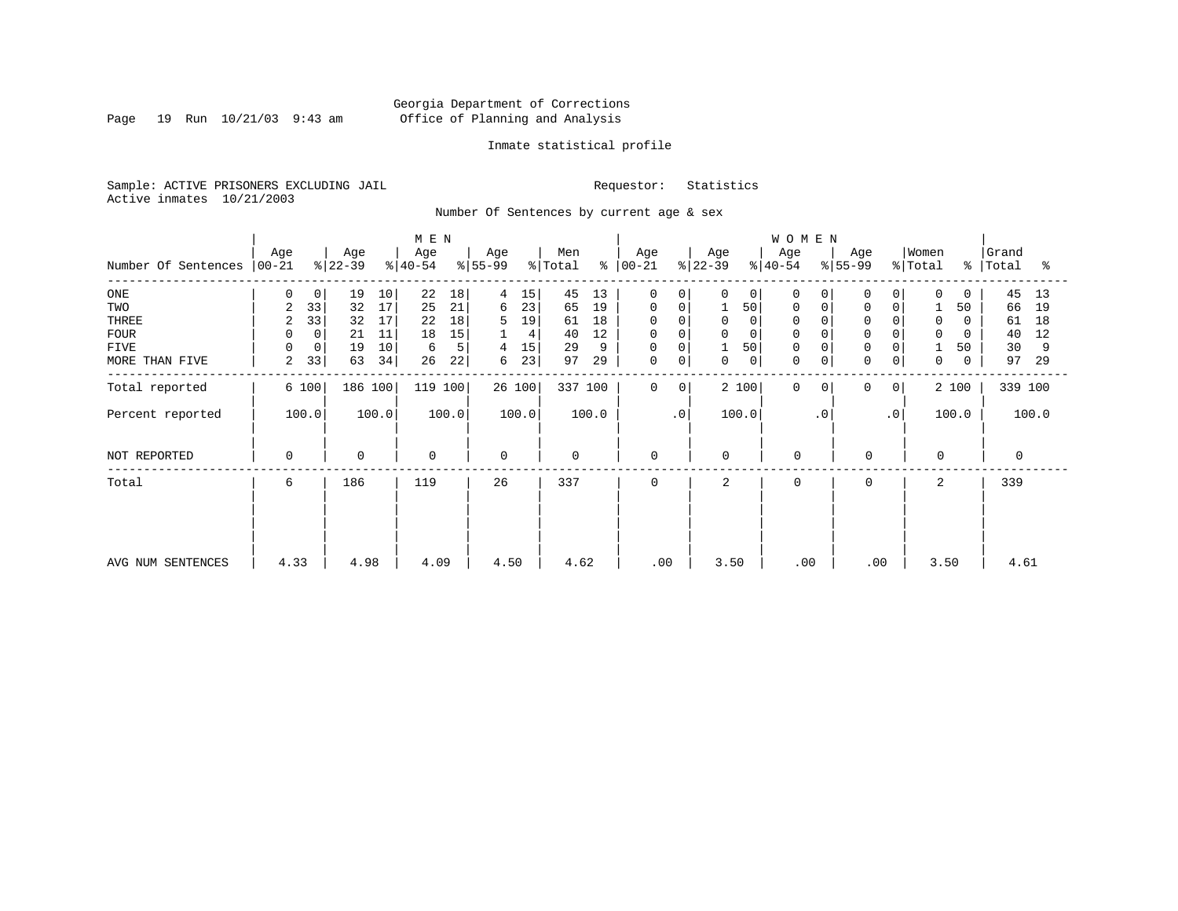Georgia Department of Corrections
Office of Planning and Analysis

Inmate statistical profile

Sample: ACTIVE PRISONERS EXCLUDING JAIL

Active inmates 10/21/2003

Requestor: Statistics

Number Of Sentences by current age & sex

| | MEN | | | | | | | | | | WOMEN | | | | | | | | | | | |
|---|---|---|---|---|---|---|---|---|---|---|---|---|---|---|---|---|---|---|---|---|---|---|
| Number Of Sentences | Age 00-21 | % | Age 22-39 | % | Age 40-54 | % | Age 55-99 | % | Men Total | % | Age 00-21 | % | Age 22-39 | % | Age 40-54 | % | Age 55-99 | % | Women Total | % | Grand Total | % |
| ONE | 0 | 0 | 19 | 10 | 22 | 18 | 4 | 15 | 45 | 13 | 0 | 0 | 0 | 0 | 0 | 0 | 0 | 0 | 0 | 0 | 45 | 13 |
| TWO | 2 | 33 | 32 | 17 | 25 | 21 | 6 | 23 | 65 | 19 | 0 | 0 | 1 | 50 | 0 | 0 | 0 | 0 | 1 | 50 | 66 | 19 |
| THREE | 2 | 33 | 32 | 17 | 22 | 18 | 5 | 19 | 61 | 18 | 0 | 0 | 0 | 0 | 0 | 0 | 0 | 0 | 0 | 0 | 61 | 18 |
| FOUR | 0 | 0 | 21 | 11 | 18 | 15 | 1 | 4 | 40 | 12 | 0 | 0 | 0 | 0 | 0 | 0 | 0 | 0 | 0 | 0 | 40 | 12 |
| FIVE | 0 | 0 | 19 | 10 | 6 | 5 | 4 | 15 | 29 | 9 | 0 | 0 | 1 | 50 | 0 | 0 | 0 | 0 | 1 | 50 | 30 | 9 |
| MORE THAN FIVE | 2 | 33 | 63 | 34 | 26 | 22 | 6 | 23 | 97 | 29 | 0 | 0 | 0 | 0 | 0 | 0 | 0 | 0 | 0 | 0 | 97 | 29 |
| Total reported | 6 | 100 | 186 | 100 | 119 | 100 | 26 | 100 | 337 | 100 | 0 | 0 | 2 | 100 | 0 | 0 | 0 | 0 | 2 | 100 | 339 | 100 |
| Percent reported | | 100.0 | | 100.0 | | 100.0 | | 100.0 | | 100.0 | | .0 | | 100.0 | | .0 | | .0 | | 100.0 | | 100.0 |
| NOT REPORTED | 0 | | 0 | | 0 | | 0 | | 0 | | 0 | | 0 | | 0 | | 0 | | 0 | | 0 | |
| Total | 6 | | 186 | | 119 | | 26 | | 337 | | 0 | | 2 | | 0 | | 0 | | 2 | | 339 | |
| AVG NUM SENTENCES | 4.33 | | 4.98 | | 4.09 | | 4.50 | | 4.62 | | .00 | | 3.50 | | .00 | | .00 | | 3.50 | | 4.61 | |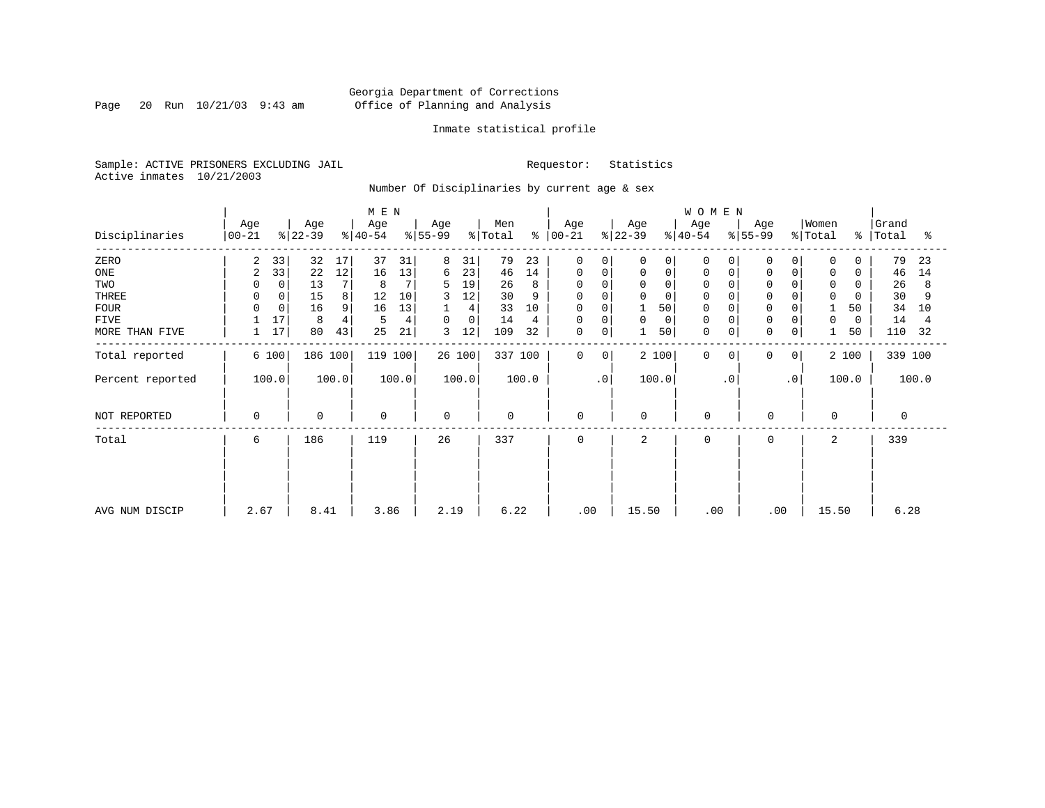Georgia Department of Corrections
Office of Planning and Analysis

Inmate statistical profile

Sample: ACTIVE PRISONERS EXCLUDING JAIL
Active inmates 10/21/2003

Requestor: Statistics

Number Of Disciplinaries by current age & sex

| Disciplinaries | MEN Age 00-21 | % | Age 22-39 | % | Age 40-54 | % | Age 55-99 | % | Men Total | % | WOMEN Age 00-21 | % | Age 22-39 | % | Age 40-54 | % | Age 55-99 | % | Women Total | % | Grand Total | % |
|---|---|---|---|---|---|---|---|---|---|---|---|---|---|---|---|---|---|---|---|---|---|---|
| ZERO | 2 | 33 | 32 | 17 | 37 | 31 | 8 | 31 | 79 | 23 | 0 | 0 | 0 | 0 | 0 | 0 | 0 | 0 | 0 | 0 | 79 | 23 |
| ONE | 2 | 33 | 22 | 12 | 16 | 13 | 6 | 23 | 46 | 14 | 0 | 0 | 0 | 0 | 0 | 0 | 0 | 0 | 0 | 0 | 46 | 14 |
| TWO | 0 | 0 | 13 | 7 | 8 | 7 | 5 | 19 | 26 | 8 | 0 | 0 | 0 | 0 | 0 | 0 | 0 | 0 | 0 | 0 | 26 | 8 |
| THREE | 0 | 0 | 15 | 8 | 12 | 10 | 3 | 12 | 30 | 9 | 0 | 0 | 0 | 0 | 0 | 0 | 0 | 0 | 0 | 0 | 30 | 9 |
| FOUR | 0 | 0 | 16 | 9 | 16 | 13 | 1 | 4 | 33 | 10 | 0 | 0 | 1 | 50 | 0 | 0 | 0 | 0 | 1 | 50 | 34 | 10 |
| FIVE | 1 | 17 | 8 | 4 | 5 | 4 | 0 | 0 | 14 | 4 | 0 | 0 | 0 | 0 | 0 | 0 | 0 | 0 | 0 | 0 | 14 | 4 |
| MORE THAN FIVE | 1 | 17 | 80 | 43 | 25 | 21 | 3 | 12 | 109 | 32 | 0 | 0 | 1 | 50 | 0 | 0 | 0 | 0 | 1 | 50 | 110 | 32 |
| Total reported | 6 | 100 | 186 | 100 | 119 | 100 | 26 | 100 | 337 | 100 | 0 | 0 | 2 | 100 | 0 | 0 | 0 | 0 | 2 | 100 | 339 | 100 |
| Percent reported | 100.0 | | 100.0 | | 100.0 | | 100.0 | | 100.0 | | .0 | | 100.0 | | .0 | | .0 | | 100.0 | | 100.0 | |
| NOT REPORTED | 0 | | 0 | | 0 | | 0 | | 0 | | 0 | | 0 | | 0 | | 0 | | 0 | | 0 | |
| Total | 6 | | 186 | | 119 | | 26 | | 337 | | 0 | | 2 | | 0 | | 0 | | 2 | | 339 | |
| AVG NUM DISCIP | 2.67 | | 8.41 | | 3.86 | | 2.19 | | 6.22 | | .00 | | 15.50 | | .00 | | .00 | | 15.50 | | 6.28 | |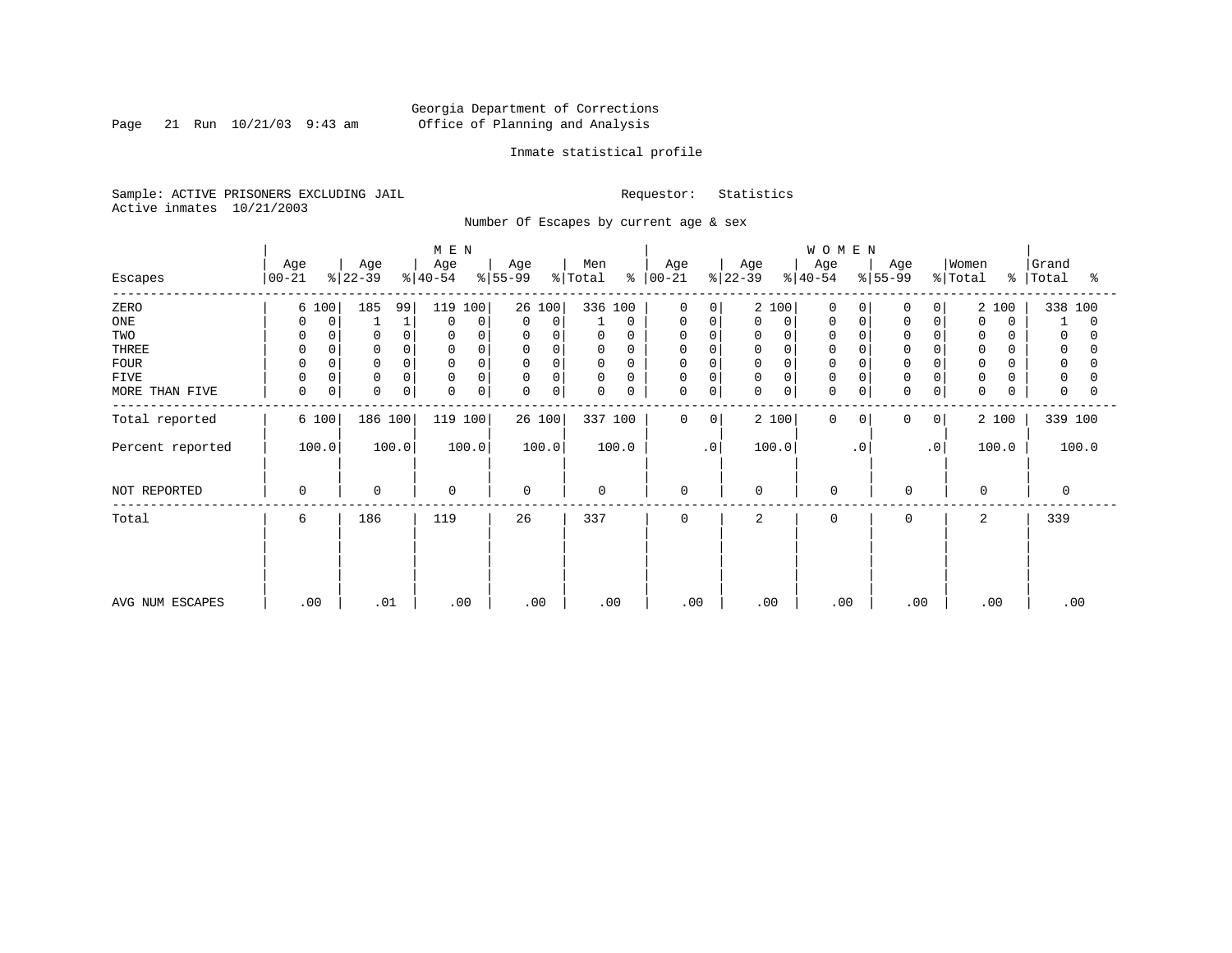Georgia Department of Corrections
Office of Planning and Analysis

Inmate statistical profile

Sample: ACTIVE PRISONERS EXCLUDING JAIL
Active inmates 10/21/2003

Requestor: Statistics

Number Of Escapes by current age & sex

| Escapes | MEN Age 00-21 | % | Age 22-39 | % | Age 40-54 | % | Age 55-99 | % | Men Total | % | WOMEN Age 00-21 | % | Age 22-39 | % | Age 40-54 | % | Age 55-99 | % | Women Total | % | Grand Total | % |
|---|---|---|---|---|---|---|---|---|---|---|---|---|---|---|---|---|---|---|---|---|---|---|
| ZERO | 6 | 100 | 185 | 99 | 119 | 100 | 26 | 100 | 336 | 100 | 0 | 0 | 2 | 100 | 0 | 0 | 0 | 0 | 2 | 100 | 338 | 100 |
| ONE | 0 | 0 | 1 | 1 | 0 | 0 | 0 | 0 | 1 | 0 | 0 | 0 | 0 | 0 | 0 | 0 | 0 | 0 | 0 | 0 | 1 | 0 |
| TWO | 0 | 0 | 0 | 0 | 0 | 0 | 0 | 0 | 0 | 0 | 0 | 0 | 0 | 0 | 0 | 0 | 0 | 0 | 0 | 0 | 0 | 0 |
| THREE | 0 | 0 | 0 | 0 | 0 | 0 | 0 | 0 | 0 | 0 | 0 | 0 | 0 | 0 | 0 | 0 | 0 | 0 | 0 | 0 | 0 | 0 |
| FOUR | 0 | 0 | 0 | 0 | 0 | 0 | 0 | 0 | 0 | 0 | 0 | 0 | 0 | 0 | 0 | 0 | 0 | 0 | 0 | 0 | 0 | 0 |
| FIVE | 0 | 0 | 0 | 0 | 0 | 0 | 0 | 0 | 0 | 0 | 0 | 0 | 0 | 0 | 0 | 0 | 0 | 0 | 0 | 0 | 0 | 0 |
| MORE THAN FIVE | 0 | 0 | 0 | 0 | 0 | 0 | 0 | 0 | 0 | 0 | 0 | 0 | 0 | 0 | 0 | 0 | 0 | 0 | 0 | 0 | 0 | 0 |
| Total reported | 6 | 100 | 186 | 100 | 119 | 100 | 26 | 100 | 337 | 100 | 0 | 0 | 2 | 100 | 0 | 0 | 0 | 0 | 2 | 100 | 339 | 100 |
| Percent reported | 100.0 | | 100.0 | | 100.0 | | 100.0 | | 100.0 | | .0 | | 100.0 | | .0 | | .0 | | 100.0 | | 100.0 | |
| NOT REPORTED | 0 | | 0 | | 0 | | 0 | | 0 | | 0 | | 0 | | 0 | | 0 | | 0 | | 0 | |
| Total | 6 | | 186 | | 119 | | 26 | | 337 | | 0 | | 2 | | 0 | | 0 | | 2 | | 339 | |
| AVG NUM ESCAPES | .00 | | .01 | | .00 | | .00 | | .00 | | .00 | | .00 | | .00 | | .00 | | .00 | | .00 | |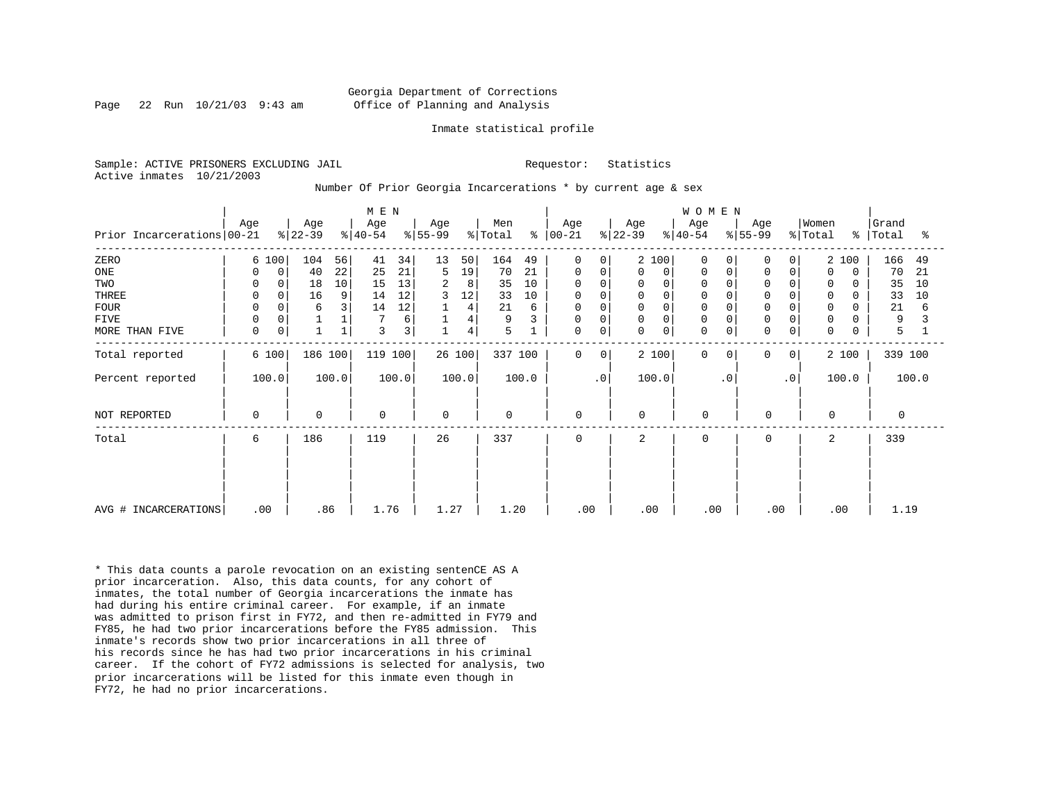Georgia Department of Corrections
Office of Planning and Analysis

Inmate statistical profile

Sample: ACTIVE PRISONERS EXCLUDING JAIL

Requestor: Statistics

Active inmates 10/21/2003

Number Of Prior Georgia Incarcerations * by current age & sex

| | MEN | | | | | | | | | | WOMEN | | | | | | | | | | Grand | |
|---|---|---|---|---|---|---|---|---|---|---|---|---|---|---|---|---|---|---|---|---|---|---|
| Prior Incarcerations | Age 00-21 | % | Age 22-39 | % | Age 40-54 | % | Age 55-99 | % | Men Total | % | Age 00-21 | % | Age 22-39 | % | Age 40-54 | % | Age 55-99 | % | Women Total | % | Total | % |
| ZERO | 6 | 100 | 104 | 56 | 41 | 34 | 13 | 50 | 164 | 49 | 0 | 0 | 2 | 100 | 0 | 0 | 0 | 0 | 2 | 100 | 166 | 49 |
| ONE | 0 | 0 | 40 | 22 | 25 | 21 | 5 | 19 | 70 | 21 | 0 | 0 | 0 | 0 | 0 | 0 | 0 | 0 | 0 | 0 | 70 | 21 |
| TWO | 0 | 0 | 18 | 10 | 15 | 13 | 2 | 8 | 35 | 10 | 0 | 0 | 0 | 0 | 0 | 0 | 0 | 0 | 0 | 0 | 35 | 10 |
| THREE | 0 | 0 | 16 | 9 | 14 | 12 | 3 | 12 | 33 | 10 | 0 | 0 | 0 | 0 | 0 | 0 | 0 | 0 | 0 | 0 | 33 | 10 |
| FOUR | 0 | 0 | 6 | 3 | 14 | 12 | 1 | 4 | 21 | 6 | 0 | 0 | 0 | 0 | 0 | 0 | 0 | 0 | 0 | 0 | 21 | 6 |
| FIVE | 0 | 0 | 1 | 1 | 7 | 6 | 1 | 4 | 9 | 3 | 0 | 0 | 0 | 0 | 0 | 0 | 0 | 0 | 0 | 0 | 9 | 3 |
| MORE THAN FIVE | 0 | 0 | 1 | 1 | 3 | 3 | 1 | 4 | 5 | 1 | 0 | 0 | 0 | 0 | 0 | 0 | 0 | 0 | 0 | 0 | 5 | 1 |
| Total reported | 6 | 100 | 186 | 100 | 119 | 100 | 26 | 100 | 337 | 100 | 0 | 0 | 2 | 100 | 0 | 0 | 0 | 0 | 2 | 100 | 339 | 100 |
| Percent reported | 100.0 | | 100.0 | | 100.0 | | 100.0 | | 100.0 | | .0 | | 100.0 | | .0 | | .0 | | 100.0 | | 100.0 | |
| NOT REPORTED | 0 | | 0 | | 0 | | 0 | | 0 | | 0 | | 0 | | 0 | | 0 | | 0 | | 0 | |
| Total | 6 | | 186 | | 119 | | 26 | | 337 | | 0 | | 2 | | 0 | | 0 | | 2 | | 339 | |
| AVG # INCARCERATIONS | .00 | | .86 | | 1.76 | | 1.27 | | 1.20 | | .00 | | .00 | | .00 | | .00 | | .00 | | 1.19 | |

* This data counts a parole revocation on an existing sentenCE AS A prior incarceration. Also, this data counts, for any cohort of inmates, the total number of Georgia incarcerations the inmate has had during his entire criminal career. For example, if an inmate was admitted to prison first in FY72, and then re-admitted in FY79 and FY85, he had two prior incarcerations before the FY85 admission. This inmate's records show two prior incarcerations in all three of his records since he has had two prior incarcerations in his criminal career. If the cohort of FY72 admissions is selected for analysis, two prior incarcerations will be listed for this inmate even though in FY72, he had no prior incarcerations.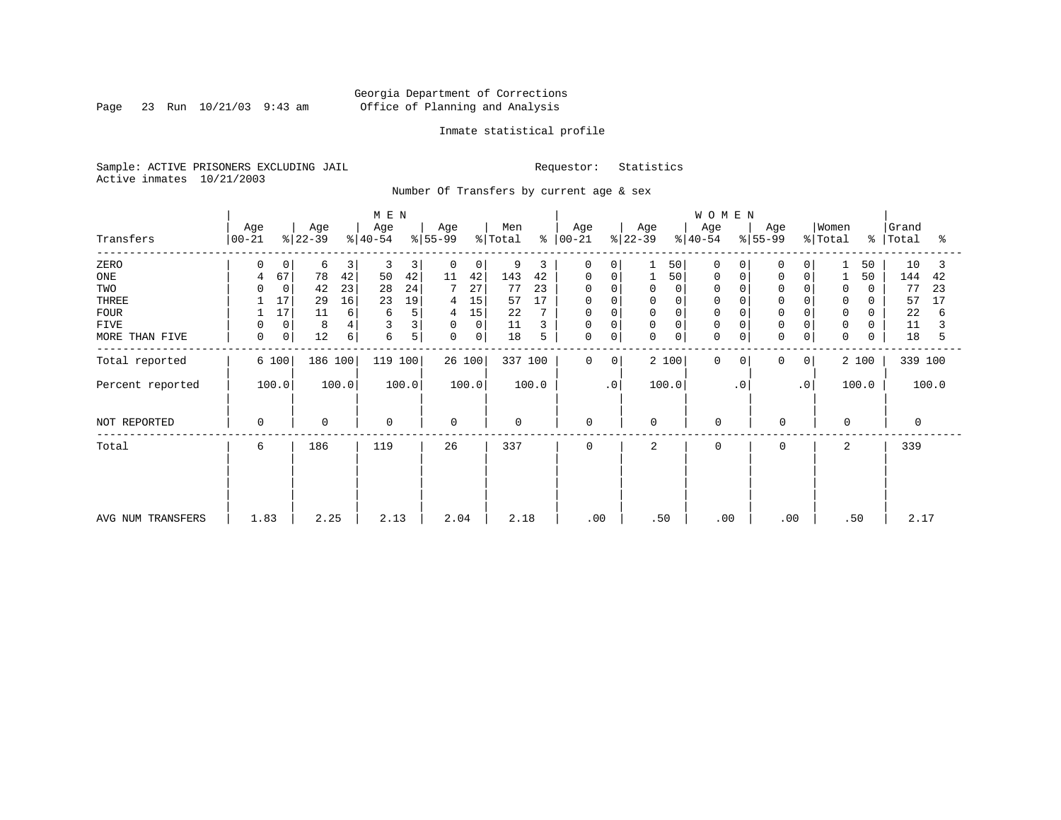Georgia Department of Corrections
Office of Planning and Analysis

Inmate statistical profile

Sample: ACTIVE PRISONERS EXCLUDING JAIL

Requestor: Statistics

Active inmates 10/21/2003

Number Of Transfers by current age & sex

| Transfers | MEN Age 00-21 | % | Age 22-39 | % | Age 40-54 | % | Age 55-99 | % | Men Total | % | WOMEN Age 00-21 | % | Age 22-39 | % | Age 40-54 | % | Age 55-99 | % | Women Total | % | Grand Total | % |
|---|---|---|---|---|---|---|---|---|---|---|---|---|---|---|---|---|---|---|---|---|---|---|
| ZERO | 0 | 0 | 6 | 3 | 3 | 3 | 0 | 0 | 9 | 3 | 0 | 0 | 1 | 50 | 0 | 0 | 0 | 0 | 1 | 50 | 10 | 3 |
| ONE | 4 | 67 | 78 | 42 | 50 | 42 | 11 | 42 | 143 | 42 | 0 | 0 | 1 | 50 | 0 | 0 | 0 | 0 | 1 | 50 | 144 | 42 |
| TWO | 0 | 0 | 42 | 23 | 28 | 24 | 7 | 27 | 77 | 23 | 0 | 0 | 0 | 0 | 0 | 0 | 0 | 0 | 0 | 0 | 77 | 23 |
| THREE | 1 | 17 | 29 | 16 | 23 | 19 | 4 | 15 | 57 | 17 | 0 | 0 | 0 | 0 | 0 | 0 | 0 | 0 | 0 | 0 | 57 | 17 |
| FOUR | 1 | 17 | 11 | 6 | 6 | 5 | 4 | 15 | 22 | 7 | 0 | 0 | 0 | 0 | 0 | 0 | 0 | 0 | 0 | 0 | 22 | 6 |
| FIVE | 0 | 0 | 8 | 4 | 3 | 3 | 0 | 0 | 11 | 3 | 0 | 0 | 0 | 0 | 0 | 0 | 0 | 0 | 0 | 0 | 11 | 3 |
| MORE THAN FIVE | 0 | 0 | 12 | 6 | 6 | 5 | 0 | 0 | 18 | 5 | 0 | 0 | 0 | 0 | 0 | 0 | 0 | 0 | 0 | 0 | 18 | 5 |
| Total reported | 6 | 100 | 186 | 100 | 119 | 100 | 26 | 100 | 337 | 100 | 0 | 0 | 2 | 100 | 0 | 0 | 0 | 0 | 2 | 100 | 339 | 100 |
| Percent reported | 100.0 | | 100.0 | | 100.0 | | 100.0 | | 100.0 | | .0 | | 100.0 | | .0 | | .0 | | 100.0 | | 100.0 | |
| NOT REPORTED | 0 | | 0 | | 0 | | 0 | | 0 | | 0 | | 0 | | 0 | | 0 | | 0 | | 0 | |
| Total | 6 | | 186 | | 119 | | 26 | | 337 | | 0 | | 2 | | 0 | | 0 | | 2 | | 339 | |
| AVG NUM TRANSFERS | 1.83 | | 2.25 | | 2.13 | | 2.04 | | 2.18 | | .00 | | .50 | | .00 | | .00 | | .50 | | 2.17 | |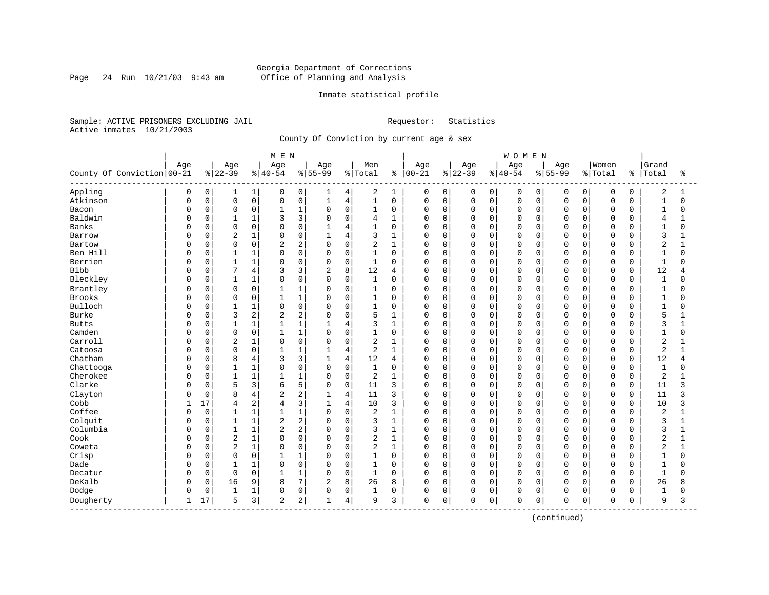Georgia Department of Corrections
Office of Planning and Analysis

Inmate statistical profile

Sample: ACTIVE PRISONERS EXCLUDING JAIL    Requestor: Statistics
Active inmates 10/21/2003

County Of Conviction by current age & sex

| County Of Conviction | MEN Age 00-21 | % | Age 22-39 | % | Age 40-54 | % | Age 55-99 | % | Men Total | % | WOMEN Age 00-21 | % | Age 22-39 | % | Age 40-54 | % | Age 55-99 | % | Women Total | % | Grand Total | % |
|---|---|---|---|---|---|---|---|---|---|---|---|---|---|---|---|---|---|---|---|---|---|---|
| Appling | 0 | 0 | 1 | 1 | 0 | 0 | 1 | 4 | 2 | 1 | 0 | 0 | 0 | 0 | 0 | 0 | 0 | 0 | 0 | 0 | 2 | 1 |
| Atkinson | 0 | 0 | 0 | 0 | 0 | 0 | 1 | 4 | 1 | 0 | 0 | 0 | 0 | 0 | 0 | 0 | 0 | 0 | 0 | 0 | 1 | 0 |
| Bacon | 0 | 0 | 0 | 0 | 1 | 1 | 0 | 0 | 1 | 0 | 0 | 0 | 0 | 0 | 0 | 0 | 0 | 0 | 0 | 0 | 1 | 0 |
| Baldwin | 0 | 0 | 1 | 1 | 3 | 3 | 0 | 0 | 4 | 1 | 0 | 0 | 0 | 0 | 0 | 0 | 0 | 0 | 0 | 0 | 4 | 1 |
| Banks | 0 | 0 | 0 | 0 | 0 | 0 | 1 | 4 | 1 | 0 | 0 | 0 | 0 | 0 | 0 | 0 | 0 | 0 | 0 | 0 | 1 | 0 |
| Barrow | 0 | 0 | 2 | 1 | 0 | 0 | 1 | 4 | 3 | 1 | 0 | 0 | 0 | 0 | 0 | 0 | 0 | 0 | 0 | 0 | 3 | 1 |
| Bartow | 0 | 0 | 0 | 0 | 2 | 2 | 0 | 0 | 2 | 1 | 0 | 0 | 0 | 0 | 0 | 0 | 0 | 0 | 0 | 0 | 2 | 1 |
| Ben Hill | 0 | 0 | 1 | 1 | 0 | 0 | 0 | 0 | 1 | 0 | 0 | 0 | 0 | 0 | 0 | 0 | 0 | 0 | 0 | 0 | 1 | 0 |
| Berrien | 0 | 0 | 1 | 1 | 0 | 0 | 0 | 0 | 1 | 0 | 0 | 0 | 0 | 0 | 0 | 0 | 0 | 0 | 0 | 0 | 1 | 0 |
| Bibb | 0 | 0 | 7 | 4 | 3 | 3 | 2 | 8 | 12 | 4 | 0 | 0 | 0 | 0 | 0 | 0 | 0 | 0 | 0 | 0 | 12 | 4 |
| Bleckley | 0 | 0 | 1 | 1 | 0 | 0 | 0 | 0 | 1 | 0 | 0 | 0 | 0 | 0 | 0 | 0 | 0 | 0 | 0 | 0 | 1 | 0 |
| Brantley | 0 | 0 | 0 | 0 | 1 | 1 | 0 | 0 | 1 | 0 | 0 | 0 | 0 | 0 | 0 | 0 | 0 | 0 | 0 | 0 | 1 | 0 |
| Brooks | 0 | 0 | 0 | 0 | 1 | 1 | 0 | 0 | 1 | 0 | 0 | 0 | 0 | 0 | 0 | 0 | 0 | 0 | 0 | 0 | 1 | 0 |
| Bulloch | 0 | 0 | 1 | 1 | 0 | 0 | 0 | 0 | 1 | 0 | 0 | 0 | 0 | 0 | 0 | 0 | 0 | 0 | 0 | 0 | 1 | 0 |
| Burke | 0 | 0 | 3 | 2 | 2 | 2 | 0 | 0 | 5 | 1 | 0 | 0 | 0 | 0 | 0 | 0 | 0 | 0 | 0 | 0 | 5 | 1 |
| Butts | 0 | 0 | 1 | 1 | 1 | 1 | 1 | 4 | 3 | 1 | 0 | 0 | 0 | 0 | 0 | 0 | 0 | 0 | 0 | 0 | 3 | 1 |
| Camden | 0 | 0 | 0 | 0 | 1 | 1 | 0 | 0 | 1 | 0 | 0 | 0 | 0 | 0 | 0 | 0 | 0 | 0 | 0 | 0 | 1 | 0 |
| Carroll | 0 | 0 | 2 | 1 | 0 | 0 | 0 | 0 | 2 | 1 | 0 | 0 | 0 | 0 | 0 | 0 | 0 | 0 | 0 | 0 | 2 | 1 |
| Catoosa | 0 | 0 | 0 | 0 | 1 | 1 | 1 | 4 | 2 | 1 | 0 | 0 | 0 | 0 | 0 | 0 | 0 | 0 | 0 | 0 | 2 | 1 |
| Chatham | 0 | 0 | 8 | 4 | 3 | 3 | 1 | 4 | 12 | 4 | 0 | 0 | 0 | 0 | 0 | 0 | 0 | 0 | 0 | 0 | 12 | 4 |
| Chattooga | 0 | 0 | 1 | 1 | 0 | 0 | 0 | 0 | 1 | 0 | 0 | 0 | 0 | 0 | 0 | 0 | 0 | 0 | 0 | 0 | 1 | 0 |
| Cherokee | 0 | 0 | 1 | 1 | 1 | 1 | 0 | 0 | 2 | 1 | 0 | 0 | 0 | 0 | 0 | 0 | 0 | 0 | 0 | 0 | 2 | 1 |
| Clarke | 0 | 0 | 5 | 3 | 6 | 5 | 0 | 0 | 11 | 3 | 0 | 0 | 0 | 0 | 0 | 0 | 0 | 0 | 0 | 0 | 11 | 3 |
| Clayton | 0 | 0 | 8 | 4 | 2 | 2 | 1 | 4 | 11 | 3 | 0 | 0 | 0 | 0 | 0 | 0 | 0 | 0 | 0 | 0 | 11 | 3 |
| Cobb | 1 | 17 | 4 | 2 | 4 | 3 | 1 | 4 | 10 | 3 | 0 | 0 | 0 | 0 | 0 | 0 | 0 | 0 | 0 | 0 | 10 | 3 |
| Coffee | 0 | 0 | 1 | 1 | 1 | 1 | 0 | 0 | 2 | 1 | 0 | 0 | 0 | 0 | 0 | 0 | 0 | 0 | 0 | 0 | 2 | 1 |
| Colquit | 0 | 0 | 1 | 1 | 2 | 2 | 0 | 0 | 3 | 1 | 0 | 0 | 0 | 0 | 0 | 0 | 0 | 0 | 0 | 0 | 3 | 1 |
| Columbia | 0 | 0 | 1 | 1 | 2 | 2 | 0 | 0 | 3 | 1 | 0 | 0 | 0 | 0 | 0 | 0 | 0 | 0 | 0 | 0 | 3 | 1 |
| Cook | 0 | 0 | 2 | 1 | 0 | 0 | 0 | 0 | 2 | 1 | 0 | 0 | 0 | 0 | 0 | 0 | 0 | 0 | 0 | 0 | 2 | 1 |
| Coweta | 0 | 0 | 2 | 1 | 0 | 0 | 0 | 0 | 2 | 1 | 0 | 0 | 0 | 0 | 0 | 0 | 0 | 0 | 0 | 0 | 2 | 1 |
| Crisp | 0 | 0 | 0 | 0 | 1 | 1 | 0 | 0 | 1 | 0 | 0 | 0 | 0 | 0 | 0 | 0 | 0 | 0 | 0 | 0 | 1 | 0 |
| Dade | 0 | 0 | 1 | 1 | 0 | 0 | 0 | 0 | 1 | 0 | 0 | 0 | 0 | 0 | 0 | 0 | 0 | 0 | 0 | 0 | 1 | 0 |
| Decatur | 0 | 0 | 0 | 0 | 1 | 1 | 0 | 0 | 1 | 0 | 0 | 0 | 0 | 0 | 0 | 0 | 0 | 0 | 0 | 0 | 1 | 0 |
| DeKalb | 0 | 0 | 16 | 9 | 8 | 7 | 2 | 8 | 26 | 8 | 0 | 0 | 0 | 0 | 0 | 0 | 0 | 0 | 0 | 0 | 26 | 8 |
| Dodge | 0 | 0 | 1 | 1 | 0 | 0 | 0 | 0 | 1 | 0 | 0 | 0 | 0 | 0 | 0 | 0 | 0 | 0 | 0 | 0 | 1 | 0 |
| Dougherty | 1 | 17 | 5 | 3 | 2 | 2 | 1 | 4 | 9 | 3 | 0 | 0 | 0 | 0 | 0 | 0 | 0 | 0 | 0 | 0 | 9 | 3 |

(continued)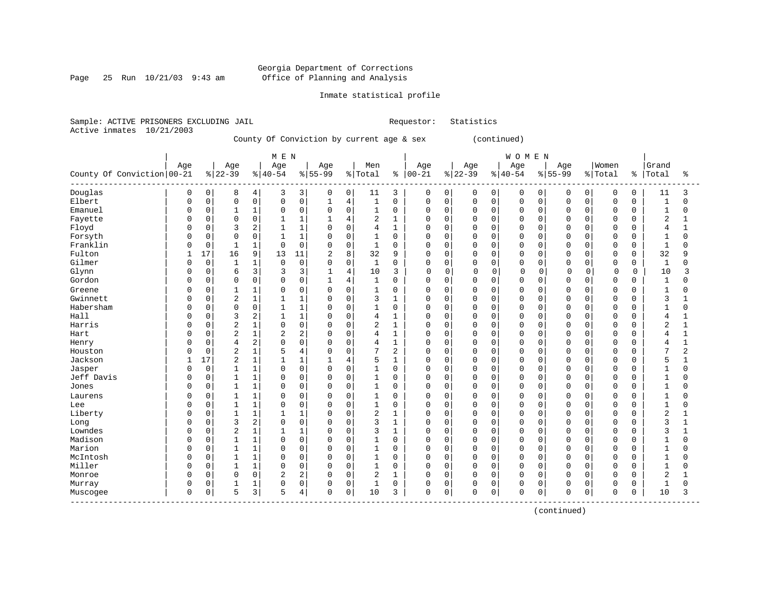Georgia Department of Corrections
Office of Planning and Analysis

Inmate statistical profile

Sample: ACTIVE PRISONERS EXCLUDING JAIL  Requestor: Statistics
Active inmates 10/21/2003

County Of Conviction by current age & sex (continued)

| | MEN | | | | | | | | | | WOMEN | | | | | | | | | | | |
|---|---|---|---|---|---|---|---|---|---|---|---|---|---|---|---|---|---|---|---|---|---|---|
| County Of Conviction | Age 00-21 | % | Age 22-39 | % | Age 40-54 | % | Age 55-99 | % | Men Total | % | Age 00-21 | % | Age 22-39 | % | Age 40-54 | % | Age 55-99 | % | Women Total | % | Grand Total | % |
| Douglas | 0 | 0 | 8 | 4 | 3 | 3 | 0 | 0 | 11 | 3 | 0 | 0 | 0 | 0 | 0 | 0 | 0 | 0 | 0 | 0 | 11 | 3 |
| Elbert | 0 | 0 | 0 | 0 | 0 | 0 | 1 | 4 | 1 | 0 | 0 | 0 | 0 | 0 | 0 | 0 | 0 | 0 | 0 | 0 | 1 | 0 |
| Emanuel | 0 | 0 | 1 | 1 | 0 | 0 | 0 | 0 | 1 | 0 | 0 | 0 | 0 | 0 | 0 | 0 | 0 | 0 | 0 | 0 | 1 | 0 |
| Fayette | 0 | 0 | 0 | 0 | 1 | 1 | 1 | 4 | 2 | 1 | 0 | 0 | 0 | 0 | 0 | 0 | 0 | 0 | 0 | 0 | 2 | 1 |
| Floyd | 0 | 0 | 3 | 2 | 1 | 1 | 0 | 0 | 4 | 1 | 0 | 0 | 0 | 0 | 0 | 0 | 0 | 0 | 0 | 0 | 4 | 1 |
| Forsyth | 0 | 0 | 0 | 0 | 1 | 1 | 0 | 0 | 1 | 0 | 0 | 0 | 0 | 0 | 0 | 0 | 0 | 0 | 0 | 0 | 1 | 0 |
| Franklin | 0 | 0 | 1 | 1 | 0 | 0 | 0 | 0 | 1 | 0 | 0 | 0 | 0 | 0 | 0 | 0 | 0 | 0 | 0 | 0 | 1 | 0 |
| Fulton | 1 | 17 | 16 | 9 | 13 | 11 | 2 | 8 | 32 | 9 | 0 | 0 | 0 | 0 | 0 | 0 | 0 | 0 | 0 | 0 | 32 | 9 |
| Gilmer | 0 | 0 | 1 | 1 | 0 | 0 | 0 | 0 | 1 | 0 | 0 | 0 | 0 | 0 | 0 | 0 | 0 | 0 | 0 | 0 | 1 | 0 |
| Glynn | 0 | 0 | 6 | 3 | 3 | 3 | 1 | 4 | 10 | 3 | 0 | 0 | 0 | 0 | 0 | 0 | 0 | 0 | 0 | 0 | 10 | 3 |
| Gordon | 0 | 0 | 0 | 0 | 0 | 0 | 1 | 4 | 1 | 0 | 0 | 0 | 0 | 0 | 0 | 0 | 0 | 0 | 0 | 0 | 1 | 0 |
| Greene | 0 | 0 | 1 | 1 | 0 | 0 | 0 | 0 | 1 | 0 | 0 | 0 | 0 | 0 | 0 | 0 | 0 | 0 | 0 | 0 | 1 | 0 |
| Gwinnett | 0 | 0 | 2 | 1 | 1 | 1 | 0 | 0 | 3 | 1 | 0 | 0 | 0 | 0 | 0 | 0 | 0 | 0 | 0 | 0 | 3 | 1 |
| Habersham | 0 | 0 | 0 | 0 | 1 | 1 | 0 | 0 | 1 | 0 | 0 | 0 | 0 | 0 | 0 | 0 | 0 | 0 | 0 | 0 | 1 | 0 |
| Hall | 0 | 0 | 3 | 2 | 1 | 1 | 0 | 0 | 4 | 1 | 0 | 0 | 0 | 0 | 0 | 0 | 0 | 0 | 0 | 0 | 4 | 1 |
| Harris | 0 | 0 | 2 | 1 | 0 | 0 | 0 | 0 | 2 | 1 | 0 | 0 | 0 | 0 | 0 | 0 | 0 | 0 | 0 | 0 | 2 | 1 |
| Hart | 0 | 0 | 2 | 1 | 2 | 2 | 0 | 0 | 4 | 1 | 0 | 0 | 0 | 0 | 0 | 0 | 0 | 0 | 0 | 0 | 4 | 1 |
| Henry | 0 | 0 | 4 | 2 | 0 | 0 | 0 | 0 | 4 | 1 | 0 | 0 | 0 | 0 | 0 | 0 | 0 | 0 | 0 | 0 | 4 | 1 |
| Houston | 0 | 0 | 2 | 1 | 5 | 4 | 0 | 0 | 7 | 2 | 0 | 0 | 0 | 0 | 0 | 0 | 0 | 0 | 0 | 0 | 7 | 2 |
| Jackson | 1 | 17 | 2 | 1 | 1 | 1 | 1 | 4 | 5 | 1 | 0 | 0 | 0 | 0 | 0 | 0 | 0 | 0 | 0 | 0 | 5 | 1 |
| Jasper | 0 | 0 | 1 | 1 | 0 | 0 | 0 | 0 | 1 | 0 | 0 | 0 | 0 | 0 | 0 | 0 | 0 | 0 | 0 | 0 | 1 | 0 |
| Jeff Davis | 0 | 0 | 1 | 1 | 0 | 0 | 0 | 0 | 1 | 0 | 0 | 0 | 0 | 0 | 0 | 0 | 0 | 0 | 0 | 0 | 1 | 0 |
| Jones | 0 | 0 | 1 | 1 | 0 | 0 | 0 | 0 | 1 | 0 | 0 | 0 | 0 | 0 | 0 | 0 | 0 | 0 | 0 | 0 | 1 | 0 |
| Laurens | 0 | 0 | 1 | 1 | 0 | 0 | 0 | 0 | 1 | 0 | 0 | 0 | 0 | 0 | 0 | 0 | 0 | 0 | 0 | 0 | 1 | 0 |
| Lee | 0 | 0 | 1 | 1 | 0 | 0 | 0 | 0 | 1 | 0 | 0 | 0 | 0 | 0 | 0 | 0 | 0 | 0 | 0 | 0 | 1 | 0 |
| Liberty | 0 | 0 | 1 | 1 | 1 | 1 | 0 | 0 | 2 | 1 | 0 | 0 | 0 | 0 | 0 | 0 | 0 | 0 | 0 | 0 | 2 | 1 |
| Long | 0 | 0 | 3 | 2 | 0 | 0 | 0 | 0 | 3 | 1 | 0 | 0 | 0 | 0 | 0 | 0 | 0 | 0 | 0 | 0 | 3 | 1 |
| Lowndes | 0 | 0 | 2 | 1 | 1 | 1 | 0 | 0 | 3 | 1 | 0 | 0 | 0 | 0 | 0 | 0 | 0 | 0 | 0 | 0 | 3 | 1 |
| Madison | 0 | 0 | 1 | 1 | 0 | 0 | 0 | 0 | 1 | 0 | 0 | 0 | 0 | 0 | 0 | 0 | 0 | 0 | 0 | 0 | 1 | 0 |
| Marion | 0 | 0 | 1 | 1 | 0 | 0 | 0 | 0 | 1 | 0 | 0 | 0 | 0 | 0 | 0 | 0 | 0 | 0 | 0 | 0 | 1 | 0 |
| McIntosh | 0 | 0 | 1 | 1 | 0 | 0 | 0 | 0 | 1 | 0 | 0 | 0 | 0 | 0 | 0 | 0 | 0 | 0 | 0 | 0 | 1 | 0 |
| Miller | 0 | 0 | 1 | 1 | 0 | 0 | 0 | 0 | 1 | 0 | 0 | 0 | 0 | 0 | 0 | 0 | 0 | 0 | 0 | 0 | 1 | 0 |
| Monroe | 0 | 0 | 0 | 0 | 2 | 2 | 0 | 0 | 2 | 1 | 0 | 0 | 0 | 0 | 0 | 0 | 0 | 0 | 0 | 0 | 2 | 1 |
| Murray | 0 | 0 | 1 | 1 | 0 | 0 | 0 | 0 | 1 | 0 | 0 | 0 | 0 | 0 | 0 | 0 | 0 | 0 | 0 | 0 | 1 | 0 |
| Muscogee | 0 | 0 | 5 | 3 | 5 | 4 | 0 | 0 | 10 | 3 | 0 | 0 | 0 | 0 | 0 | 0 | 0 | 0 | 0 | 0 | 10 | 3 |

(continued)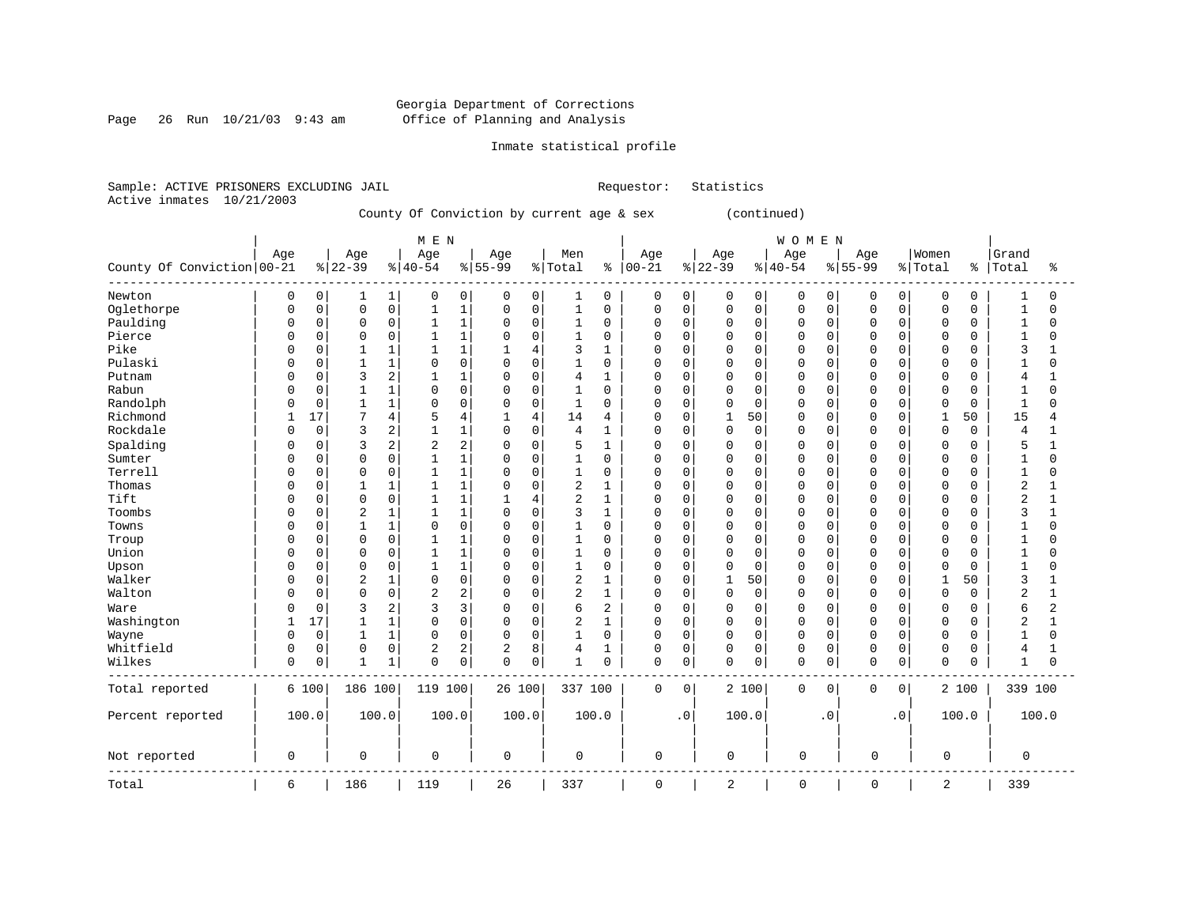Georgia Department of Corrections
Office of Planning and Analysis

Inmate statistical profile

Sample: ACTIVE PRISONERS EXCLUDING JAIL                    Requestor: Statistics
Active inmates 10/21/2003

County Of Conviction by current age & sex (continued)

| County Of Conviction | MEN Age 00-21 | % | Age 22-39 | % | Age 40-54 | % | Age 55-99 | % | Men Total | % | WOMEN Age 00-21 | % | Age 22-39 | % | Age 40-54 | % | Age 55-99 | % | Women Total | % | Grand Total | % |
|---|---|---|---|---|---|---|---|---|---|---|---|---|---|---|---|---|---|---|---|---|---|---|
| Newton | 0 | 0 | 1 | 1 | 0 | 0 | 0 | 0 | 1 | 0 | 0 | 0 | 0 | 0 | 0 | 0 | 0 | 0 | 0 | 0 | 1 | 0 |
| Oglethorpe | 0 | 0 | 0 | 0 | 1 | 1 | 0 | 0 | 1 | 0 | 0 | 0 | 0 | 0 | 0 | 0 | 0 | 0 | 0 | 0 | 1 | 0 |
| Paulding | 0 | 0 | 0 | 0 | 1 | 1 | 0 | 0 | 1 | 0 | 0 | 0 | 0 | 0 | 0 | 0 | 0 | 0 | 0 | 0 | 1 | 0 |
| Pierce | 0 | 0 | 0 | 0 | 1 | 1 | 0 | 0 | 1 | 0 | 0 | 0 | 0 | 0 | 0 | 0 | 0 | 0 | 0 | 0 | 1 | 0 |
| Pike | 0 | 0 | 1 | 1 | 1 | 1 | 1 | 4 | 3 | 1 | 0 | 0 | 0 | 0 | 0 | 0 | 0 | 0 | 0 | 0 | 3 | 1 |
| Pulaski | 0 | 0 | 1 | 1 | 0 | 0 | 0 | 0 | 1 | 0 | 0 | 0 | 0 | 0 | 0 | 0 | 0 | 0 | 0 | 0 | 1 | 0 |
| Putnam | 0 | 0 | 3 | 2 | 1 | 1 | 0 | 0 | 4 | 1 | 0 | 0 | 0 | 0 | 0 | 0 | 0 | 0 | 0 | 0 | 4 | 1 |
| Rabun | 0 | 0 | 1 | 1 | 0 | 0 | 0 | 0 | 1 | 0 | 0 | 0 | 0 | 0 | 0 | 0 | 0 | 0 | 0 | 0 | 1 | 0 |
| Randolph | 0 | 0 | 1 | 1 | 0 | 0 | 0 | 0 | 1 | 0 | 0 | 0 | 0 | 0 | 0 | 0 | 0 | 0 | 0 | 0 | 1 | 0 |
| Richmond | 1 | 17 | 7 | 4 | 5 | 4 | 1 | 4 | 14 | 4 | 0 | 0 | 1 | 50 | 0 | 0 | 0 | 0 | 1 | 50 | 15 | 4 |
| Rockdale | 0 | 0 | 3 | 2 | 1 | 1 | 0 | 0 | 4 | 1 | 0 | 0 | 0 | 0 | 0 | 0 | 0 | 0 | 0 | 0 | 4 | 1 |
| Spalding | 0 | 0 | 3 | 2 | 2 | 2 | 0 | 0 | 5 | 1 | 0 | 0 | 0 | 0 | 0 | 0 | 0 | 0 | 0 | 0 | 5 | 1 |
| Sumter | 0 | 0 | 0 | 0 | 1 | 1 | 0 | 0 | 1 | 0 | 0 | 0 | 0 | 0 | 0 | 0 | 0 | 0 | 0 | 0 | 1 | 0 |
| Terrell | 0 | 0 | 0 | 0 | 1 | 1 | 0 | 0 | 1 | 0 | 0 | 0 | 0 | 0 | 0 | 0 | 0 | 0 | 0 | 0 | 1 | 0 |
| Thomas | 0 | 0 | 1 | 1 | 1 | 1 | 0 | 0 | 2 | 1 | 0 | 0 | 0 | 0 | 0 | 0 | 0 | 0 | 0 | 0 | 2 | 1 |
| Tift | 0 | 0 | 0 | 0 | 1 | 1 | 1 | 4 | 2 | 1 | 0 | 0 | 0 | 0 | 0 | 0 | 0 | 0 | 0 | 0 | 2 | 1 |
| Toombs | 0 | 0 | 2 | 1 | 1 | 1 | 0 | 0 | 3 | 1 | 0 | 0 | 0 | 0 | 0 | 0 | 0 | 0 | 0 | 0 | 3 | 1 |
| Towns | 0 | 0 | 1 | 1 | 0 | 0 | 0 | 0 | 1 | 0 | 0 | 0 | 0 | 0 | 0 | 0 | 0 | 0 | 0 | 0 | 1 | 0 |
| Troup | 0 | 0 | 0 | 0 | 1 | 1 | 0 | 0 | 1 | 0 | 0 | 0 | 0 | 0 | 0 | 0 | 0 | 0 | 0 | 0 | 1 | 0 |
| Union | 0 | 0 | 0 | 0 | 1 | 1 | 0 | 0 | 1 | 0 | 0 | 0 | 0 | 0 | 0 | 0 | 0 | 0 | 0 | 0 | 1 | 0 |
| Upson | 0 | 0 | 0 | 0 | 1 | 1 | 0 | 0 | 1 | 0 | 0 | 0 | 0 | 0 | 0 | 0 | 0 | 0 | 0 | 0 | 1 | 0 |
| Walker | 0 | 0 | 2 | 1 | 0 | 0 | 0 | 0 | 2 | 1 | 0 | 0 | 1 | 50 | 0 | 0 | 0 | 0 | 1 | 50 | 3 | 1 |
| Walton | 0 | 0 | 0 | 0 | 2 | 2 | 0 | 0 | 2 | 1 | 0 | 0 | 0 | 0 | 0 | 0 | 0 | 0 | 0 | 0 | 2 | 1 |
| Ware | 0 | 0 | 3 | 2 | 3 | 3 | 0 | 0 | 6 | 2 | 0 | 0 | 0 | 0 | 0 | 0 | 0 | 0 | 0 | 0 | 6 | 2 |
| Washington | 1 | 17 | 1 | 1 | 0 | 0 | 0 | 0 | 2 | 1 | 0 | 0 | 0 | 0 | 0 | 0 | 0 | 0 | 0 | 0 | 2 | 1 |
| Wayne | 0 | 0 | 1 | 1 | 0 | 0 | 0 | 0 | 1 | 0 | 0 | 0 | 0 | 0 | 0 | 0 | 0 | 0 | 0 | 0 | 1 | 0 |
| Whitfield | 0 | 0 | 0 | 0 | 2 | 2 | 2 | 8 | 4 | 1 | 0 | 0 | 0 | 0 | 0 | 0 | 0 | 0 | 0 | 0 | 4 | 1 |
| Wilkes | 0 | 0 | 1 | 1 | 0 | 0 | 0 | 0 | 1 | 0 | 0 | 0 | 0 | 0 | 0 | 0 | 0 | 0 | 0 | 0 | 1 | 0 |
| Total reported | 6 | 100 | 186 | 100 | 119 | 100 | 26 | 100 | 337 | 100 | 0 | 0 | 2 | 100 | 0 | 0 | 0 | 0 | 2 | 100 | 339 | 100 |
| Percent reported | 100.0 | | 100.0 | | 100.0 | | 100.0 | | 100.0 | | .0 | | 100.0 | | .0 | | .0 | | 100.0 | | 100.0 | |
| Not reported | 0 | | 0 | | 0 | | 0 | | 0 | | 0 | | 0 | | 0 | | 0 | | 0 | | 0 | |
| Total | 6 | | 186 | | 119 | | 26 | | 337 | | 0 | | 2 | | 0 | | 0 | | 2 | | 339 | |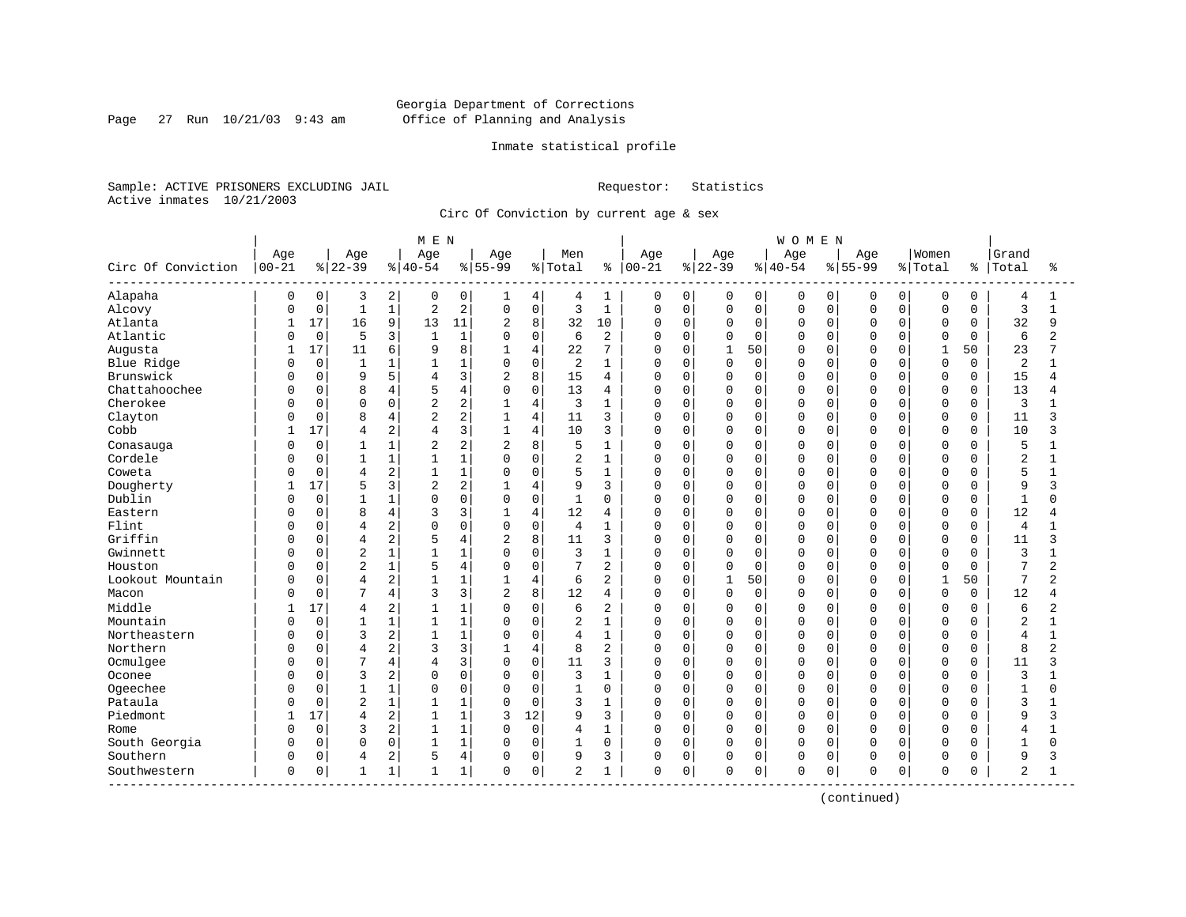Georgia Department of Corrections
Office of Planning and Analysis

Inmate statistical profile

Sample: ACTIVE PRISONERS EXCLUDING JAIL
Active inmates 10/21/2003

Requestor: Statistics

Circ Of Conviction by current age & sex

| Circ Of Conviction | MEN Age 00-21 | % | Age 22-39 | % | Age 40-54 | % | Age 55-99 | % | Men Total | % | WOMEN Age 00-21 | % | Age 22-39 | % | Age 40-54 | % | Age 55-99 | % | Women Total | % | Grand Total | % |
|---|---|---|---|---|---|---|---|---|---|---|---|---|---|---|---|---|---|---|---|---|---|---|
| Alapaha | 0 | 0 | 3 | 2 | 0 | 0 | 1 | 4 | 4 | 1 | 0 | 0 | 0 | 0 | 0 | 0 | 0 | 0 | 0 | 0 | 4 | 1 |
| Alcovy | 0 | 0 | 1 | 1 | 2 | 2 | 0 | 0 | 3 | 1 | 0 | 0 | 0 | 0 | 0 | 0 | 0 | 0 | 0 | 0 | 3 | 1 |
| Atlanta | 1 | 17 | 16 | 9 | 13 | 11 | 2 | 8 | 32 | 10 | 0 | 0 | 0 | 0 | 0 | 0 | 0 | 0 | 0 | 0 | 32 | 9 |
| Atlantic | 0 | 0 | 5 | 3 | 1 | 1 | 0 | 0 | 6 | 2 | 0 | 0 | 0 | 0 | 0 | 0 | 0 | 0 | 0 | 0 | 6 | 2 |
| Augusta | 1 | 17 | 11 | 6 | 9 | 8 | 1 | 4 | 22 | 7 | 0 | 0 | 1 | 50 | 0 | 0 | 0 | 0 | 1 | 50 | 23 | 7 |
| Blue Ridge | 0 | 0 | 1 | 1 | 1 | 1 | 0 | 0 | 2 | 1 | 0 | 0 | 0 | 0 | 0 | 0 | 0 | 0 | 0 | 0 | 2 | 1 |
| Brunswick | 0 | 0 | 9 | 5 | 4 | 3 | 2 | 8 | 15 | 4 | 0 | 0 | 0 | 0 | 0 | 0 | 0 | 0 | 0 | 0 | 15 | 4 |
| Chattahoochee | 0 | 0 | 8 | 4 | 5 | 4 | 0 | 0 | 13 | 4 | 0 | 0 | 0 | 0 | 0 | 0 | 0 | 0 | 0 | 0 | 13 | 4 |
| Cherokee | 0 | 0 | 0 | 0 | 2 | 2 | 1 | 4 | 3 | 1 | 0 | 0 | 0 | 0 | 0 | 0 | 0 | 0 | 0 | 0 | 3 | 1 |
| Clayton | 0 | 0 | 8 | 4 | 2 | 2 | 1 | 4 | 11 | 3 | 0 | 0 | 0 | 0 | 0 | 0 | 0 | 0 | 0 | 0 | 11 | 3 |
| Cobb | 1 | 17 | 4 | 2 | 4 | 3 | 1 | 4 | 10 | 3 | 0 | 0 | 0 | 0 | 0 | 0 | 0 | 0 | 0 | 0 | 10 | 3 |
| Conasauga | 0 | 0 | 1 | 1 | 2 | 2 | 2 | 8 | 5 | 1 | 0 | 0 | 0 | 0 | 0 | 0 | 0 | 0 | 0 | 0 | 5 | 1 |
| Cordele | 0 | 0 | 1 | 1 | 1 | 1 | 0 | 0 | 2 | 1 | 0 | 0 | 0 | 0 | 0 | 0 | 0 | 0 | 0 | 0 | 2 | 1 |
| Coweta | 0 | 0 | 4 | 2 | 1 | 1 | 0 | 0 | 5 | 1 | 0 | 0 | 0 | 0 | 0 | 0 | 0 | 0 | 0 | 0 | 5 | 1 |
| Dougherty | 1 | 17 | 5 | 3 | 2 | 2 | 1 | 4 | 9 | 3 | 0 | 0 | 0 | 0 | 0 | 0 | 0 | 0 | 0 | 0 | 9 | 3 |
| Dublin | 0 | 0 | 1 | 1 | 0 | 0 | 0 | 0 | 1 | 0 | 0 | 0 | 0 | 0 | 0 | 0 | 0 | 0 | 0 | 0 | 1 | 0 |
| Eastern | 0 | 0 | 8 | 4 | 3 | 3 | 1 | 4 | 12 | 4 | 0 | 0 | 0 | 0 | 0 | 0 | 0 | 0 | 0 | 0 | 12 | 4 |
| Flint | 0 | 0 | 4 | 2 | 0 | 0 | 0 | 0 | 4 | 1 | 0 | 0 | 0 | 0 | 0 | 0 | 0 | 0 | 0 | 0 | 4 | 1 |
| Griffin | 0 | 0 | 4 | 2 | 5 | 4 | 2 | 8 | 11 | 3 | 0 | 0 | 0 | 0 | 0 | 0 | 0 | 0 | 0 | 0 | 11 | 3 |
| Gwinnett | 0 | 0 | 2 | 1 | 1 | 1 | 0 | 0 | 3 | 1 | 0 | 0 | 0 | 0 | 0 | 0 | 0 | 0 | 0 | 0 | 3 | 1 |
| Houston | 0 | 0 | 2 | 1 | 5 | 4 | 0 | 0 | 7 | 2 | 0 | 0 | 0 | 0 | 0 | 0 | 0 | 0 | 0 | 0 | 7 | 2 |
| Lookout Mountain | 0 | 0 | 4 | 2 | 1 | 1 | 1 | 4 | 6 | 2 | 0 | 0 | 1 | 50 | 0 | 0 | 0 | 0 | 1 | 50 | 7 | 2 |
| Macon | 0 | 0 | 7 | 4 | 3 | 3 | 2 | 8 | 12 | 4 | 0 | 0 | 0 | 0 | 0 | 0 | 0 | 0 | 0 | 0 | 12 | 4 |
| Middle | 1 | 17 | 4 | 2 | 1 | 1 | 0 | 0 | 6 | 2 | 0 | 0 | 0 | 0 | 0 | 0 | 0 | 0 | 0 | 0 | 6 | 2 |
| Mountain | 0 | 0 | 1 | 1 | 1 | 1 | 0 | 0 | 2 | 1 | 0 | 0 | 0 | 0 | 0 | 0 | 0 | 0 | 0 | 0 | 2 | 1 |
| Northeastern | 0 | 0 | 3 | 2 | 1 | 1 | 0 | 0 | 4 | 1 | 0 | 0 | 0 | 0 | 0 | 0 | 0 | 0 | 0 | 0 | 4 | 1 |
| Northern | 0 | 0 | 4 | 2 | 3 | 3 | 1 | 4 | 8 | 2 | 0 | 0 | 0 | 0 | 0 | 0 | 0 | 0 | 0 | 0 | 8 | 2 |
| Ocmulgee | 0 | 0 | 7 | 4 | 4 | 3 | 0 | 0 | 11 | 3 | 0 | 0 | 0 | 0 | 0 | 0 | 0 | 0 | 0 | 0 | 11 | 3 |
| Oconee | 0 | 0 | 3 | 2 | 0 | 0 | 0 | 0 | 3 | 1 | 0 | 0 | 0 | 0 | 0 | 0 | 0 | 0 | 0 | 0 | 3 | 1 |
| Ogeechee | 0 | 0 | 1 | 1 | 0 | 0 | 0 | 0 | 1 | 0 | 0 | 0 | 0 | 0 | 0 | 0 | 0 | 0 | 0 | 0 | 1 | 0 |
| Pataula | 0 | 0 | 2 | 1 | 1 | 1 | 0 | 0 | 3 | 1 | 0 | 0 | 0 | 0 | 0 | 0 | 0 | 0 | 0 | 0 | 3 | 1 |
| Piedmont | 1 | 17 | 4 | 2 | 1 | 1 | 3 | 12 | 9 | 3 | 0 | 0 | 0 | 0 | 0 | 0 | 0 | 0 | 0 | 0 | 9 | 3 |
| Rome | 0 | 0 | 3 | 2 | 1 | 1 | 0 | 0 | 4 | 1 | 0 | 0 | 0 | 0 | 0 | 0 | 0 | 0 | 0 | 0 | 4 | 1 |
| South Georgia | 0 | 0 | 0 | 0 | 1 | 1 | 0 | 0 | 1 | 0 | 0 | 0 | 0 | 0 | 0 | 0 | 0 | 0 | 0 | 0 | 1 | 0 |
| Southern | 0 | 0 | 4 | 2 | 5 | 4 | 0 | 0 | 9 | 3 | 0 | 0 | 0 | 0 | 0 | 0 | 0 | 0 | 0 | 0 | 9 | 3 |
| Southwestern | 0 | 0 | 1 | 1 | 1 | 1 | 0 | 0 | 2 | 1 | 0 | 0 | 0 | 0 | 0 | 0 | 0 | 0 | 0 | 0 | 2 | 1 |

(continued)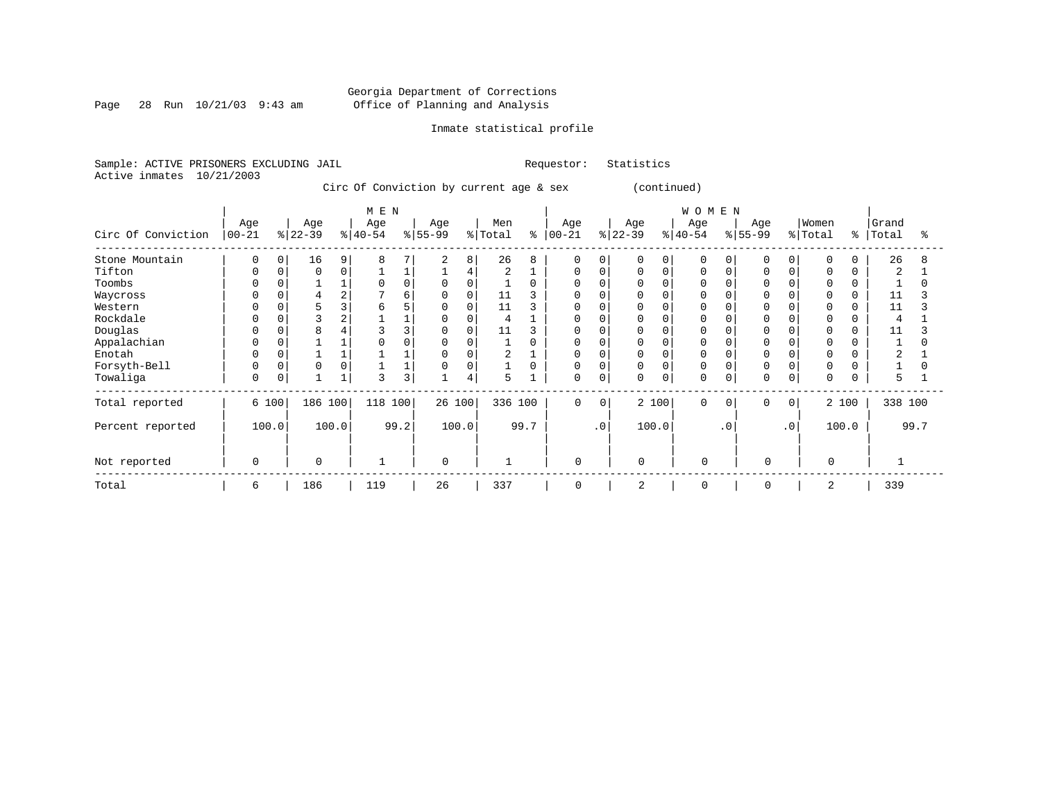Georgia Department of Corrections
Office of Planning and Analysis

Inmate statistical profile

Sample: ACTIVE PRISONERS EXCLUDING JAIL    Requestor: Statistics
Active inmates 10/21/2003

Circ Of Conviction by current age & sex (continued)

| Circ Of Conviction | MEN Age 00-21 | % | Age 22-39 | % | Age 40-54 | % | Age 55-99 | % | Men Total | % | WOMEN Age 00-21 | % | Age 22-39 | % | Age 40-54 | % | Age 55-99 | % | Women Total | % | Grand Total | % |
|---|---|---|---|---|---|---|---|---|---|---|---|---|---|---|---|---|---|---|---|---|---|---|
| Stone Mountain | 0 | 0 | 16 | 9 | 8 | 7 | 2 | 8 | 26 | 8 | 0 | 0 | 0 | 0 | 0 | 0 | 0 | 0 | 0 | 0 | 26 | 8 |
| Tifton | 0 | 0 | 0 | 0 | 1 | 1 | 1 | 4 | 2 | 1 | 0 | 0 | 0 | 0 | 0 | 0 | 0 | 0 | 0 | 0 | 2 | 1 |
| Toombs | 0 | 0 | 1 | 1 | 0 | 0 | 0 | 0 | 1 | 0 | 0 | 0 | 0 | 0 | 0 | 0 | 0 | 0 | 0 | 0 | 1 | 0 |
| Waycross | 0 | 0 | 4 | 2 | 7 | 6 | 0 | 0 | 11 | 3 | 0 | 0 | 0 | 0 | 0 | 0 | 0 | 0 | 0 | 0 | 11 | 3 |
| Western | 0 | 0 | 5 | 3 | 6 | 5 | 0 | 0 | 11 | 3 | 0 | 0 | 0 | 0 | 0 | 0 | 0 | 0 | 0 | 0 | 11 | 3 |
| Rockdale | 0 | 0 | 3 | 2 | 1 | 1 | 0 | 0 | 4 | 1 | 0 | 0 | 0 | 0 | 0 | 0 | 0 | 0 | 0 | 0 | 4 | 1 |
| Douglas | 0 | 0 | 8 | 4 | 3 | 3 | 0 | 0 | 11 | 3 | 0 | 0 | 0 | 0 | 0 | 0 | 0 | 0 | 0 | 0 | 11 | 3 |
| Appalachian | 0 | 0 | 1 | 1 | 0 | 0 | 0 | 0 | 1 | 0 | 0 | 0 | 0 | 0 | 0 | 0 | 0 | 0 | 0 | 0 | 1 | 0 |
| Enotah | 0 | 0 | 1 | 1 | 1 | 1 | 0 | 0 | 2 | 1 | 0 | 0 | 0 | 0 | 0 | 0 | 0 | 0 | 0 | 0 | 2 | 1 |
| Forsyth-Bell | 0 | 0 | 0 | 0 | 1 | 1 | 0 | 0 | 1 | 0 | 0 | 0 | 0 | 0 | 0 | 0 | 0 | 0 | 0 | 0 | 1 | 0 |
| Towaliga | 0 | 0 | 1 | 1 | 3 | 3 | 1 | 4 | 5 | 1 | 0 | 0 | 0 | 0 | 0 | 0 | 0 | 0 | 0 | 0 | 5 | 1 |
| Total reported | 6 | 100 | 186 | 100 | 118 | 100 | 26 | 100 | 336 | 100 | 0 | 0 | 2 | 100 | 0 | 0 | 0 | 0 | 2 | 100 | 338 | 100 |
| Percent reported | | 100.0 | | 100.0 | | 99.2 | | 100.0 | | 99.7 | | .0 | | 100.0 | | .0 | | .0 | | 100.0 | | 99.7 |
| Not reported | 0 | | 0 | | 1 | | 0 | | 1 | | 0 | | 0 | | 0 | | 0 | | 0 | | 1 | |
| Total | 6 | | 186 | | 119 | | 26 | | 337 | | 0 | | 2 | | 0 | | 0 | | 2 | | 339 | |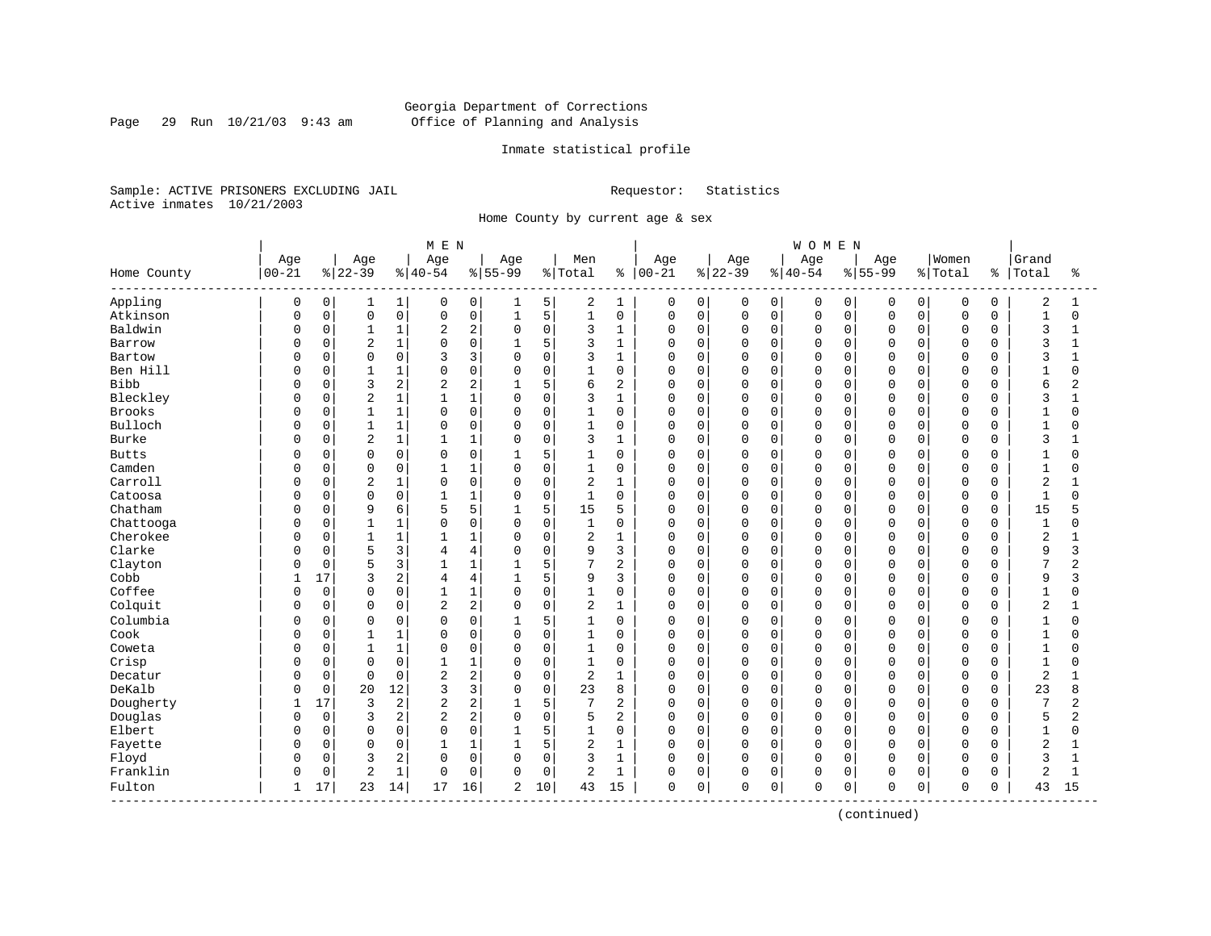Georgia Department of Corrections
Office of Planning and Analysis

Inmate statistical profile

Sample: ACTIVE PRISONERS EXCLUDING JAIL                    Requestor: Statistics
Active inmates 10/21/2003

Home County by current age & sex

| | MEN | | | | | | | | | | WOMEN | | | | | | | | | | | |
|---|---|---|---|---|---|---|---|---|---|---|---|---|---|---|---|---|---|---|---|---|---|---|
| Home County | Age 00-21 | % | Age 22-39 | % | Age 40-54 | % | Age 55-99 | % | Men Total | % | Age 00-21 | % | Age 22-39 | % | Age 40-54 | % | Age 55-99 | % | Women Total | % | Grand Total | % |
| Appling | 0 | 0 | 1 | 1 | 0 | 0 | 1 | 5 | 2 | 1 | 0 | 0 | 0 | 0 | 0 | 0 | 0 | 0 | 0 | 0 | 2 | 1 |
| Atkinson | 0 | 0 | 0 | 0 | 0 | 0 | 1 | 5 | 1 | 0 | 0 | 0 | 0 | 0 | 0 | 0 | 0 | 0 | 0 | 0 | 1 | 0 |
| Baldwin | 0 | 0 | 1 | 1 | 2 | 2 | 0 | 0 | 3 | 1 | 0 | 0 | 0 | 0 | 0 | 0 | 0 | 0 | 0 | 0 | 3 | 1 |
| Barrow | 0 | 0 | 2 | 1 | 0 | 0 | 1 | 5 | 3 | 1 | 0 | 0 | 0 | 0 | 0 | 0 | 0 | 0 | 0 | 0 | 3 | 1 |
| Bartow | 0 | 0 | 0 | 0 | 3 | 3 | 0 | 0 | 3 | 1 | 0 | 0 | 0 | 0 | 0 | 0 | 0 | 0 | 0 | 0 | 3 | 1 |
| Ben Hill | 0 | 0 | 1 | 1 | 0 | 0 | 0 | 0 | 1 | 0 | 0 | 0 | 0 | 0 | 0 | 0 | 0 | 0 | 0 | 0 | 1 | 0 |
| Bibb | 0 | 0 | 3 | 2 | 2 | 2 | 1 | 5 | 6 | 2 | 0 | 0 | 0 | 0 | 0 | 0 | 0 | 0 | 0 | 0 | 6 | 2 |
| Bleckley | 0 | 0 | 2 | 1 | 1 | 1 | 0 | 0 | 3 | 1 | 0 | 0 | 0 | 0 | 0 | 0 | 0 | 0 | 0 | 0 | 3 | 1 |
| Brooks | 0 | 0 | 1 | 1 | 0 | 0 | 0 | 0 | 1 | 0 | 0 | 0 | 0 | 0 | 0 | 0 | 0 | 0 | 0 | 0 | 1 | 0 |
| Bulloch | 0 | 0 | 1 | 1 | 0 | 0 | 0 | 0 | 1 | 0 | 0 | 0 | 0 | 0 | 0 | 0 | 0 | 0 | 0 | 0 | 1 | 0 |
| Burke | 0 | 0 | 2 | 1 | 1 | 1 | 0 | 0 | 3 | 1 | 0 | 0 | 0 | 0 | 0 | 0 | 0 | 0 | 0 | 0 | 3 | 1 |
| Butts | 0 | 0 | 0 | 0 | 0 | 0 | 1 | 5 | 1 | 0 | 0 | 0 | 0 | 0 | 0 | 0 | 0 | 0 | 0 | 0 | 1 | 0 |
| Camden | 0 | 0 | 0 | 0 | 1 | 1 | 0 | 0 | 1 | 0 | 0 | 0 | 0 | 0 | 0 | 0 | 0 | 0 | 0 | 0 | 1 | 0 |
| Carroll | 0 | 0 | 2 | 1 | 0 | 0 | 0 | 0 | 2 | 1 | 0 | 0 | 0 | 0 | 0 | 0 | 0 | 0 | 0 | 0 | 2 | 1 |
| Catoosa | 0 | 0 | 0 | 0 | 1 | 1 | 0 | 0 | 1 | 0 | 0 | 0 | 0 | 0 | 0 | 0 | 0 | 0 | 0 | 0 | 1 | 0 |
| Chatham | 0 | 0 | 9 | 6 | 5 | 5 | 1 | 5 | 15 | 5 | 0 | 0 | 0 | 0 | 0 | 0 | 0 | 0 | 0 | 0 | 15 | 5 |
| Chattooga | 0 | 0 | 1 | 1 | 0 | 0 | 0 | 0 | 1 | 0 | 0 | 0 | 0 | 0 | 0 | 0 | 0 | 0 | 0 | 0 | 1 | 0 |
| Cherokee | 0 | 0 | 1 | 1 | 1 | 1 | 0 | 0 | 2 | 1 | 0 | 0 | 0 | 0 | 0 | 0 | 0 | 0 | 0 | 0 | 2 | 1 |
| Clarke | 0 | 0 | 5 | 3 | 4 | 4 | 0 | 0 | 9 | 3 | 0 | 0 | 0 | 0 | 0 | 0 | 0 | 0 | 0 | 0 | 9 | 3 |
| Clayton | 0 | 0 | 5 | 3 | 1 | 1 | 1 | 5 | 7 | 2 | 0 | 0 | 0 | 0 | 0 | 0 | 0 | 0 | 0 | 0 | 7 | 2 |
| Cobb | 1 | 17 | 3 | 2 | 4 | 4 | 1 | 5 | 9 | 3 | 0 | 0 | 0 | 0 | 0 | 0 | 0 | 0 | 0 | 0 | 9 | 3 |
| Coffee | 0 | 0 | 0 | 0 | 1 | 1 | 0 | 0 | 1 | 0 | 0 | 0 | 0 | 0 | 0 | 0 | 0 | 0 | 0 | 0 | 1 | 0 |
| Colquit | 0 | 0 | 0 | 0 | 2 | 2 | 0 | 0 | 2 | 1 | 0 | 0 | 0 | 0 | 0 | 0 | 0 | 0 | 0 | 0 | 2 | 1 |
| Columbia | 0 | 0 | 0 | 0 | 0 | 0 | 1 | 5 | 1 | 0 | 0 | 0 | 0 | 0 | 0 | 0 | 0 | 0 | 0 | 0 | 1 | 0 |
| Cook | 0 | 0 | 1 | 1 | 0 | 0 | 0 | 0 | 1 | 0 | 0 | 0 | 0 | 0 | 0 | 0 | 0 | 0 | 0 | 0 | 1 | 0 |
| Coweta | 0 | 0 | 1 | 1 | 0 | 0 | 0 | 0 | 1 | 0 | 0 | 0 | 0 | 0 | 0 | 0 | 0 | 0 | 0 | 0 | 1 | 0 |
| Crisp | 0 | 0 | 0 | 0 | 1 | 1 | 0 | 0 | 1 | 0 | 0 | 0 | 0 | 0 | 0 | 0 | 0 | 0 | 0 | 0 | 1 | 0 |
| Decatur | 0 | 0 | 0 | 0 | 2 | 2 | 0 | 0 | 2 | 1 | 0 | 0 | 0 | 0 | 0 | 0 | 0 | 0 | 0 | 0 | 2 | 1 |
| DeKalb | 0 | 0 | 20 | 12 | 3 | 3 | 0 | 0 | 23 | 8 | 0 | 0 | 0 | 0 | 0 | 0 | 0 | 0 | 0 | 0 | 23 | 8 |
| Dougherty | 1 | 17 | 3 | 2 | 2 | 2 | 1 | 5 | 7 | 2 | 0 | 0 | 0 | 0 | 0 | 0 | 0 | 0 | 0 | 0 | 7 | 2 |
| Douglas | 0 | 0 | 3 | 2 | 2 | 2 | 0 | 0 | 5 | 2 | 0 | 0 | 0 | 0 | 0 | 0 | 0 | 0 | 0 | 0 | 5 | 2 |
| Elbert | 0 | 0 | 0 | 0 | 0 | 0 | 1 | 5 | 1 | 0 | 0 | 0 | 0 | 0 | 0 | 0 | 0 | 0 | 0 | 0 | 1 | 0 |
| Fayette | 0 | 0 | 0 | 0 | 1 | 1 | 1 | 5 | 2 | 1 | 0 | 0 | 0 | 0 | 0 | 0 | 0 | 0 | 0 | 0 | 2 | 1 |
| Floyd | 0 | 0 | 3 | 2 | 0 | 0 | 0 | 0 | 3 | 1 | 0 | 0 | 0 | 0 | 0 | 0 | 0 | 0 | 0 | 0 | 3 | 1 |
| Franklin | 0 | 0 | 2 | 1 | 0 | 0 | 0 | 0 | 2 | 1 | 0 | 0 | 0 | 0 | 0 | 0 | 0 | 0 | 0 | 0 | 2 | 1 |
| Fulton | 1 | 17 | 23 | 14 | 17 | 16 | 2 | 10 | 43 | 15 | 0 | 0 | 0 | 0 | 0 | 0 | 0 | 0 | 0 | 0 | 43 | 15 |

(continued)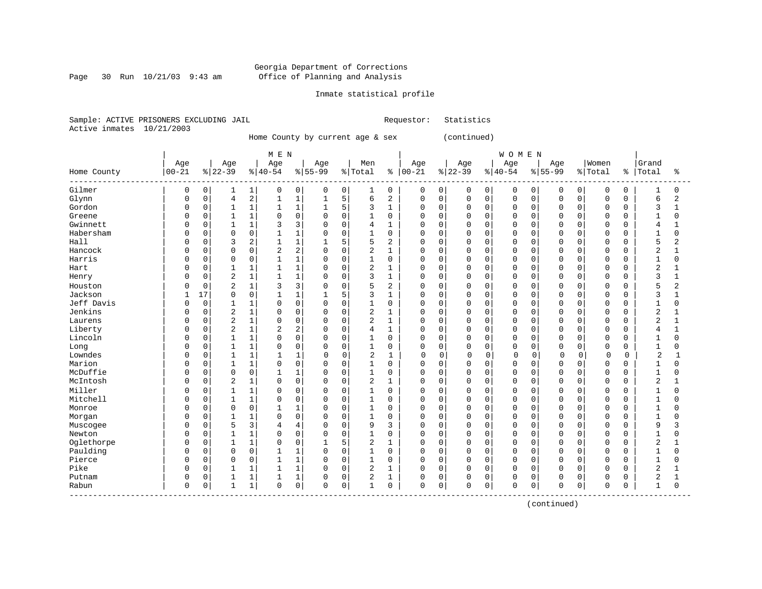Georgia Department of Corrections
Office of Planning and Analysis

Inmate statistical profile

Sample: ACTIVE PRISONERS EXCLUDING JAIL

Requestor: Statistics

Active inmates 10/21/2003

Home County by current age & sex (continued)

| | MEN | | | | | | | | | | WOMEN | | | | | | | | | | | |
|---|---|---|---|---|---|---|---|---|---|---|---|---|---|---|---|---|---|---|---|---|---|---|
| Home County | Age 00-21 | % | Age 22-39 | % | Age 40-54 | % | Age 55-99 | % | Men Total | % | Age 00-21 | % | Age 22-39 | % | Age 40-54 | % | Age 55-99 | % | Women Total | % | Grand Total | % |
| Gilmer | 0 | 0 | 1 | 1 | 0 | 0 | 0 | 0 | 1 | 0 | 0 | 0 | 0 | 0 | 0 | 0 | 0 | 0 | 0 | 0 | 1 | 0 |
| Glynn | 0 | 0 | 4 | 2 | 1 | 1 | 1 | 5 | 6 | 2 | 0 | 0 | 0 | 0 | 0 | 0 | 0 | 0 | 0 | 0 | 6 | 2 |
| Gordon | 0 | 0 | 1 | 1 | 1 | 1 | 1 | 5 | 3 | 1 | 0 | 0 | 0 | 0 | 0 | 0 | 0 | 0 | 0 | 0 | 3 | 1 |
| Greene | 0 | 0 | 1 | 1 | 0 | 0 | 0 | 0 | 1 | 0 | 0 | 0 | 0 | 0 | 0 | 0 | 0 | 0 | 0 | 0 | 1 | 0 |
| Gwinnett | 0 | 0 | 1 | 1 | 3 | 3 | 0 | 0 | 4 | 1 | 0 | 0 | 0 | 0 | 0 | 0 | 0 | 0 | 0 | 0 | 4 | 1 |
| Habersham | 0 | 0 | 0 | 0 | 1 | 1 | 0 | 0 | 1 | 0 | 0 | 0 | 0 | 0 | 0 | 0 | 0 | 0 | 0 | 0 | 1 | 0 |
| Hall | 0 | 0 | 3 | 2 | 1 | 1 | 1 | 5 | 5 | 2 | 0 | 0 | 0 | 0 | 0 | 0 | 0 | 0 | 0 | 0 | 5 | 2 |
| Hancock | 0 | 0 | 0 | 0 | 2 | 2 | 0 | 0 | 2 | 1 | 0 | 0 | 0 | 0 | 0 | 0 | 0 | 0 | 0 | 0 | 2 | 1 |
| Harris | 0 | 0 | 0 | 0 | 1 | 1 | 0 | 0 | 1 | 0 | 0 | 0 | 0 | 0 | 0 | 0 | 0 | 0 | 0 | 0 | 1 | 0 |
| Hart | 0 | 0 | 1 | 1 | 1 | 1 | 0 | 0 | 2 | 1 | 0 | 0 | 0 | 0 | 0 | 0 | 0 | 0 | 0 | 0 | 2 | 1 |
| Henry | 0 | 0 | 2 | 1 | 1 | 1 | 0 | 0 | 3 | 1 | 0 | 0 | 0 | 0 | 0 | 0 | 0 | 0 | 0 | 0 | 3 | 1 |
| Houston | 0 | 0 | 2 | 1 | 3 | 3 | 0 | 0 | 5 | 2 | 0 | 0 | 0 | 0 | 0 | 0 | 0 | 0 | 0 | 0 | 5 | 2 |
| Jackson | 1 | 17 | 0 | 0 | 1 | 1 | 1 | 5 | 3 | 1 | 0 | 0 | 0 | 0 | 0 | 0 | 0 | 0 | 0 | 0 | 3 | 1 |
| Jeff Davis | 0 | 0 | 1 | 1 | 0 | 0 | 0 | 0 | 1 | 0 | 0 | 0 | 0 | 0 | 0 | 0 | 0 | 0 | 0 | 0 | 1 | 0 |
| Jenkins | 0 | 0 | 2 | 1 | 0 | 0 | 0 | 0 | 2 | 1 | 0 | 0 | 0 | 0 | 0 | 0 | 0 | 0 | 0 | 0 | 2 | 1 |
| Laurens | 0 | 0 | 2 | 1 | 0 | 0 | 0 | 0 | 2 | 1 | 0 | 0 | 0 | 0 | 0 | 0 | 0 | 0 | 0 | 0 | 2 | 1 |
| Liberty | 0 | 0 | 2 | 1 | 2 | 2 | 0 | 0 | 4 | 1 | 0 | 0 | 0 | 0 | 0 | 0 | 0 | 0 | 0 | 0 | 4 | 1 |
| Lincoln | 0 | 0 | 1 | 1 | 0 | 0 | 0 | 0 | 1 | 0 | 0 | 0 | 0 | 0 | 0 | 0 | 0 | 0 | 0 | 0 | 1 | 0 |
| Long | 0 | 0 | 1 | 1 | 0 | 0 | 0 | 0 | 1 | 0 | 0 | 0 | 0 | 0 | 0 | 0 | 0 | 0 | 0 | 0 | 1 | 0 |
| Lowndes | 0 | 0 | 1 | 1 | 1 | 1 | 0 | 0 | 2 | 1 | 0 | 0 | 0 | 0 | 0 | 0 | 0 | 0 | 0 | 0 | 2 | 1 |
| Marion | 0 | 0 | 1 | 1 | 0 | 0 | 0 | 0 | 1 | 0 | 0 | 0 | 0 | 0 | 0 | 0 | 0 | 0 | 0 | 0 | 1 | 0 |
| McDuffie | 0 | 0 | 0 | 0 | 1 | 1 | 0 | 0 | 1 | 0 | 0 | 0 | 0 | 0 | 0 | 0 | 0 | 0 | 0 | 0 | 1 | 0 |
| McIntosh | 0 | 0 | 2 | 1 | 0 | 0 | 0 | 0 | 2 | 1 | 0 | 0 | 0 | 0 | 0 | 0 | 0 | 0 | 0 | 0 | 2 | 1 |
| Miller | 0 | 0 | 1 | 1 | 0 | 0 | 0 | 0 | 1 | 0 | 0 | 0 | 0 | 0 | 0 | 0 | 0 | 0 | 0 | 0 | 1 | 0 |
| Mitchell | 0 | 0 | 1 | 1 | 0 | 0 | 0 | 0 | 1 | 0 | 0 | 0 | 0 | 0 | 0 | 0 | 0 | 0 | 0 | 0 | 1 | 0 |
| Monroe | 0 | 0 | 0 | 0 | 1 | 1 | 0 | 0 | 1 | 0 | 0 | 0 | 0 | 0 | 0 | 0 | 0 | 0 | 0 | 0 | 1 | 0 |
| Morgan | 0 | 0 | 1 | 1 | 0 | 0 | 0 | 0 | 1 | 0 | 0 | 0 | 0 | 0 | 0 | 0 | 0 | 0 | 0 | 0 | 1 | 0 |
| Muscogee | 0 | 0 | 5 | 3 | 4 | 4 | 0 | 0 | 9 | 3 | 0 | 0 | 0 | 0 | 0 | 0 | 0 | 0 | 0 | 0 | 9 | 3 |
| Newton | 0 | 0 | 1 | 1 | 0 | 0 | 0 | 0 | 1 | 0 | 0 | 0 | 0 | 0 | 0 | 0 | 0 | 0 | 0 | 0 | 1 | 0 |
| Oglethorpe | 0 | 0 | 1 | 1 | 0 | 0 | 1 | 5 | 2 | 1 | 0 | 0 | 0 | 0 | 0 | 0 | 0 | 0 | 0 | 0 | 2 | 1 |
| Paulding | 0 | 0 | 0 | 0 | 1 | 1 | 0 | 0 | 1 | 0 | 0 | 0 | 0 | 0 | 0 | 0 | 0 | 0 | 0 | 0 | 1 | 0 |
| Pierce | 0 | 0 | 0 | 0 | 1 | 1 | 0 | 0 | 1 | 0 | 0 | 0 | 0 | 0 | 0 | 0 | 0 | 0 | 0 | 0 | 1 | 0 |
| Pike | 0 | 0 | 1 | 1 | 1 | 1 | 0 | 0 | 2 | 1 | 0 | 0 | 0 | 0 | 0 | 0 | 0 | 0 | 0 | 0 | 2 | 1 |
| Putnam | 0 | 0 | 1 | 1 | 1 | 1 | 0 | 0 | 2 | 1 | 0 | 0 | 0 | 0 | 0 | 0 | 0 | 0 | 0 | 0 | 2 | 1 |
| Rabun | 0 | 0 | 1 | 1 | 0 | 0 | 0 | 0 | 1 | 0 | 0 | 0 | 0 | 0 | 0 | 0 | 0 | 0 | 0 | 0 | 1 | 0 |

(continued)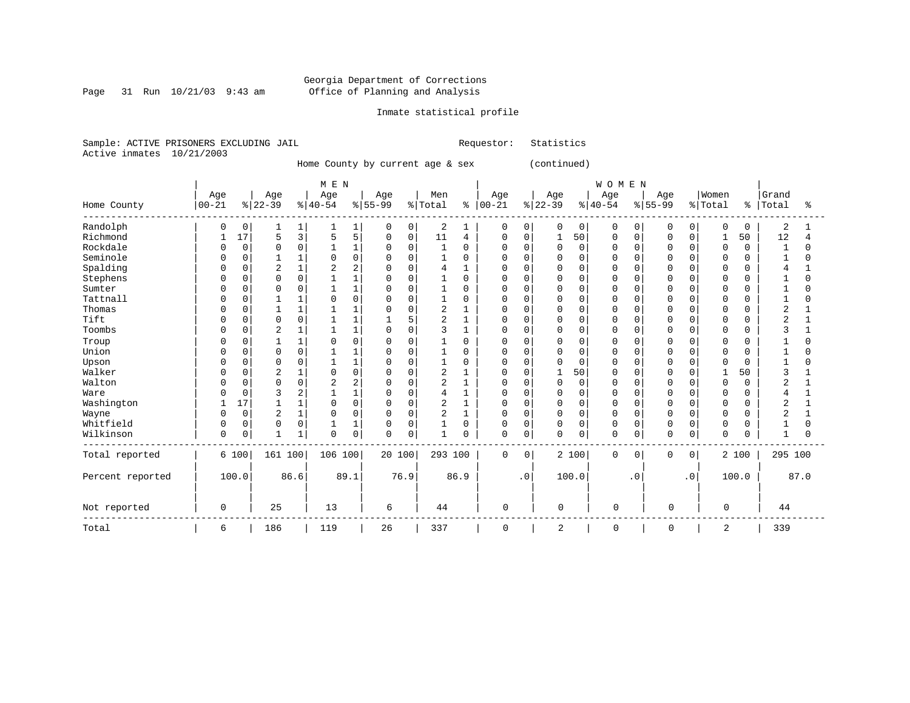Georgia Department of Corrections
Office of Planning and Analysis

Inmate statistical profile

Sample: ACTIVE PRISONERS EXCLUDING JAIL                    Requestor: Statistics
Active inmates 10/21/2003

Home County by current age & sex (continued)

| Home County | MEN Age 00-21 | % | Age 22-39 | % | Age 40-54 | % | Age 55-99 | % | Men Total | % | WOMEN Age 00-21 | % | Age 22-39 | % | Age 40-54 | % | Age 55-99 | % | Women Total | % | Grand Total | % |
|---|---|---|---|---|---|---|---|---|---|---|---|---|---|---|---|---|---|---|---|---|---|---|
| Randolph | 0 | 0 | 1 | 1 | 1 | 1 | 0 | 0 | 2 | 1 | 0 | 0 | 0 | 0 | 0 | 0 | 0 | 0 | 0 | 0 | 2 | 1 |
| Richmond | 1 | 17 | 5 | 3 | 5 | 5 | 0 | 0 | 11 | 4 | 0 | 0 | 1 | 50 | 0 | 0 | 0 | 0 | 1 | 50 | 12 | 4 |
| Rockdale | 0 | 0 | 0 | 0 | 1 | 1 | 0 | 0 | 1 | 0 | 0 | 0 | 0 | 0 | 0 | 0 | 0 | 0 | 0 | 0 | 1 | 0 |
| Seminole | 0 | 0 | 1 | 1 | 0 | 0 | 0 | 0 | 1 | 0 | 0 | 0 | 0 | 0 | 0 | 0 | 0 | 0 | 0 | 0 | 1 | 0 |
| Spalding | 0 | 0 | 2 | 1 | 2 | 2 | 0 | 0 | 4 | 1 | 0 | 0 | 0 | 0 | 0 | 0 | 0 | 0 | 0 | 0 | 4 | 1 |
| Stephens | 0 | 0 | 0 | 0 | 1 | 1 | 0 | 0 | 1 | 0 | 0 | 0 | 0 | 0 | 0 | 0 | 0 | 0 | 0 | 0 | 1 | 0 |
| Sumter | 0 | 0 | 0 | 0 | 1 | 1 | 0 | 0 | 1 | 0 | 0 | 0 | 0 | 0 | 0 | 0 | 0 | 0 | 0 | 0 | 1 | 0 |
| Tattnall | 0 | 0 | 1 | 1 | 0 | 0 | 0 | 0 | 1 | 0 | 0 | 0 | 0 | 0 | 0 | 0 | 0 | 0 | 0 | 0 | 1 | 0 |
| Thomas | 0 | 0 | 1 | 1 | 1 | 1 | 0 | 0 | 2 | 1 | 0 | 0 | 0 | 0 | 0 | 0 | 0 | 0 | 0 | 0 | 2 | 1 |
| Tift | 0 | 0 | 0 | 0 | 1 | 1 | 1 | 5 | 2 | 1 | 0 | 0 | 0 | 0 | 0 | 0 | 0 | 0 | 0 | 0 | 2 | 1 |
| Toombs | 0 | 0 | 2 | 1 | 1 | 1 | 0 | 0 | 3 | 1 | 0 | 0 | 0 | 0 | 0 | 0 | 0 | 0 | 0 | 0 | 3 | 1 |
| Troup | 0 | 0 | 1 | 1 | 0 | 0 | 0 | 0 | 1 | 0 | 0 | 0 | 0 | 0 | 0 | 0 | 0 | 0 | 0 | 0 | 1 | 0 |
| Union | 0 | 0 | 0 | 0 | 1 | 1 | 0 | 0 | 1 | 0 | 0 | 0 | 0 | 0 | 0 | 0 | 0 | 0 | 0 | 0 | 1 | 0 |
| Upson | 0 | 0 | 0 | 0 | 1 | 1 | 0 | 0 | 1 | 0 | 0 | 0 | 0 | 0 | 0 | 0 | 0 | 0 | 0 | 0 | 1 | 0 |
| Walker | 0 | 0 | 2 | 1 | 0 | 0 | 0 | 0 | 2 | 1 | 0 | 0 | 1 | 50 | 0 | 0 | 0 | 0 | 1 | 50 | 3 | 1 |
| Walton | 0 | 0 | 0 | 0 | 2 | 2 | 0 | 0 | 2 | 1 | 0 | 0 | 0 | 0 | 0 | 0 | 0 | 0 | 0 | 0 | 2 | 1 |
| Ware | 0 | 0 | 3 | 2 | 1 | 1 | 0 | 0 | 4 | 1 | 0 | 0 | 0 | 0 | 0 | 0 | 0 | 0 | 0 | 0 | 4 | 1 |
| Washington | 1 | 17 | 1 | 1 | 0 | 0 | 0 | 0 | 2 | 1 | 0 | 0 | 0 | 0 | 0 | 0 | 0 | 0 | 0 | 0 | 2 | 1 |
| Wayne | 0 | 0 | 2 | 1 | 0 | 0 | 0 | 0 | 2 | 1 | 0 | 0 | 0 | 0 | 0 | 0 | 0 | 0 | 0 | 0 | 2 | 1 |
| Whitfield | 0 | 0 | 0 | 0 | 1 | 1 | 0 | 0 | 1 | 0 | 0 | 0 | 0 | 0 | 0 | 0 | 0 | 0 | 0 | 0 | 1 | 0 |
| Wilkinson | 0 | 0 | 1 | 1 | 0 | 0 | 0 | 0 | 1 | 0 | 0 | 0 | 0 | 0 | 0 | 0 | 0 | 0 | 0 | 0 | 1 | 0 |
| Total reported | 6 | 100 | 161 | 100 | 106 | 100 | 20 | 100 | 293 | 100 | 0 | 0 | 2 | 100 | 0 | 0 | 0 | 0 | 2 | 100 | 295 | 100 |
| Percent reported | | 100.0 | | 86.6 | | 89.1 | | 76.9 | | 86.9 | | .0 | | 100.0 | | .0 | | .0 | | 100.0 | | 87.0 |
| Not reported | 0 | | 25 | | 13 | | 6 | | 44 | | 0 | | 0 | | 0 | | 0 | | 0 | | 44 | |
| Total | 6 | | 186 | | 119 | | 26 | | 337 | | 0 | | 2 | | 0 | | 0 | | 2 | | 339 | |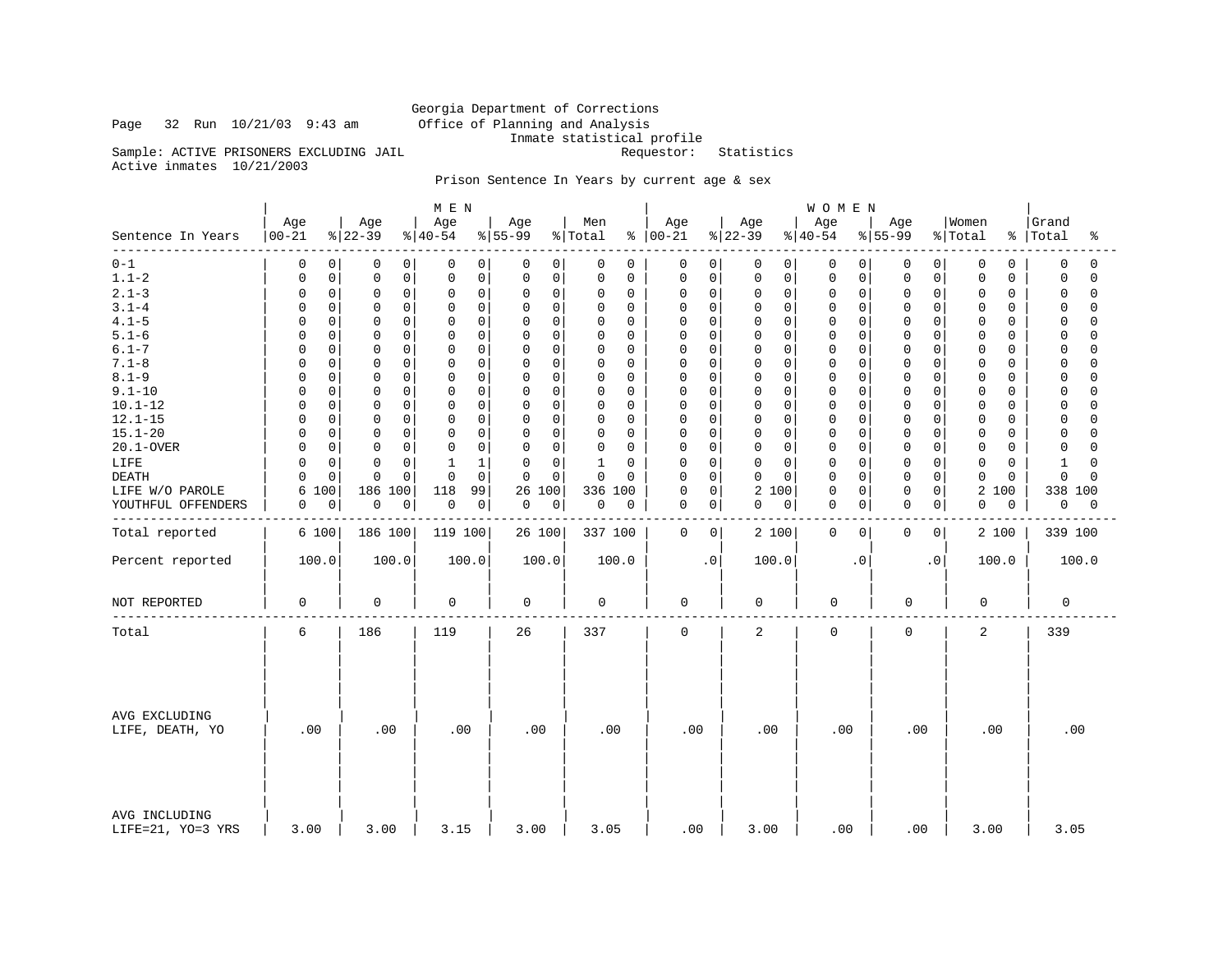Georgia Department of Corrections
Office of Planning and Analysis
Inmate statistical profile

Page 32 Run 10/21/03 9:43 am

Sample: ACTIVE PRISONERS EXCLUDING JAIL    Requestor: Statistics

Active inmates 10/21/2003

Prison Sentence In Years by current age & sex

| Sentence In Years | MEN Age 00-21 | % | Age 22-39 | % | Age 40-54 | % | Age 55-99 | % | Men Total | % | WOMEN Age 00-21 | % | Age 22-39 | % | Age 40-54 | % | Age 55-99 | % | Women Total | % | Grand Total | % |
|---|---|---|---|---|---|---|---|---|---|---|---|---|---|---|---|---|---|---|---|---|---|---|
| 0-1 | 0 | 0 | 0 | 0 | 0 | 0 | 0 | 0 | 0 | 0 | 0 | 0 | 0 | 0 | 0 | 0 | 0 | 0 | 0 | 0 | 0 | 0 |
| 1.1-2 | 0 | 0 | 0 | 0 | 0 | 0 | 0 | 0 | 0 | 0 | 0 | 0 | 0 | 0 | 0 | 0 | 0 | 0 | 0 | 0 | 0 | 0 |
| 2.1-3 | 0 | 0 | 0 | 0 | 0 | 0 | 0 | 0 | 0 | 0 | 0 | 0 | 0 | 0 | 0 | 0 | 0 | 0 | 0 | 0 | 0 | 0 |
| 3.1-4 | 0 | 0 | 0 | 0 | 0 | 0 | 0 | 0 | 0 | 0 | 0 | 0 | 0 | 0 | 0 | 0 | 0 | 0 | 0 | 0 | 0 | 0 |
| 4.1-5 | 0 | 0 | 0 | 0 | 0 | 0 | 0 | 0 | 0 | 0 | 0 | 0 | 0 | 0 | 0 | 0 | 0 | 0 | 0 | 0 | 0 | 0 |
| 5.1-6 | 0 | 0 | 0 | 0 | 0 | 0 | 0 | 0 | 0 | 0 | 0 | 0 | 0 | 0 | 0 | 0 | 0 | 0 | 0 | 0 | 0 | 0 |
| 6.1-7 | 0 | 0 | 0 | 0 | 0 | 0 | 0 | 0 | 0 | 0 | 0 | 0 | 0 | 0 | 0 | 0 | 0 | 0 | 0 | 0 | 0 | 0 |
| 7.1-8 | 0 | 0 | 0 | 0 | 0 | 0 | 0 | 0 | 0 | 0 | 0 | 0 | 0 | 0 | 0 | 0 | 0 | 0 | 0 | 0 | 0 | 0 |
| 8.1-9 | 0 | 0 | 0 | 0 | 0 | 0 | 0 | 0 | 0 | 0 | 0 | 0 | 0 | 0 | 0 | 0 | 0 | 0 | 0 | 0 | 0 | 0 |
| 9.1-10 | 0 | 0 | 0 | 0 | 0 | 0 | 0 | 0 | 0 | 0 | 0 | 0 | 0 | 0 | 0 | 0 | 0 | 0 | 0 | 0 | 0 | 0 |
| 10.1-12 | 0 | 0 | 0 | 0 | 0 | 0 | 0 | 0 | 0 | 0 | 0 | 0 | 0 | 0 | 0 | 0 | 0 | 0 | 0 | 0 | 0 | 0 |
| 12.1-15 | 0 | 0 | 0 | 0 | 0 | 0 | 0 | 0 | 0 | 0 | 0 | 0 | 0 | 0 | 0 | 0 | 0 | 0 | 0 | 0 | 0 | 0 |
| 15.1-20 | 0 | 0 | 0 | 0 | 0 | 0 | 0 | 0 | 0 | 0 | 0 | 0 | 0 | 0 | 0 | 0 | 0 | 0 | 0 | 0 | 0 | 0 |
| 20.1-OVER | 0 | 0 | 0 | 0 | 0 | 0 | 0 | 0 | 0 | 0 | 0 | 0 | 0 | 0 | 0 | 0 | 0 | 0 | 0 | 0 | 0 | 0 |
| LIFE | 0 | 0 | 0 | 0 | 1 | 1 | 0 | 0 | 1 | 0 | 0 | 0 | 0 | 0 | 0 | 0 | 0 | 0 | 0 | 0 | 1 | 0 |
| DEATH | 0 | 0 | 0 | 0 | 0 | 0 | 0 | 0 | 0 | 0 | 0 | 0 | 0 | 0 | 0 | 0 | 0 | 0 | 0 | 0 | 0 | 0 |
| LIFE W/O PAROLE | 6 | 100 | 186 | 100 | 118 | 99 | 26 | 100 | 336 | 100 | 0 | 0 | 2 | 100 | 0 | 0 | 0 | 0 | 2 | 100 | 338 | 100 |
| YOUTHFUL OFFENDERS | 0 | 0 | 0 | 0 | 0 | 0 | 0 | 0 | 0 | 0 | 0 | 0 | 0 | 0 | 0 | 0 | 0 | 0 | 0 | 0 | 0 | 0 |
| Total reported | 6 | 100 | 186 | 100 | 119 | 100 | 26 | 100 | 337 | 100 | 0 | 0 | 2 | 100 | 0 | 0 | 0 | 0 | 2 | 100 | 339 | 100 |
| Percent reported | 100.0 | | 100.0 | | 100.0 | | 100.0 | | 100.0 | | .0 | | 100.0 | | .0 | | .0 | | 100.0 | | 100.0 | |
| NOT REPORTED | 0 | | 0 | | 0 | | 0 | | 0 | | 0 | | 0 | | 0 | | 0 | | 0 | | 0 | |
| Total | 6 | | 186 | | 119 | | 26 | | 337 | | 0 | | 2 | | 0 | | 0 | | 2 | | 339 | |
| AVG EXCLUDING LIFE, DEATH, YO | .00 | | .00 | | .00 | | .00 | | .00 | | .00 | | .00 | | .00 | | .00 | | .00 | | .00 | |
| AVG INCLUDING LIFE=21, YO=3 YRS | 3.00 | | 3.00 | | 3.15 | | 3.00 | | 3.05 | | .00 | | 3.00 | | .00 | | .00 | | 3.00 | | 3.05 | |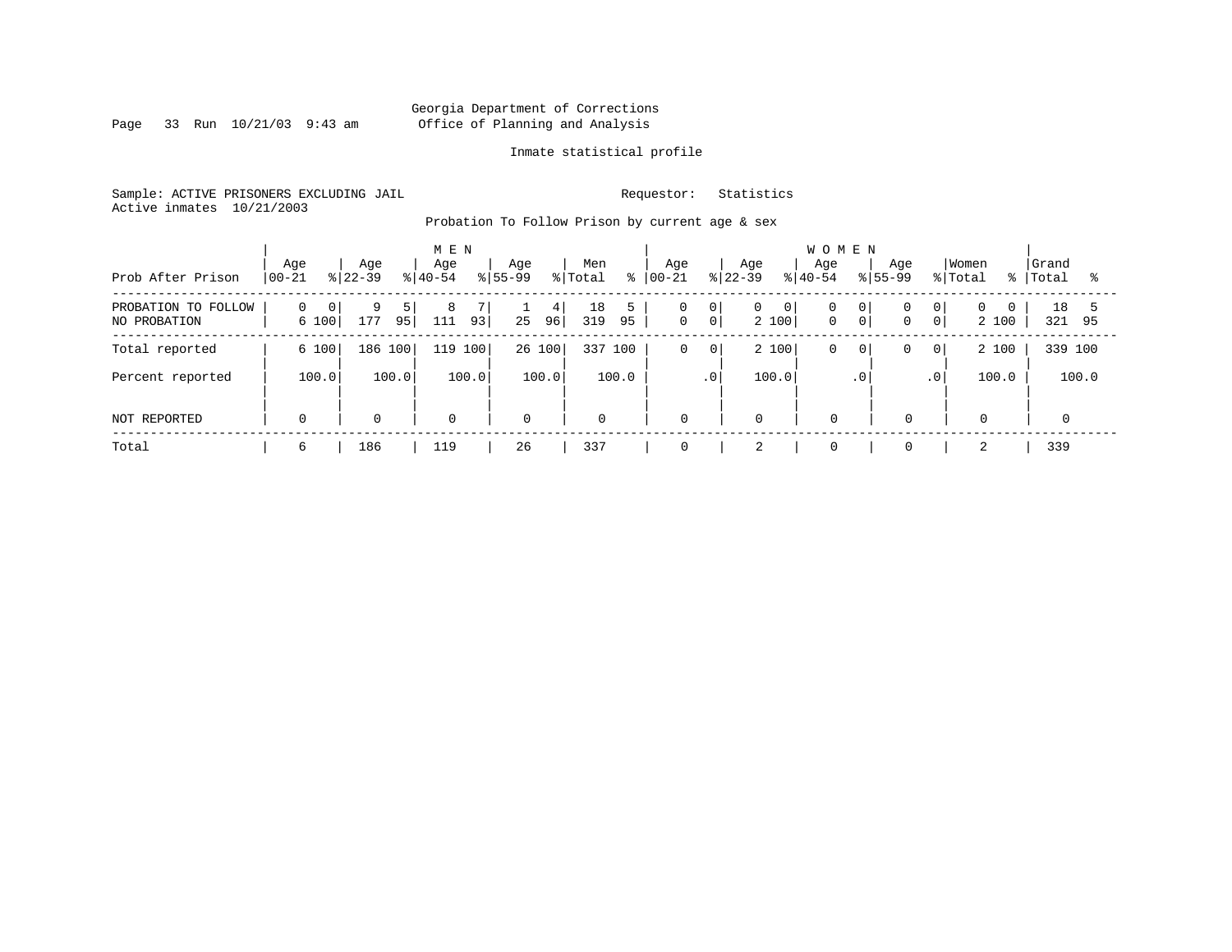Georgia Department of Corrections
Office of Planning and Analysis

Inmate statistical profile

Sample: ACTIVE PRISONERS EXCLUDING JAIL

Requestor: Statistics

Active inmates 10/21/2003

Probation To Follow Prison by current age & sex

| Prob After Prison | MEN Age 00-21 | % | Age 22-39 | % | Age 40-54 | % | Age 55-99 | % | Men Total | % | WOMEN Age 00-21 | % | Age 22-39 | % | Age 40-54 | % | Age 55-99 | % | Women Total | % | Grand Total | % |
|---|---|---|---|---|---|---|---|---|---|---|---|---|---|---|---|---|---|---|---|---|---|---|
| PROBATION TO FOLLOW | 0 | 0 | 9 | 5 | 8 | 7 | 1 | 4 | 18 | 5 | 0 | 0 | 0 | 0 | 0 | 0 | 0 | 0 | 0 | 0 | 18 | 5 |
| NO PROBATION | 6 | 100 | 177 | 95 | 111 | 93 | 25 | 96 | 319 | 95 | 0 | 0 | 2 | 100 | 0 | 0 | 0 | 0 | 2 | 100 | 321 | 95 |
| Total reported | 6 | 100 | 186 | 100 | 119 | 100 | 26 | 100 | 337 | 100 | 0 | 0 | 2 | 100 | 0 | 0 | 0 | 0 | 2 | 100 | 339 | 100 |
| Percent reported | | 100.0 | | 100.0 | | 100.0 | | 100.0 | | 100.0 | | .0 | | 100.0 | | .0 | | .0 | | 100.0 | | 100.0 |
| NOT REPORTED | 0 | | 0 | | 0 | | 0 | | 0 | | 0 | | 0 | | 0 | | 0 | | 0 | | 0 | |
| Total | 6 | | 186 | | 119 | | 26 | | 337 | | 0 | | 2 | | 0 | | 0 | | 2 | | 339 | |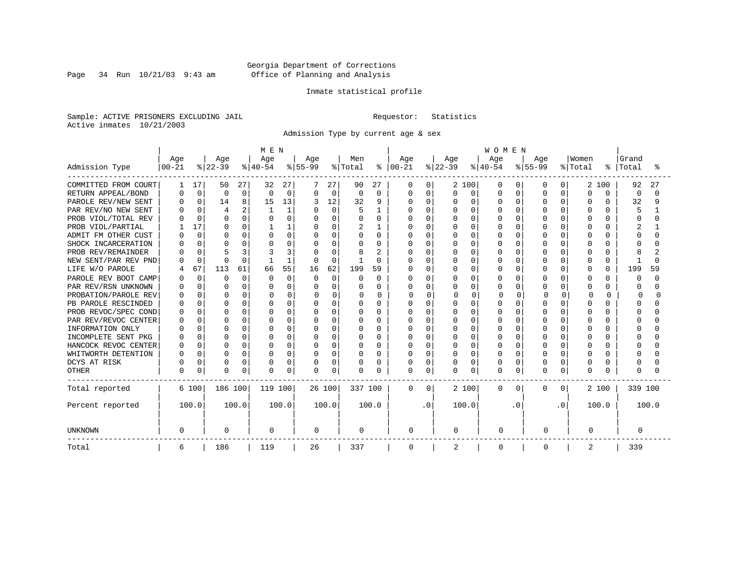Georgia Department of Corrections
Office of Planning and Analysis

Inmate statistical profile

Sample: ACTIVE PRISONERS EXCLUDING JAIL    Requestor: Statistics
Active inmates 10/21/2003

Admission Type by current age & sex

| Admission Type | MEN Age 00-21 | % | Age 22-39 | % | Age 40-54 | % | Age 55-99 | % | Men Total | % | WOMEN Age 00-21 | % | Age 22-39 | % | Age 40-54 | % | Age 55-99 | % | Women Total | % | Grand Total | % |
|---|---|---|---|---|---|---|---|---|---|---|---|---|---|---|---|---|---|---|---|---|---|---|
| COMMITTED FROM COURT | 1 | 17 | 50 | 27 | 32 | 27 | 7 | 27 | 90 | 27 | 0 | 0 | 2 | 100 | 0 | 0 | 0 | 0 | 2 | 100 | 92 | 27 |
| RETURN APPEAL/BOND | 0 | 0 | 0 | 0 | 0 | 0 | 0 | 0 | 0 | 0 | 0 | 0 | 0 | 0 | 0 | 0 | 0 | 0 | 0 | 0 | 0 | 0 |
| PAROLE REV/NEW SENT | 0 | 0 | 14 | 8 | 15 | 13 | 3 | 12 | 32 | 9 | 0 | 0 | 0 | 0 | 0 | 0 | 0 | 0 | 0 | 0 | 32 | 9 |
| PAR REV/NO NEW SENT | 0 | 0 | 4 | 2 | 1 | 1 | 0 | 0 | 5 | 1 | 0 | 0 | 0 | 0 | 0 | 0 | 0 | 0 | 0 | 0 | 5 | 1 |
| PROB VIOL/TOTAL REV | 0 | 0 | 0 | 0 | 0 | 0 | 0 | 0 | 0 | 0 | 0 | 0 | 0 | 0 | 0 | 0 | 0 | 0 | 0 | 0 | 0 | 0 |
| PROB VIOL/PARTIAL | 1 | 17 | 0 | 0 | 1 | 1 | 0 | 0 | 2 | 1 | 0 | 0 | 0 | 0 | 0 | 0 | 0 | 0 | 0 | 0 | 2 | 1 |
| ADMIT FM OTHER CUST | 0 | 0 | 0 | 0 | 0 | 0 | 0 | 0 | 0 | 0 | 0 | 0 | 0 | 0 | 0 | 0 | 0 | 0 | 0 | 0 | 0 | 0 |
| SHOCK INCARCERATION | 0 | 0 | 0 | 0 | 0 | 0 | 0 | 0 | 0 | 0 | 0 | 0 | 0 | 0 | 0 | 0 | 0 | 0 | 0 | 0 | 0 | 0 |
| PROB REV/REMAINDER | 0 | 0 | 5 | 3 | 3 | 3 | 0 | 0 | 8 | 2 | 0 | 0 | 0 | 0 | 0 | 0 | 0 | 0 | 0 | 0 | 8 | 2 |
| NEW SENT/PAR REV PND | 0 | 0 | 0 | 0 | 1 | 1 | 0 | 0 | 1 | 0 | 0 | 0 | 0 | 0 | 0 | 0 | 0 | 0 | 0 | 0 | 1 | 0 |
| LIFE W/O PAROLE | 4 | 67 | 113 | 61 | 66 | 55 | 16 | 62 | 199 | 59 | 0 | 0 | 0 | 0 | 0 | 0 | 0 | 0 | 0 | 0 | 199 | 59 |
| PAROLE REV BOOT CAMP | 0 | 0 | 0 | 0 | 0 | 0 | 0 | 0 | 0 | 0 | 0 | 0 | 0 | 0 | 0 | 0 | 0 | 0 | 0 | 0 | 0 | 0 |
| PAR REV/RSN UNKNOWN | 0 | 0 | 0 | 0 | 0 | 0 | 0 | 0 | 0 | 0 | 0 | 0 | 0 | 0 | 0 | 0 | 0 | 0 | 0 | 0 | 0 | 0 |
| PROBATION/PAROLE REV | 0 | 0 | 0 | 0 | 0 | 0 | 0 | 0 | 0 | 0 | 0 | 0 | 0 | 0 | 0 | 0 | 0 | 0 | 0 | 0 | 0 | 0 |
| PB PAROLE RESCINDED | 0 | 0 | 0 | 0 | 0 | 0 | 0 | 0 | 0 | 0 | 0 | 0 | 0 | 0 | 0 | 0 | 0 | 0 | 0 | 0 | 0 | 0 |
| PROB REVOC/SPEC COND | 0 | 0 | 0 | 0 | 0 | 0 | 0 | 0 | 0 | 0 | 0 | 0 | 0 | 0 | 0 | 0 | 0 | 0 | 0 | 0 | 0 | 0 |
| PAR REV/REVOC CENTER | 0 | 0 | 0 | 0 | 0 | 0 | 0 | 0 | 0 | 0 | 0 | 0 | 0 | 0 | 0 | 0 | 0 | 0 | 0 | 0 | 0 | 0 |
| INFORMATION ONLY | 0 | 0 | 0 | 0 | 0 | 0 | 0 | 0 | 0 | 0 | 0 | 0 | 0 | 0 | 0 | 0 | 0 | 0 | 0 | 0 | 0 | 0 |
| INCOMPLETE SENT PKG | 0 | 0 | 0 | 0 | 0 | 0 | 0 | 0 | 0 | 0 | 0 | 0 | 0 | 0 | 0 | 0 | 0 | 0 | 0 | 0 | 0 | 0 |
| HANCOCK REVOC CENTER | 0 | 0 | 0 | 0 | 0 | 0 | 0 | 0 | 0 | 0 | 0 | 0 | 0 | 0 | 0 | 0 | 0 | 0 | 0 | 0 | 0 | 0 |
| WHITWORTH DETENTION | 0 | 0 | 0 | 0 | 0 | 0 | 0 | 0 | 0 | 0 | 0 | 0 | 0 | 0 | 0 | 0 | 0 | 0 | 0 | 0 | 0 | 0 |
| DCYS AT RISK | 0 | 0 | 0 | 0 | 0 | 0 | 0 | 0 | 0 | 0 | 0 | 0 | 0 | 0 | 0 | 0 | 0 | 0 | 0 | 0 | 0 | 0 |
| OTHER | 0 | 0 | 0 | 0 | 0 | 0 | 0 | 0 | 0 | 0 | 0 | 0 | 0 | 0 | 0 | 0 | 0 | 0 | 0 | 0 | 0 | 0 |
| Total reported | 6 | 100 | 186 | 100 | 119 | 100 | 26 | 100 | 337 | 100 | 0 | 0 | 2 | 100 | 0 | 0 | 0 | 0 | 2 | 100 | 339 | 100 |
| Percent reported | | 100.0 | | 100.0 | | 100.0 | | 100.0 | | 100.0 | | .0 | | 100.0 | | .0 | | .0 | | 100.0 | | 100.0 |
| UNKNOWN | 0 | | 0 | | 0 | | 0 | | 0 | | 0 | | 0 | | 0 | | 0 | | 0 | | 0 | |
| Total | 6 | | 186 | | 119 | | 26 | | 337 | | 0 | | 2 | | 0 | | 0 | | 2 | | 339 | |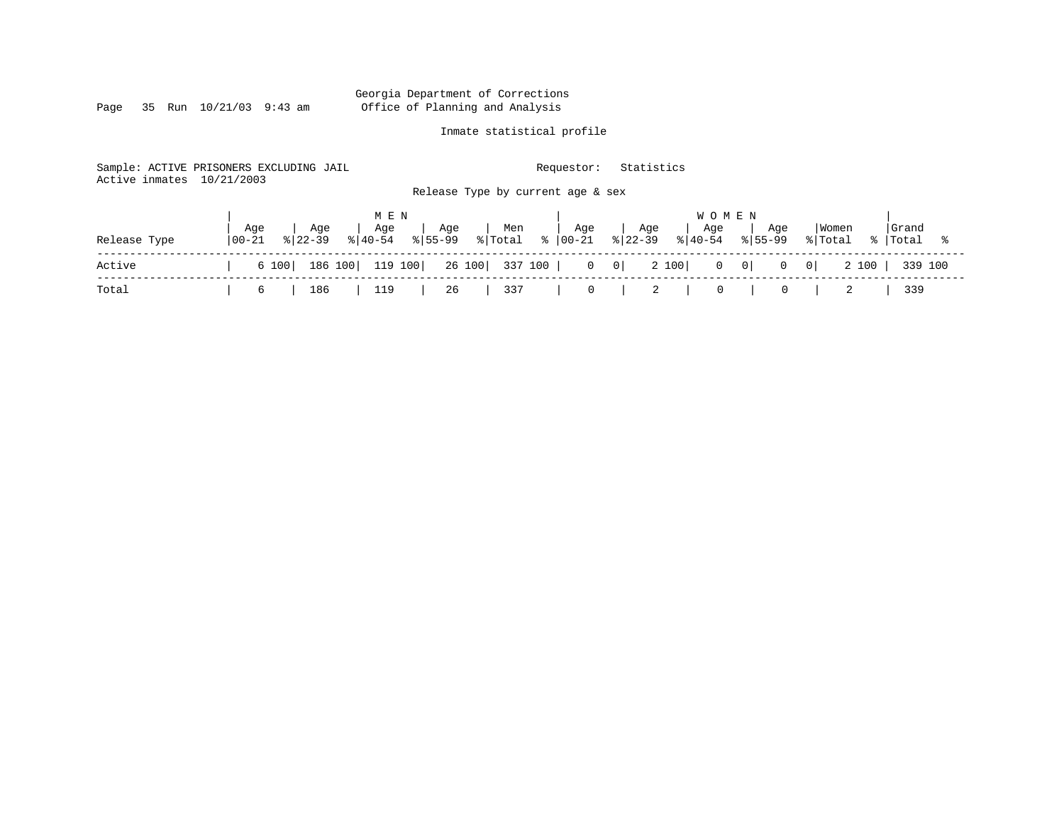Georgia Department of Corrections
Office of Planning and Analysis

Inmate statistical profile

Sample: ACTIVE PRISONERS EXCLUDING JAIL                                   Requestor:   Statistics
Active inmates  10/21/2003

Release Type by current age & sex

| Release Type | MEN Age 00-21 | % | Age 22-39 | % | Age 40-54 | % | Age 55-99 | % | Men Total | % | WOMEN Age 00-21 | % | Age 22-39 | % | Age 40-54 | % | Age 55-99 | % | Women Total | % | Grand Total | % |
|---|---|---|---|---|---|---|---|---|---|---|---|---|---|---|---|---|---|---|---|---|---|---|
| Active | 6 | 100 | 186 | 100 | 119 | 100 | 26 | 100 | 337 | 100 | 0 | 0 | 2 | 100 | 0 | 0 | 0 | 0 | 2 | 100 | 339 | 100 |
| Total | 6 | | 186 | | 119 | | 26 | | 337 | | 0 | | 2 | | 0 | | 0 | | 2 | | 339 | |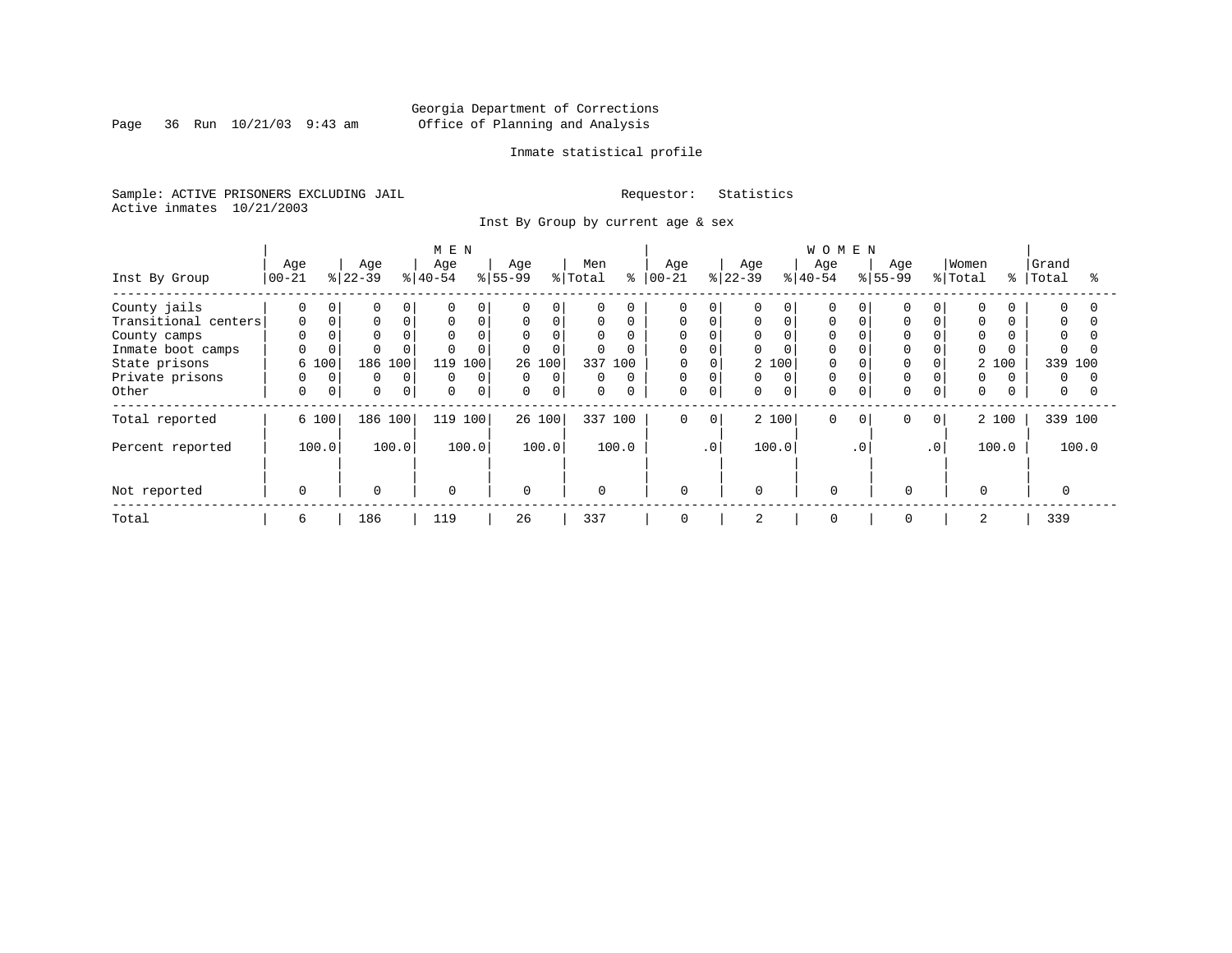Georgia Department of Corrections
Office of Planning and Analysis

Inmate statistical profile

Sample: ACTIVE PRISONERS EXCLUDING JAIL

Requestor: Statistics

Active inmates 10/21/2003

Inst By Group by current age & sex

| Inst By Group | MEN Age 00-21 | % | Age 22-39 | % | Age 40-54 | % | Age 55-99 | % | Men Total | % | WOMEN Age 00-21 | % | Age 22-39 | % | Age 40-54 | % | Age 55-99 | % | Women Total | % | Grand Total | % |
|---|---|---|---|---|---|---|---|---|---|---|---|---|---|---|---|---|---|---|---|---|---|---|
| County jails | 0 | 0 | 0 | 0 | 0 | 0 | 0 | 0 | 0 | 0 | 0 | 0 | 0 | 0 | 0 | 0 | 0 | 0 | 0 | 0 | 0 | 0 |
| Transitional centers | 0 | 0 | 0 | 0 | 0 | 0 | 0 | 0 | 0 | 0 | 0 | 0 | 0 | 0 | 0 | 0 | 0 | 0 | 0 | 0 | 0 | 0 |
| County camps | 0 | 0 | 0 | 0 | 0 | 0 | 0 | 0 | 0 | 0 | 0 | 0 | 0 | 0 | 0 | 0 | 0 | 0 | 0 | 0 | 0 | 0 |
| Inmate boot camps | 0 | 0 | 0 | 0 | 0 | 0 | 0 | 0 | 0 | 0 | 0 | 0 | 0 | 0 | 0 | 0 | 0 | 0 | 0 | 0 | 0 | 0 |
| State prisons | 6 | 100 | 186 | 100 | 119 | 100 | 26 | 100 | 337 | 100 | 0 | 0 | 2 | 100 | 0 | 0 | 0 | 0 | 2 | 100 | 339 | 100 |
| Private prisons | 0 | 0 | 0 | 0 | 0 | 0 | 0 | 0 | 0 | 0 | 0 | 0 | 0 | 0 | 0 | 0 | 0 | 0 | 0 | 0 | 0 | 0 |
| Other | 0 | 0 | 0 | 0 | 0 | 0 | 0 | 0 | 0 | 0 | 0 | 0 | 0 | 0 | 0 | 0 | 0 | 0 | 0 | 0 | 0 | 0 |
| Total reported | 6 | 100 | 186 | 100 | 119 | 100 | 26 | 100 | 337 | 100 | 0 | 0 | 2 | 100 | 0 | 0 | 0 | 0 | 2 | 100 | 339 | 100 |
| Percent reported | 100.0 | | 100.0 | | 100.0 | | 100.0 | | 100.0 | | .0 | | 100.0 | | .0 | | .0 | | 100.0 | | 100.0 | |
| Not reported | 0 | | 0 | | 0 | | 0 | | 0 | | 0 | | 0 | | 0 | | 0 | | 0 | | 0 | |
| Total | 6 | | 186 | | 119 | | 26 | | 337 | | 0 | | 2 | | 0 | | 0 | | 2 | | 339 | |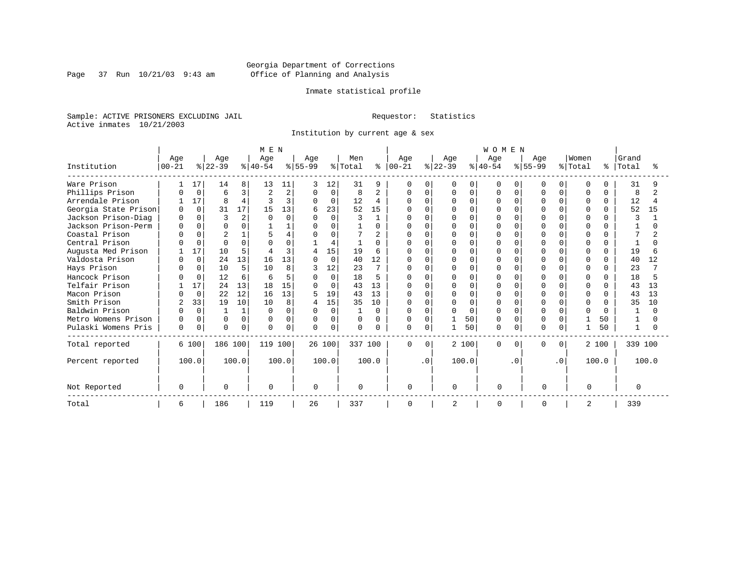Georgia Department of Corrections
Office of Planning and Analysis

Inmate statistical profile

Sample: ACTIVE PRISONERS EXCLUDING JAIL

Requestor: Statistics

Active inmates 10/21/2003

Institution by current age & sex

| Institution | MEN Age 00-21 | % | Age 22-39 | % | Age 40-54 | % | Age 55-99 | % | Men Total | % | WOMEN Age 00-21 | % | Age 22-39 | % | Age 40-54 | % | Age 55-99 | % | Women Total | % | Grand Total | % |
|---|---|---|---|---|---|---|---|---|---|---|---|---|---|---|---|---|---|---|---|---|---|---|
| Ware Prison | 1 | 17 | 14 | 8 | 13 | 11 | 3 | 12 | 31 | 9 | 0 | 0 | 0 | 0 | 0 | 0 | 0 | 0 | 0 | 0 | 31 | 9 |
| Phillips Prison | 0 | 0 | 6 | 3 | 2 | 2 | 0 | 0 | 8 | 2 | 0 | 0 | 0 | 0 | 0 | 0 | 0 | 0 | 0 | 0 | 8 | 2 |
| Arrendale Prison | 1 | 17 | 8 | 4 | 3 | 3 | 0 | 0 | 12 | 4 | 0 | 0 | 0 | 0 | 0 | 0 | 0 | 0 | 0 | 0 | 12 | 4 |
| Georgia State Prison | 0 | 0 | 31 | 17 | 15 | 13 | 6 | 23 | 52 | 15 | 0 | 0 | 0 | 0 | 0 | 0 | 0 | 0 | 0 | 0 | 52 | 15 |
| Jackson Prison-Diag | 0 | 0 | 3 | 2 | 0 | 0 | 0 | 0 | 3 | 1 | 0 | 0 | 0 | 0 | 0 | 0 | 0 | 0 | 0 | 0 | 3 | 1 |
| Jackson Prison-Perm | 0 | 0 | 0 | 0 | 1 | 1 | 0 | 0 | 1 | 0 | 0 | 0 | 0 | 0 | 0 | 0 | 0 | 0 | 0 | 0 | 1 | 0 |
| Coastal Prison | 0 | 0 | 2 | 1 | 5 | 4 | 0 | 0 | 7 | 2 | 0 | 0 | 0 | 0 | 0 | 0 | 0 | 0 | 0 | 0 | 7 | 2 |
| Central Prison | 0 | 0 | 0 | 0 | 0 | 0 | 1 | 4 | 1 | 0 | 0 | 0 | 0 | 0 | 0 | 0 | 0 | 0 | 0 | 0 | 1 | 0 |
| Augusta Med Prison | 1 | 17 | 10 | 5 | 4 | 3 | 4 | 15 | 19 | 6 | 0 | 0 | 0 | 0 | 0 | 0 | 0 | 0 | 0 | 0 | 19 | 6 |
| Valdosta Prison | 0 | 0 | 24 | 13 | 16 | 13 | 0 | 0 | 40 | 12 | 0 | 0 | 0 | 0 | 0 | 0 | 0 | 0 | 0 | 0 | 40 | 12 |
| Hays Prison | 0 | 0 | 10 | 5 | 10 | 8 | 3 | 12 | 23 | 7 | 0 | 0 | 0 | 0 | 0 | 0 | 0 | 0 | 0 | 0 | 23 | 7 |
| Hancock Prison | 0 | 0 | 12 | 6 | 6 | 5 | 0 | 0 | 18 | 5 | 0 | 0 | 0 | 0 | 0 | 0 | 0 | 0 | 0 | 0 | 18 | 5 |
| Telfair Prison | 1 | 17 | 24 | 13 | 18 | 15 | 0 | 0 | 43 | 13 | 0 | 0 | 0 | 0 | 0 | 0 | 0 | 0 | 0 | 0 | 43 | 13 |
| Macon Prison | 0 | 0 | 22 | 12 | 16 | 13 | 5 | 19 | 43 | 13 | 0 | 0 | 0 | 0 | 0 | 0 | 0 | 0 | 0 | 0 | 43 | 13 |
| Smith Prison | 2 | 33 | 19 | 10 | 10 | 8 | 4 | 15 | 35 | 10 | 0 | 0 | 0 | 0 | 0 | 0 | 0 | 0 | 0 | 0 | 35 | 10 |
| Baldwin Prison | 0 | 0 | 1 | 1 | 0 | 0 | 0 | 0 | 1 | 0 | 0 | 0 | 0 | 0 | 0 | 0 | 0 | 0 | 0 | 0 | 1 | 0 |
| Metro Womens Prison | 0 | 0 | 0 | 0 | 0 | 0 | 0 | 0 | 0 | 0 | 0 | 0 | 1 | 50 | 0 | 0 | 0 | 0 | 1 | 50 | 1 | 0 |
| Pulaski Womens Pris | 0 | 0 | 0 | 0 | 0 | 0 | 0 | 0 | 0 | 0 | 0 | 0 | 1 | 50 | 0 | 0 | 0 | 0 | 1 | 50 | 1 | 0 |
| Total reported | 6 | 100 | 186 | 100 | 119 | 100 | 26 | 100 | 337 | 100 | 0 | 0 | 2 | 100 | 0 | 0 | 0 | 0 | 2 | 100 | 339 | 100 |
| Percent reported | 100.0 | | 100.0 | | 100.0 | | 100.0 | | 100.0 | | .0 | | 100.0 | | .0 | | .0 | | 100.0 | | 100.0 | |
| Not Reported | 0 | | 0 | | 0 | | 0 | | 0 | | 0 | | 0 | | 0 | | 0 | | 0 | | 0 | |
| Total | 6 | | 186 | | 119 | | 26 | | 337 | | 0 | | 2 | | 0 | | 0 | | 2 | | 339 | |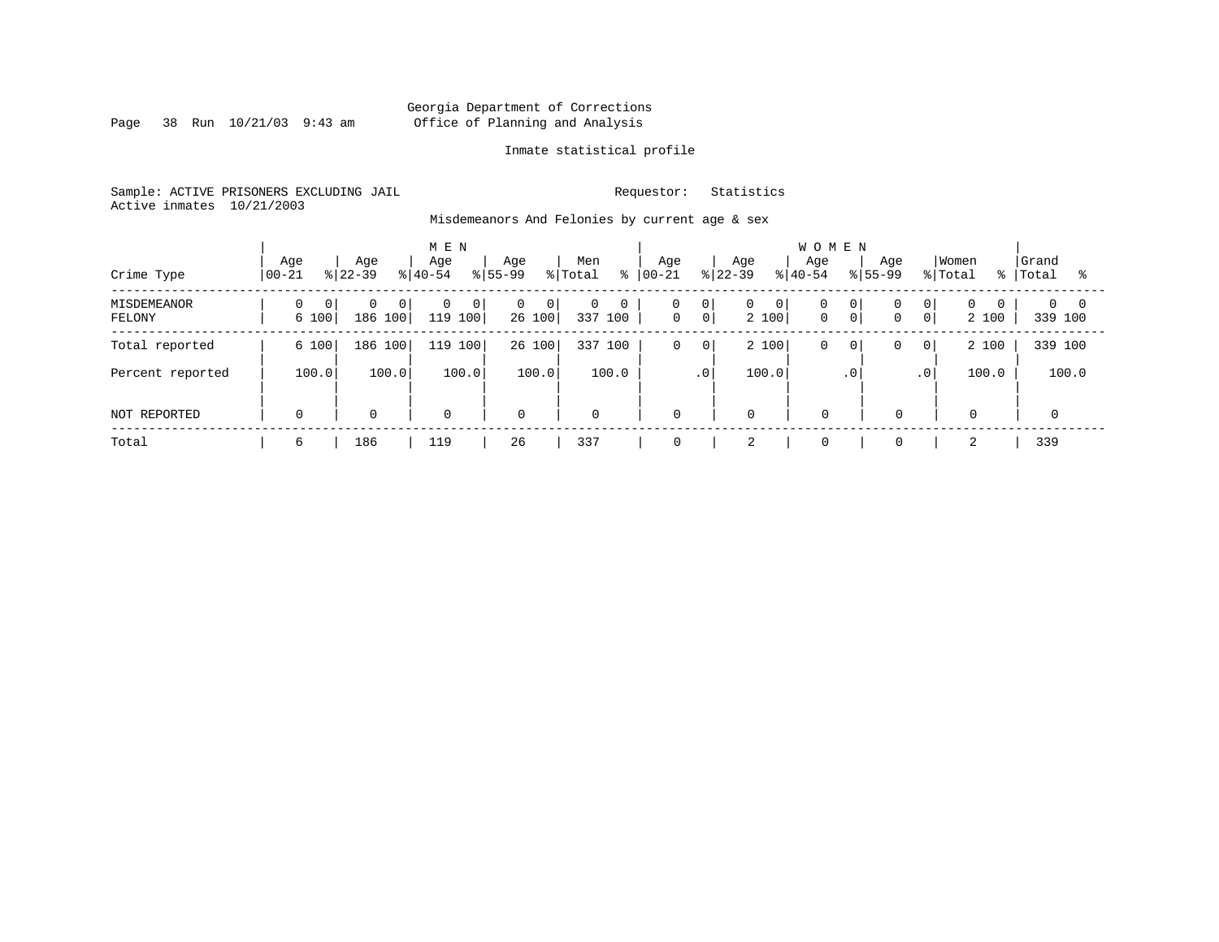Georgia Department of Corrections
Office of Planning and Analysis

Inmate statistical profile

Sample: ACTIVE PRISONERS EXCLUDING JAIL                    Requestor: Statistics
Active inmates 10/21/2003

Misdemeanors And Felonies by current age & sex

| Crime Type | MEN Age 00-21 | % | Age 22-39 | % | Age 40-54 | % | Age 55-99 | % | Men Total | % | WOMEN Age 00-21 | % | Age 22-39 | % | Age 40-54 | % | Age 55-99 | % | Women Total | % | Grand Total | % |
|---|---|---|---|---|---|---|---|---|---|---|---|---|---|---|---|---|---|---|---|---|---|---|
| MISDEMEANOR | 0 | 0 | 0 | 0 | 0 | 0 | 0 | 0 | 0 | 0 | 0 | 0 | 0 | 0 | 0 | 0 | 0 | 0 | 0 | 0 | 0 | 0 |
| FELONY | 6 | 100 | 186 | 100 | 119 | 100 | 26 | 100 | 337 | 100 | 0 | 0 | 2 | 100 | 0 | 0 | 0 | 0 | 2 | 100 | 339 | 100 |
| Total reported | 6 | 100 | 186 | 100 | 119 | 100 | 26 | 100 | 337 | 100 | 0 | 0 | 2 | 100 | 0 | 0 | 0 | 0 | 2 | 100 | 339 | 100 |
| Percent reported | | 100.0 | | 100.0 | | 100.0 | | 100.0 | | 100.0 | | .0 | | 100.0 | | .0 | | .0 | | 100.0 | | 100.0 |
| NOT REPORTED | 0 | | 0 | | 0 | | 0 | | 0 | | 0 | | 0 | | 0 | | 0 | | 0 | | 0 | |
| Total | 6 | | 186 | | 119 | | 26 | | 337 | | 0 | | 2 | | 0 | | 0 | | 2 | | 339 | |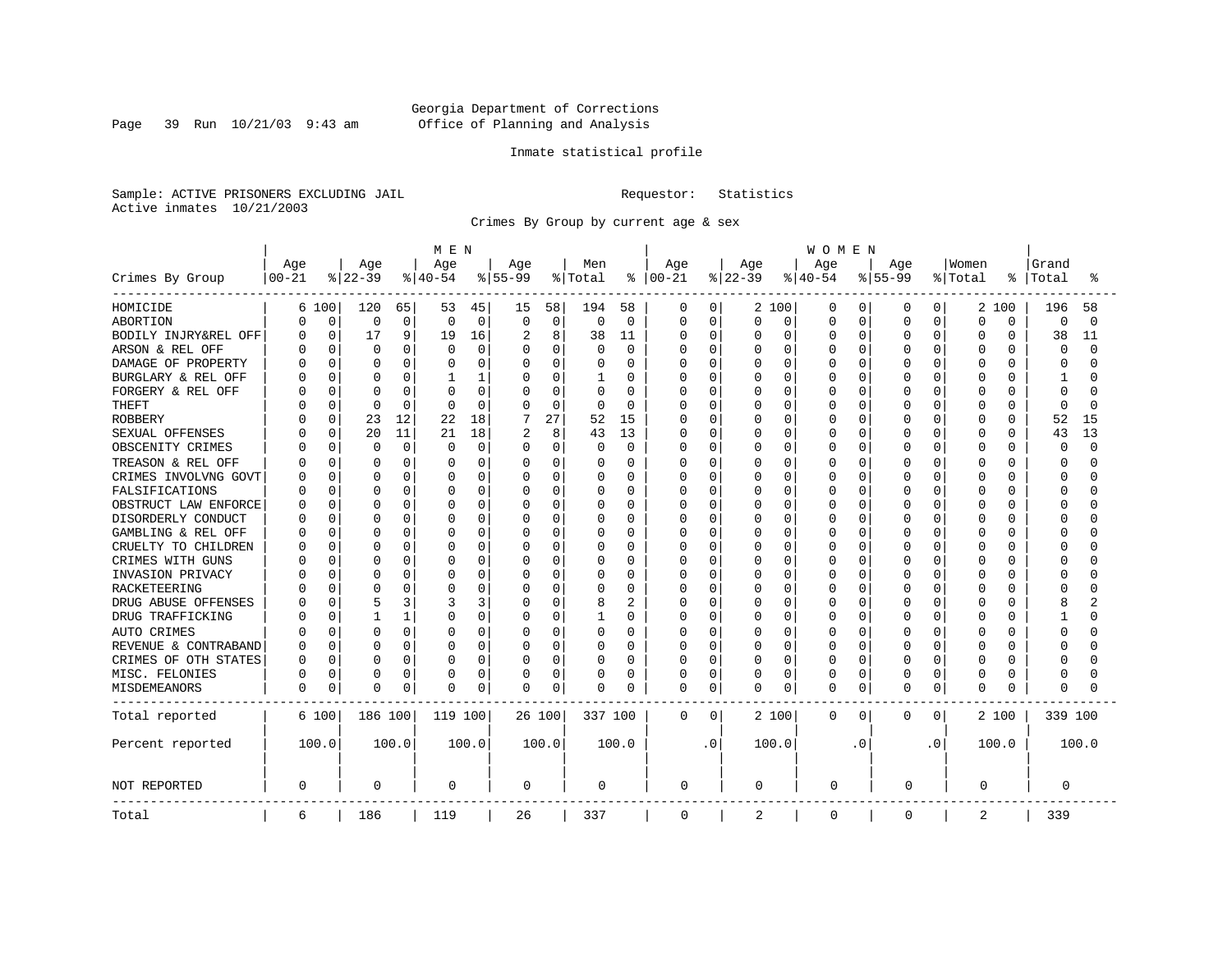Georgia Department of Corrections
Office of Planning and Analysis

Inmate statistical profile

Sample: ACTIVE PRISONERS EXCLUDING JAIL    Requestor: Statistics
Active inmates 10/21/2003

Crimes By Group by current age & sex

| Crimes By Group | MEN Age 00-21 | % | Age 22-39 | % | Age 40-54 | % | Age 55-99 | % | Men Total | % | WOMEN Age 00-21 | % | Age 22-39 | % | Age 40-54 | % | Age 55-99 | % | Women Total | % | Grand Total | % |
|---|---|---|---|---|---|---|---|---|---|---|---|---|---|---|---|---|---|---|---|---|---|---|
| HOMICIDE | 6 | 100 | 120 | 65 | 53 | 45 | 15 | 58 | 194 | 58 | 0 | 0 | 2 | 100 | 0 | 0 | 0 | 0 | 2 | 100 | 196 | 58 |
| ABORTION | 0 | 0 | 0 | 0 | 0 | 0 | 0 | 0 | 0 | 0 | 0 | 0 | 0 | 0 | 0 | 0 | 0 | 0 | 0 | 0 | 0 | 0 |
| BODILY INJRY&REL OFF | 0 | 0 | 17 | 9 | 19 | 16 | 2 | 8 | 38 | 11 | 0 | 0 | 0 | 0 | 0 | 0 | 0 | 0 | 0 | 0 | 38 | 11 |
| ARSON & REL OFF | 0 | 0 | 0 | 0 | 0 | 0 | 0 | 0 | 0 | 0 | 0 | 0 | 0 | 0 | 0 | 0 | 0 | 0 | 0 | 0 | 0 | 0 |
| DAMAGE OF PROPERTY | 0 | 0 | 0 | 0 | 0 | 0 | 0 | 0 | 0 | 0 | 0 | 0 | 0 | 0 | 0 | 0 | 0 | 0 | 0 | 0 | 0 | 0 |
| BURGLARY & REL OFF | 0 | 0 | 0 | 0 | 1 | 1 | 0 | 0 | 1 | 0 | 0 | 0 | 0 | 0 | 0 | 0 | 0 | 0 | 0 | 0 | 1 | 0 |
| FORGERY & REL OFF | 0 | 0 | 0 | 0 | 0 | 0 | 0 | 0 | 0 | 0 | 0 | 0 | 0 | 0 | 0 | 0 | 0 | 0 | 0 | 0 | 0 | 0 |
| THEFT | 0 | 0 | 0 | 0 | 0 | 0 | 0 | 0 | 0 | 0 | 0 | 0 | 0 | 0 | 0 | 0 | 0 | 0 | 0 | 0 | 0 | 0 |
| ROBBERY | 0 | 0 | 23 | 12 | 22 | 18 | 7 | 27 | 52 | 15 | 0 | 0 | 0 | 0 | 0 | 0 | 0 | 0 | 0 | 0 | 52 | 15 |
| SEXUAL OFFENSES | 0 | 0 | 20 | 11 | 21 | 18 | 2 | 8 | 43 | 13 | 0 | 0 | 0 | 0 | 0 | 0 | 0 | 0 | 0 | 0 | 43 | 13 |
| OBSCENITY CRIMES | 0 | 0 | 0 | 0 | 0 | 0 | 0 | 0 | 0 | 0 | 0 | 0 | 0 | 0 | 0 | 0 | 0 | 0 | 0 | 0 | 0 | 0 |
| TREASON & REL OFF | 0 | 0 | 0 | 0 | 0 | 0 | 0 | 0 | 0 | 0 | 0 | 0 | 0 | 0 | 0 | 0 | 0 | 0 | 0 | 0 | 0 | 0 |
| CRIMES INVOLVNG GOVT | 0 | 0 | 0 | 0 | 0 | 0 | 0 | 0 | 0 | 0 | 0 | 0 | 0 | 0 | 0 | 0 | 0 | 0 | 0 | 0 | 0 | 0 |
| FALSIFICATIONS | 0 | 0 | 0 | 0 | 0 | 0 | 0 | 0 | 0 | 0 | 0 | 0 | 0 | 0 | 0 | 0 | 0 | 0 | 0 | 0 | 0 | 0 |
| OBSTRUCT LAW ENFORCE | 0 | 0 | 0 | 0 | 0 | 0 | 0 | 0 | 0 | 0 | 0 | 0 | 0 | 0 | 0 | 0 | 0 | 0 | 0 | 0 | 0 | 0 |
| DISORDERLY CONDUCT | 0 | 0 | 0 | 0 | 0 | 0 | 0 | 0 | 0 | 0 | 0 | 0 | 0 | 0 | 0 | 0 | 0 | 0 | 0 | 0 | 0 | 0 |
| GAMBLING & REL OFF | 0 | 0 | 0 | 0 | 0 | 0 | 0 | 0 | 0 | 0 | 0 | 0 | 0 | 0 | 0 | 0 | 0 | 0 | 0 | 0 | 0 | 0 |
| CRUELTY TO CHILDREN | 0 | 0 | 0 | 0 | 0 | 0 | 0 | 0 | 0 | 0 | 0 | 0 | 0 | 0 | 0 | 0 | 0 | 0 | 0 | 0 | 0 | 0 |
| CRIMES WITH GUNS | 0 | 0 | 0 | 0 | 0 | 0 | 0 | 0 | 0 | 0 | 0 | 0 | 0 | 0 | 0 | 0 | 0 | 0 | 0 | 0 | 0 | 0 |
| INVASION PRIVACY | 0 | 0 | 0 | 0 | 0 | 0 | 0 | 0 | 0 | 0 | 0 | 0 | 0 | 0 | 0 | 0 | 0 | 0 | 0 | 0 | 0 | 0 |
| RACKETEERING | 0 | 0 | 0 | 0 | 0 | 0 | 0 | 0 | 0 | 0 | 0 | 0 | 0 | 0 | 0 | 0 | 0 | 0 | 0 | 0 | 0 | 0 |
| DRUG ABUSE OFFENSES | 0 | 0 | 5 | 3 | 3 | 3 | 0 | 0 | 8 | 2 | 0 | 0 | 0 | 0 | 0 | 0 | 0 | 0 | 0 | 0 | 8 | 2 |
| DRUG TRAFFICKING | 0 | 0 | 1 | 1 | 0 | 0 | 0 | 0 | 1 | 0 | 0 | 0 | 0 | 0 | 0 | 0 | 0 | 0 | 0 | 0 | 1 | 0 |
| AUTO CRIMES | 0 | 0 | 0 | 0 | 0 | 0 | 0 | 0 | 0 | 0 | 0 | 0 | 0 | 0 | 0 | 0 | 0 | 0 | 0 | 0 | 0 | 0 |
| REVENUE & CONTRABAND | 0 | 0 | 0 | 0 | 0 | 0 | 0 | 0 | 0 | 0 | 0 | 0 | 0 | 0 | 0 | 0 | 0 | 0 | 0 | 0 | 0 | 0 |
| CRIMES OF OTH STATES | 0 | 0 | 0 | 0 | 0 | 0 | 0 | 0 | 0 | 0 | 0 | 0 | 0 | 0 | 0 | 0 | 0 | 0 | 0 | 0 | 0 | 0 |
| MISC. FELONIES | 0 | 0 | 0 | 0 | 0 | 0 | 0 | 0 | 0 | 0 | 0 | 0 | 0 | 0 | 0 | 0 | 0 | 0 | 0 | 0 | 0 | 0 |
| MISDEMEANORS | 0 | 0 | 0 | 0 | 0 | 0 | 0 | 0 | 0 | 0 | 0 | 0 | 0 | 0 | 0 | 0 | 0 | 0 | 0 | 0 | 0 | 0 |
| Total reported | 6 | 100 | 186 | 100 | 119 | 100 | 26 | 100 | 337 | 100 | 0 | 0 | 2 | 100 | 0 | 0 | 0 | 0 | 2 | 100 | 339 | 100 |
| Percent reported | 100.0 | | 100.0 | | 100.0 | | 100.0 | | 100.0 | | .0 | | 100.0 | | .0 | | .0 | | 100.0 | | 100.0 | |
| NOT REPORTED | 0 | | 0 | | 0 | | 0 | | 0 | | 0 | | 0 | | 0 | | 0 | | 0 | | 0 | |
| Total | 6 | | 186 | | 119 | | 26 | | 337 | | 0 | | 2 | | 0 | | 0 | | 2 | | 339 | |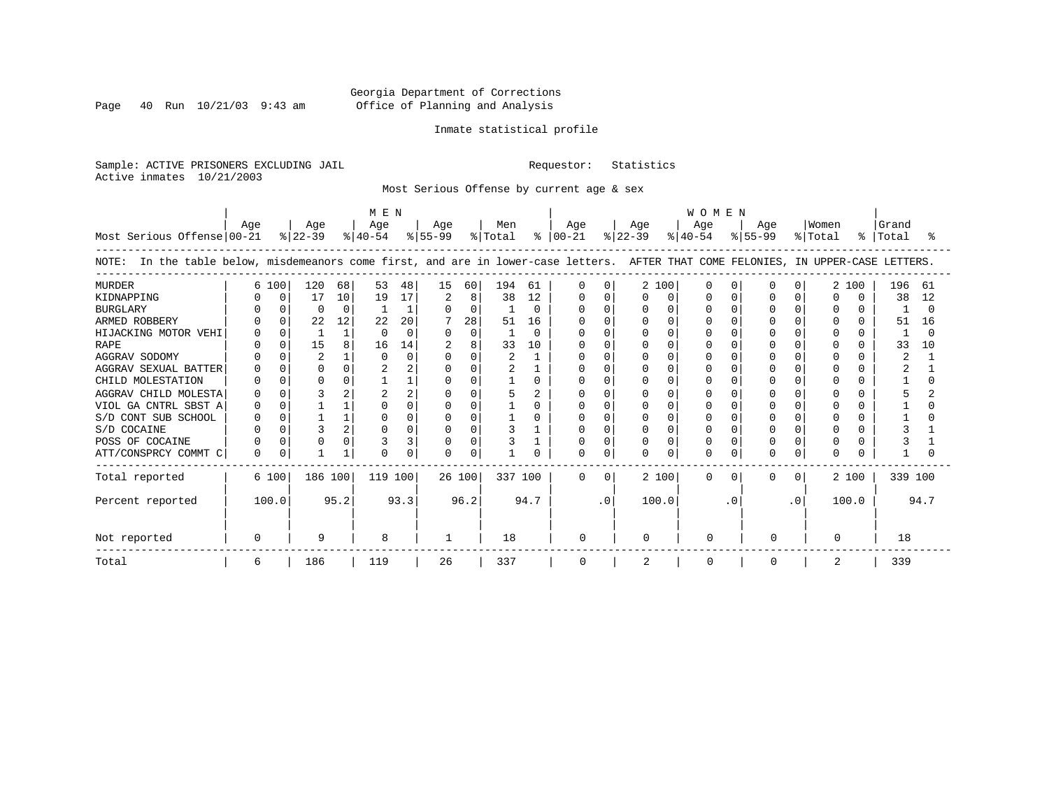Georgia Department of Corrections
Office of Planning and Analysis

Inmate statistical profile

Sample: ACTIVE PRISONERS EXCLUDING JAIL	Requestor: Statistics
Active inmates 10/21/2003

Most Serious Offense by current age & sex

| Most Serious Offense | MEN Age 00-21 | % | Age 22-39 | % | Age 40-54 | % | Age 55-99 | % | Men Total | % | WOMEN Age 00-21 | % | Age 22-39 | % | Age 40-54 | % | Age 55-99 | % | Women Total | % | Grand Total | % |
|---|---|---|---|---|---|---|---|---|---|---|---|---|---|---|---|---|---|---|---|---|---|---|
| NOTE: In the table below, misdemeanors come first, and are in lower-case letters. AFTER THAT COME FELONIES, IN UPPER-CASE LETTERS. | | | | | | | | | | | | | | | | | | | | | | |
| MURDER | 6 | 100 | 120 | 68 | 53 | 48 | 15 | 60 | 194 | 61 | 0 | 0 | 2 | 100 | 0 | 0 | 0 | 0 | 2 | 100 | 196 | 61 |
| KIDNAPPING | 0 | 0 | 17 | 10 | 19 | 17 | 2 | 8 | 38 | 12 | 0 | 0 | 0 | 0 | 0 | 0 | 0 | 0 | 0 | 0 | 38 | 12 |
| BURGLARY | 0 | 0 | 0 | 0 | 1 | 1 | 0 | 0 | 1 | 0 | 0 | 0 | 0 | 0 | 0 | 0 | 0 | 0 | 0 | 0 | 1 | 0 |
| ARMED ROBBERY | 0 | 0 | 22 | 12 | 22 | 20 | 7 | 28 | 51 | 16 | 0 | 0 | 0 | 0 | 0 | 0 | 0 | 0 | 0 | 0 | 51 | 16 |
| HIJACKING MOTOR VEHI | 0 | 0 | 1 | 1 | 0 | 0 | 0 | 0 | 1 | 0 | 0 | 0 | 0 | 0 | 0 | 0 | 0 | 0 | 0 | 0 | 1 | 0 |
| RAPE | 0 | 0 | 15 | 8 | 16 | 14 | 2 | 8 | 33 | 10 | 0 | 0 | 0 | 0 | 0 | 0 | 0 | 0 | 0 | 0 | 33 | 10 |
| AGGRAV SODOMY | 0 | 0 | 2 | 1 | 0 | 0 | 0 | 0 | 2 | 1 | 0 | 0 | 0 | 0 | 0 | 0 | 0 | 0 | 0 | 0 | 2 | 1 |
| AGGRAV SEXUAL BATTER | 0 | 0 | 0 | 0 | 2 | 2 | 0 | 0 | 2 | 1 | 0 | 0 | 0 | 0 | 0 | 0 | 0 | 0 | 0 | 0 | 2 | 1 |
| CHILD MOLESTATION | 0 | 0 | 0 | 0 | 1 | 1 | 0 | 0 | 1 | 0 | 0 | 0 | 0 | 0 | 0 | 0 | 0 | 0 | 0 | 0 | 1 | 0 |
| AGGRAV CHILD MOLESTA | 0 | 0 | 3 | 2 | 2 | 2 | 0 | 0 | 5 | 2 | 0 | 0 | 0 | 0 | 0 | 0 | 0 | 0 | 0 | 0 | 5 | 2 |
| VIOL GA CNTRL SBST A | 0 | 0 | 1 | 1 | 0 | 0 | 0 | 0 | 1 | 0 | 0 | 0 | 0 | 0 | 0 | 0 | 0 | 0 | 0 | 0 | 1 | 0 |
| S/D CONT SUB SCHOOL | 0 | 0 | 1 | 1 | 0 | 0 | 0 | 0 | 1 | 0 | 0 | 0 | 0 | 0 | 0 | 0 | 0 | 0 | 0 | 0 | 1 | 0 |
| S/D COCAINE | 0 | 0 | 3 | 2 | 0 | 0 | 0 | 0 | 3 | 1 | 0 | 0 | 0 | 0 | 0 | 0 | 0 | 0 | 0 | 0 | 3 | 1 |
| POSS OF COCAINE | 0 | 0 | 0 | 0 | 3 | 3 | 0 | 0 | 3 | 1 | 0 | 0 | 0 | 0 | 0 | 0 | 0 | 0 | 0 | 0 | 3 | 1 |
| ATT/CONSPRCY COMMT C | 0 | 0 | 1 | 1 | 0 | 0 | 0 | 0 | 1 | 0 | 0 | 0 | 0 | 0 | 0 | 0 | 0 | 0 | 0 | 0 | 1 | 0 |
| Total reported | 6 | 100 | 186 | 100 | 119 | 100 | 26 | 100 | 337 | 100 | 0 | 0 | 2 | 100 | 0 | 0 | 0 | 0 | 2 | 100 | 339 | 100 |
| Percent reported | 100.0 | | 95.2 | | 93.3 | | 96.2 | | 94.7 | | .0 | | 100.0 | | .0 | | .0 | | 100.0 | | 94.7 | |
| Not reported | 0 | | 9 | | 8 | | 1 | | 18 | | 0 | | 0 | | 0 | | 0 | | 0 | | 18 | |
| Total | 6 | | 186 | | 119 | | 26 | | 337 | | 0 | | 2 | | 0 | | 0 | | 2 | | 339 | |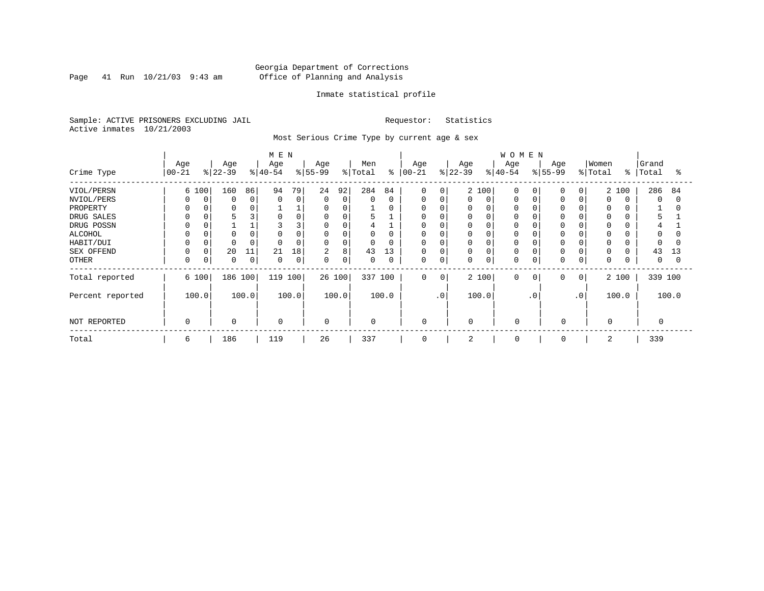Georgia Department of Corrections
Office of Planning and Analysis

Inmate statistical profile

Sample: ACTIVE PRISONERS EXCLUDING JAIL

Requestor: Statistics

Active inmates 10/21/2003

Most Serious Crime Type by current age & sex

| | MEN | | | | | | | | | | WOMEN | | | | | | | | | | | |
|---|---|---|---|---|---|---|---|---|---|---|---|---|---|---|---|---|---|---|---|---|---|---|
| Crime Type | Age 00-21 | % | Age 22-39 | % | Age 40-54 | % | Age 55-99 | % | Men Total | % | Age 00-21 | % | Age 22-39 | % | Age 40-54 | % | Age 55-99 | % | Women Total | % | Grand Total | % |
| VIOL/PERSN | 6 | 100 | 160 | 86 | 94 | 79 | 24 | 92 | 284 | 84 | 0 | 0 | 2 | 100 | 0 | 0 | 0 | 0 | 2 | 100 | 286 | 84 |
| NVIOL/PERS | 0 | 0 | 0 | 0 | 0 | 0 | 0 | 0 | 0 | 0 | 0 | 0 | 0 | 0 | 0 | 0 | 0 | 0 | 0 | 0 | 0 | 0 |
| PROPERTY | 0 | 0 | 0 | 0 | 1 | 1 | 0 | 0 | 1 | 0 | 0 | 0 | 0 | 0 | 0 | 0 | 0 | 0 | 0 | 0 | 1 | 0 |
| DRUG SALES | 0 | 0 | 5 | 3 | 0 | 0 | 0 | 0 | 5 | 1 | 0 | 0 | 0 | 0 | 0 | 0 | 0 | 0 | 0 | 0 | 5 | 1 |
| DRUG POSSN | 0 | 0 | 1 | 1 | 3 | 3 | 0 | 0 | 4 | 1 | 0 | 0 | 0 | 0 | 0 | 0 | 0 | 0 | 0 | 0 | 4 | 1 |
| ALCOHOL | 0 | 0 | 0 | 0 | 0 | 0 | 0 | 0 | 0 | 0 | 0 | 0 | 0 | 0 | 0 | 0 | 0 | 0 | 0 | 0 | 0 | 0 |
| HABIT/DUI | 0 | 0 | 0 | 0 | 0 | 0 | 0 | 0 | 0 | 0 | 0 | 0 | 0 | 0 | 0 | 0 | 0 | 0 | 0 | 0 | 0 | 0 |
| SEX OFFEND | 0 | 0 | 20 | 11 | 21 | 18 | 2 | 8 | 43 | 13 | 0 | 0 | 0 | 0 | 0 | 0 | 0 | 0 | 0 | 0 | 43 | 13 |
| OTHER | 0 | 0 | 0 | 0 | 0 | 0 | 0 | 0 | 0 | 0 | 0 | 0 | 0 | 0 | 0 | 0 | 0 | 0 | 0 | 0 | 0 | 0 |
| Total reported | 6 | 100 | 186 | 100 | 119 | 100 | 26 | 100 | 337 | 100 | 0 | 0 | 2 | 100 | 0 | 0 | 0 | 0 | 2 | 100 | 339 | 100 |
| Percent reported | | 100.0 | | 100.0 | | 100.0 | | 100.0 | | 100.0 | | .0 | | 100.0 | | .0 | | .0 | | 100.0 | | 100.0 |
| NOT REPORTED | 0 | | 0 | | 0 | | 0 | | 0 | | 0 | | 0 | | 0 | | 0 | | 0 | | 0 | |
| Total | 6 | | 186 | | 119 | | 26 | | 337 | | 0 | | 2 | | 0 | | 0 | | 2 | | 339 | |